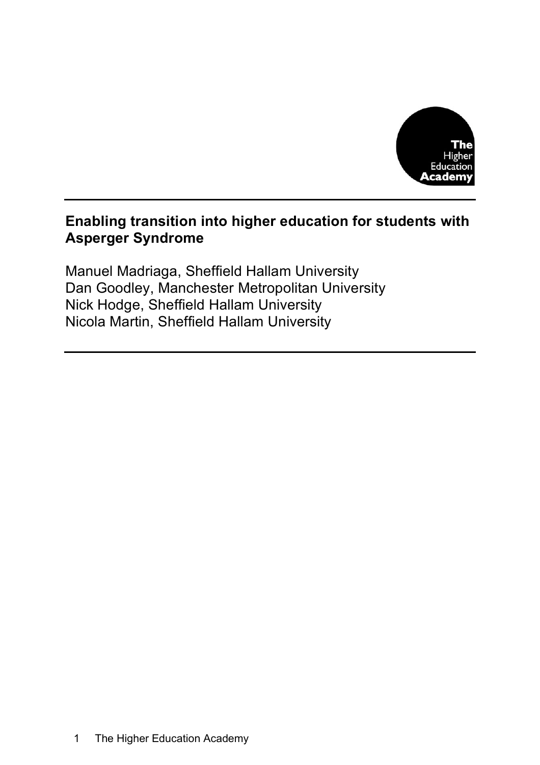**The Higher Education Academy**

# Enabling transition into higher education for students with Asperger Syndrome

Manuel Madriaga, Sheffield Hallam University
Dan Goodley, Manchester Metropolitan University
Nick Hodge, Sheffield Hallam University
Nicola Martin, Sheffield Hallam University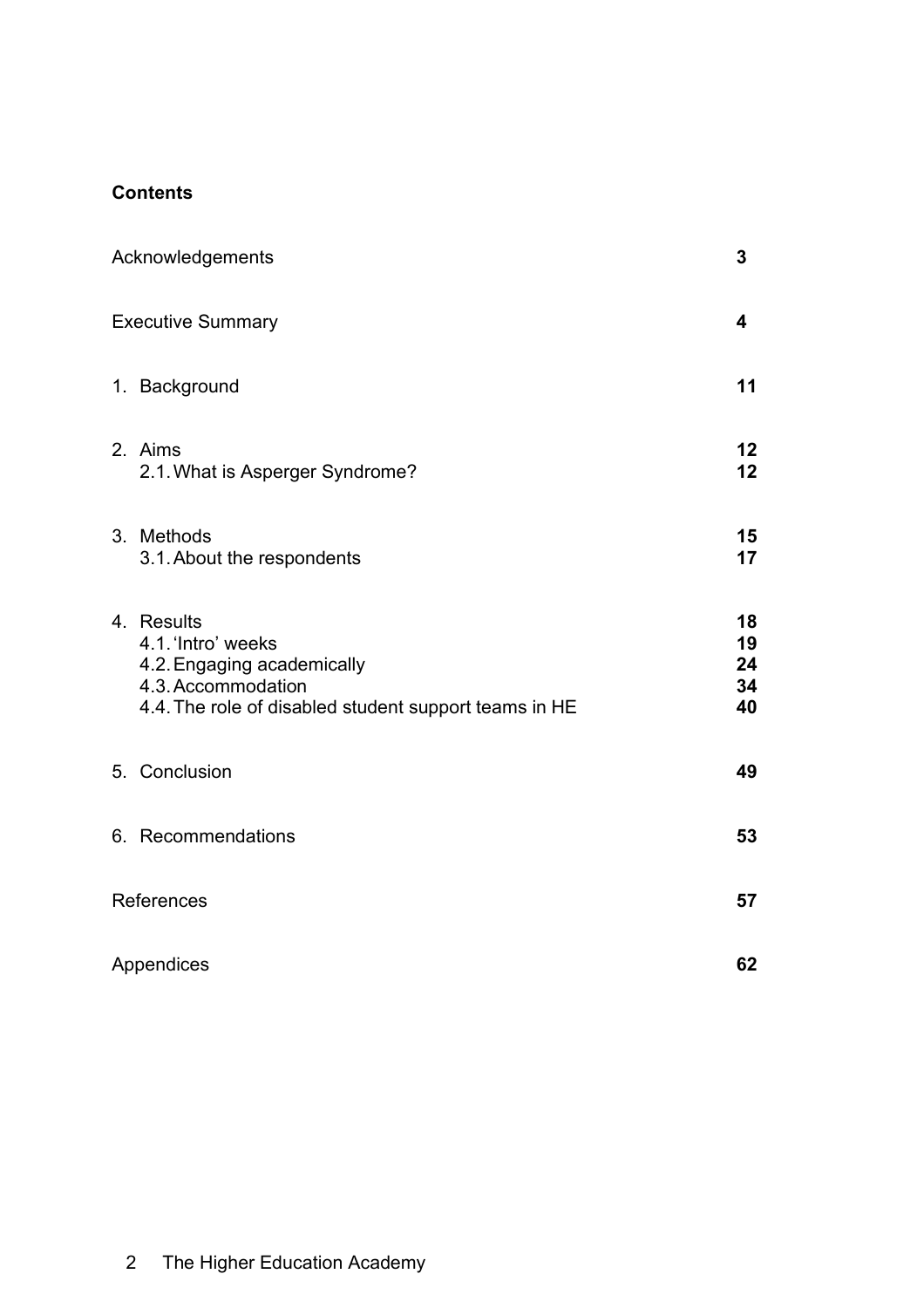**Contents**

| | |
|---|---|
| Acknowledgements | **3** |
| Executive Summary | **4** |
| 1. Background | **11** |
| 2. Aims | **12** |
| 2.1. What is Asperger Syndrome? | **12** |
| 3. Methods | **15** |
| 3.1. About the respondents | **17** |
| 4. Results | **18** |
| 4.1. 'Intro' weeks | **19** |
| 4.2. Engaging academically | **24** |
| 4.3. Accommodation | **34** |
| 4.4. The role of disabled student support teams in HE | **40** |
| 5. Conclusion | **49** |
| 6. Recommendations | **53** |
| References | **57** |
| Appendices | **62** |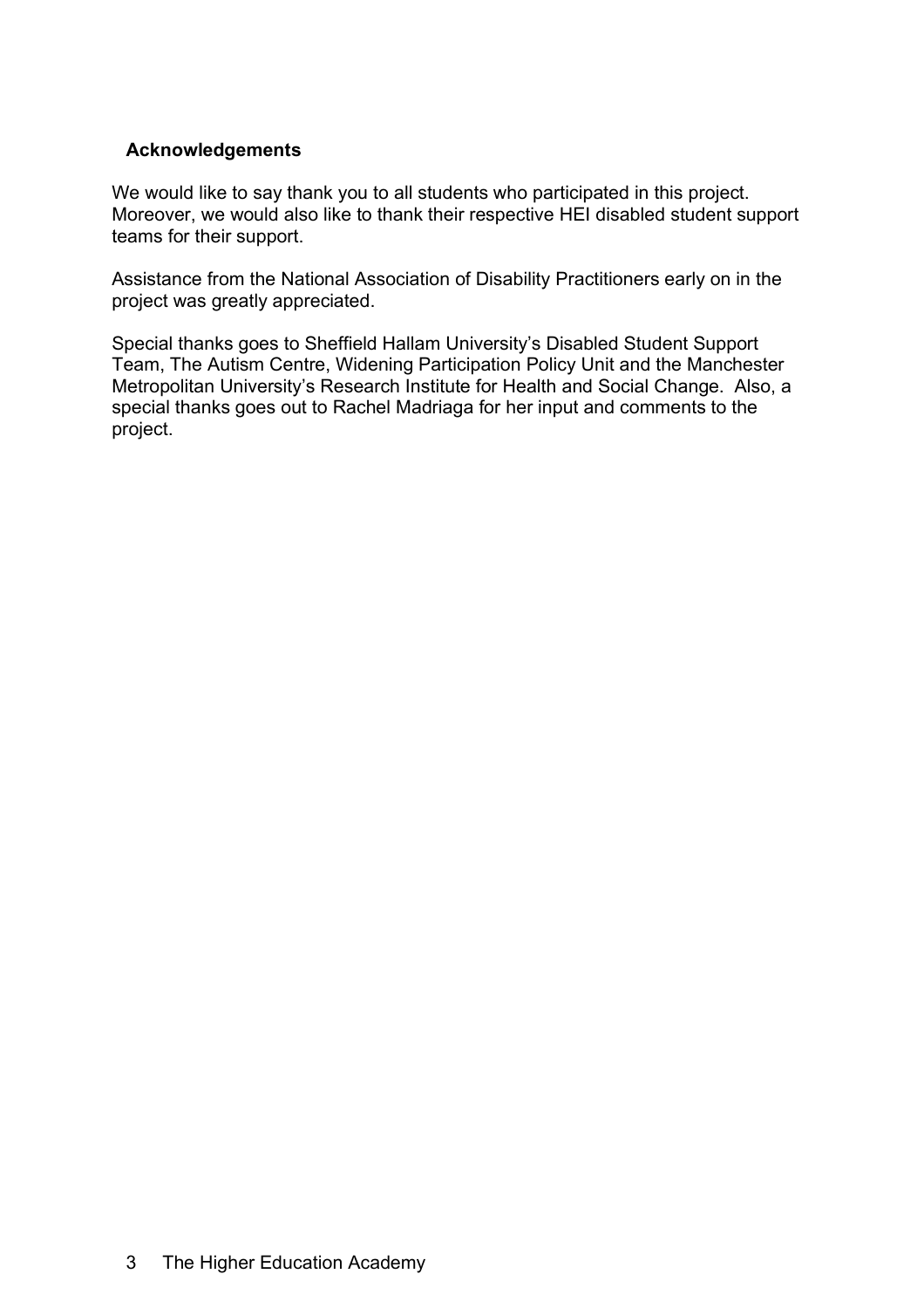## Acknowledgements

We would like to say thank you to all students who participated in this project. Moreover, we would also like to thank their respective HEI disabled student support teams for their support.

Assistance from the National Association of Disability Practitioners early on in the project was greatly appreciated.

Special thanks goes to Sheffield Hallam University's Disabled Student Support Team, The Autism Centre, Widening Participation Policy Unit and the Manchester Metropolitan University's Research Institute for Health and Social Change. Also, a special thanks goes out to Rachel Madriaga for her input and comments to the project.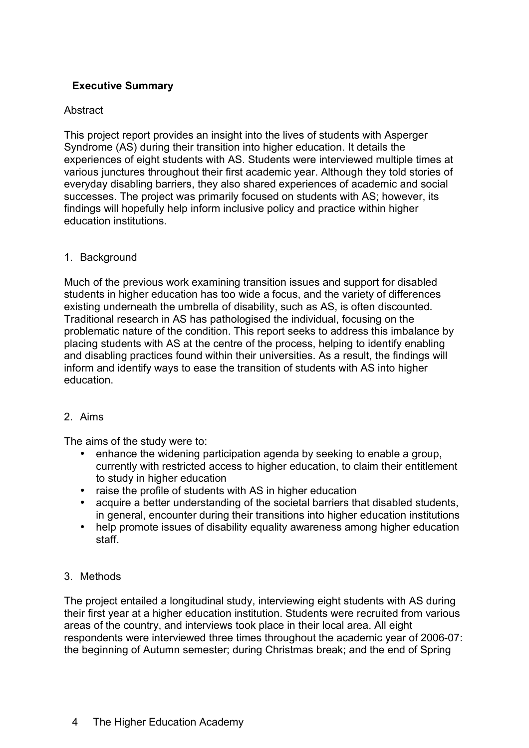## Executive Summary

Abstract

This project report provides an insight into the lives of students with Asperger Syndrome (AS) during their transition into higher education. It details the experiences of eight students with AS. Students were interviewed multiple times at various junctures throughout their first academic year. Although they told stories of everyday disabling barriers, they also shared experiences of academic and social successes. The project was primarily focused on students with AS; however, its findings will hopefully help inform inclusive policy and practice within higher education institutions.

1. Background

Much of the previous work examining transition issues and support for disabled students in higher education has too wide a focus, and the variety of differences existing underneath the umbrella of disability, such as AS, is often discounted. Traditional research in AS has pathologised the individual, focusing on the problematic nature of the condition. This report seeks to address this imbalance by placing students with AS at the centre of the process, helping to identify enabling and disabling practices found within their universities. As a result, the findings will inform and identify ways to ease the transition of students with AS into higher education.

2. Aims

The aims of the study were to:

- enhance the widening participation agenda by seeking to enable a group, currently with restricted access to higher education, to claim their entitlement to study in higher education
- raise the profile of students with AS in higher education
- acquire a better understanding of the societal barriers that disabled students, in general, encounter during their transitions into higher education institutions
- help promote issues of disability equality awareness among higher education staff.

3. Methods

The project entailed a longitudinal study, interviewing eight students with AS during their first year at a higher education institution. Students were recruited from various areas of the country, and interviews took place in their local area. All eight respondents were interviewed three times throughout the academic year of 2006-07: the beginning of Autumn semester; during Christmas break; and the end of Spring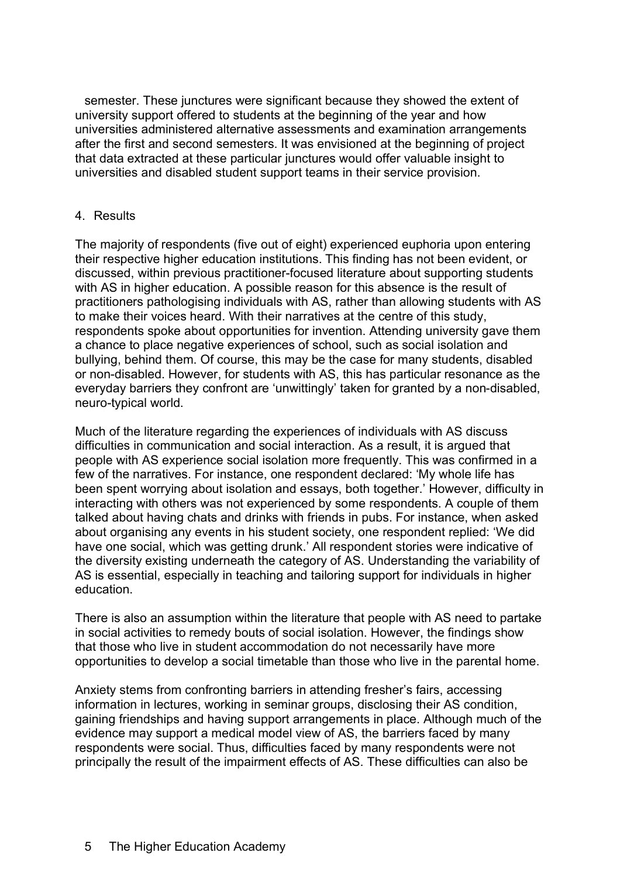semester. These junctures were significant because they showed the extent of university support offered to students at the beginning of the year and how universities administered alternative assessments and examination arrangements after the first and second semesters. It was envisioned at the beginning of project that data extracted at these particular junctures would offer valuable insight to universities and disabled student support teams in their service provision.

## 4. Results

The majority of respondents (five out of eight) experienced euphoria upon entering their respective higher education institutions. This finding has not been evident, or discussed, within previous practitioner-focused literature about supporting students with AS in higher education. A possible reason for this absence is the result of practitioners pathologising individuals with AS, rather than allowing students with AS to make their voices heard. With their narratives at the centre of this study, respondents spoke about opportunities for invention. Attending university gave them a chance to place negative experiences of school, such as social isolation and bullying, behind them. Of course, this may be the case for many students, disabled or non-disabled. However, for students with AS, this has particular resonance as the everyday barriers they confront are 'unwittingly' taken for granted by a non-disabled, neuro-typical world.

Much of the literature regarding the experiences of individuals with AS discuss difficulties in communication and social interaction. As a result, it is argued that people with AS experience social isolation more frequently. This was confirmed in a few of the narratives. For instance, one respondent declared: 'My whole life has been spent worrying about isolation and essays, both together.' However, difficulty in interacting with others was not experienced by some respondents. A couple of them talked about having chats and drinks with friends in pubs. For instance, when asked about organising any events in his student society, one respondent replied: 'We did have one social, which was getting drunk.' All respondent stories were indicative of the diversity existing underneath the category of AS. Understanding the variability of AS is essential, especially in teaching and tailoring support for individuals in higher education.

There is also an assumption within the literature that people with AS need to partake in social activities to remedy bouts of social isolation. However, the findings show that those who live in student accommodation do not necessarily have more opportunities to develop a social timetable than those who live in the parental home.

Anxiety stems from confronting barriers in attending fresher's fairs, accessing information in lectures, working in seminar groups, disclosing their AS condition, gaining friendships and having support arrangements in place. Although much of the evidence may support a medical model view of AS, the barriers faced by many respondents were social. Thus, difficulties faced by many respondents were not principally the result of the impairment effects of AS. These difficulties can also be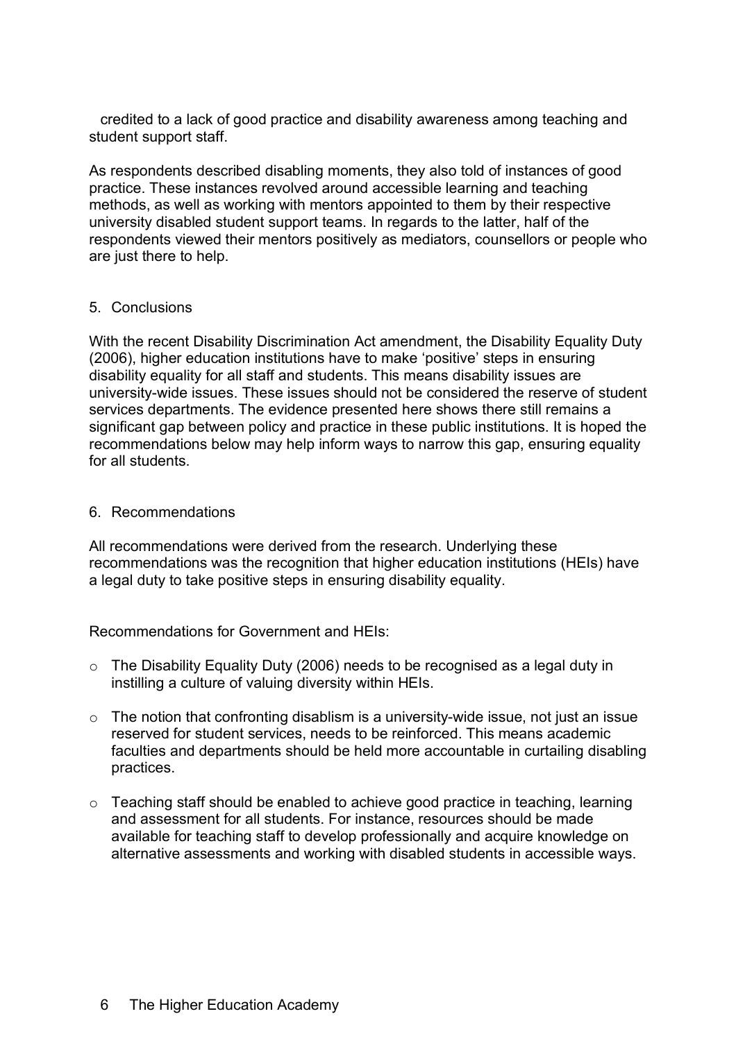credited to a lack of good practice and disability awareness among teaching and student support staff.

As respondents described disabling moments, they also told of instances of good practice. These instances revolved around accessible learning and teaching methods, as well as working with mentors appointed to them by their respective university disabled student support teams. In regards to the latter, half of the respondents viewed their mentors positively as mediators, counsellors or people who are just there to help.

## 5. Conclusions

With the recent Disability Discrimination Act amendment, the Disability Equality Duty (2006), higher education institutions have to make 'positive' steps in ensuring disability equality for all staff and students. This means disability issues are university-wide issues. These issues should not be considered the reserve of student services departments. The evidence presented here shows there still remains a significant gap between policy and practice in these public institutions. It is hoped the recommendations below may help inform ways to narrow this gap, ensuring equality for all students.

## 6. Recommendations

All recommendations were derived from the research. Underlying these recommendations was the recognition that higher education institutions (HEIs) have a legal duty to take positive steps in ensuring disability equality.

Recommendations for Government and HEIs:

- The Disability Equality Duty (2006) needs to be recognised as a legal duty in instilling a culture of valuing diversity within HEIs.
- The notion that confronting disablism is a university-wide issue, not just an issue reserved for student services, needs to be reinforced. This means academic faculties and departments should be held more accountable in curtailing disabling practices.
- Teaching staff should be enabled to achieve good practice in teaching, learning and assessment for all students. For instance, resources should be made available for teaching staff to develop professionally and acquire knowledge on alternative assessments and working with disabled students in accessible ways.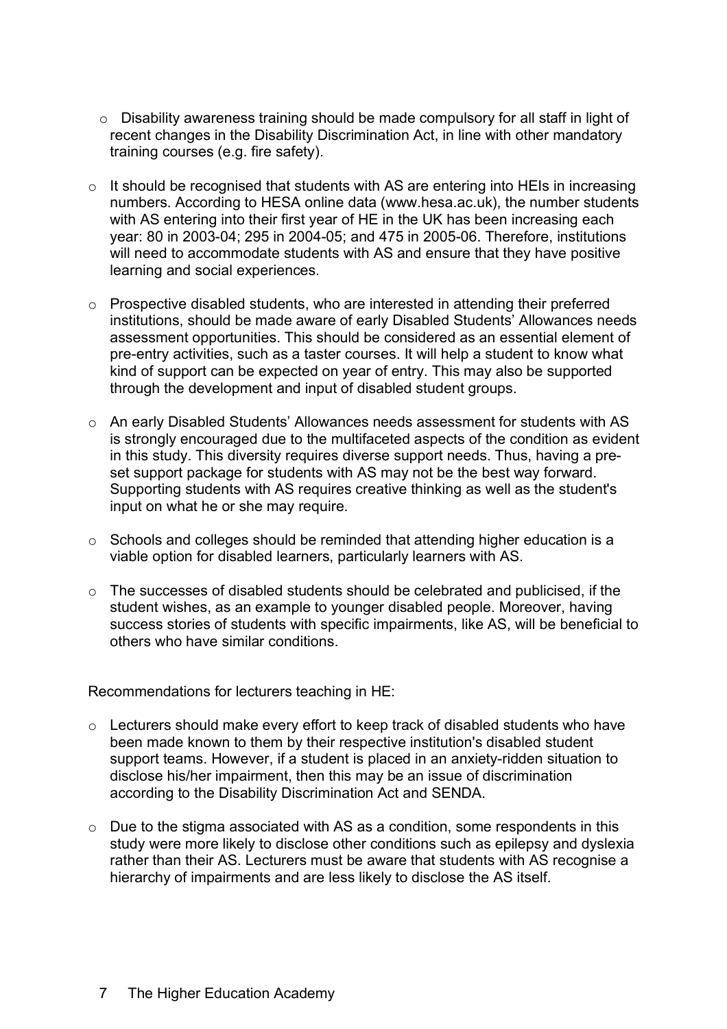- Disability awareness training should be made compulsory for all staff in light of recent changes in the Disability Discrimination Act, in line with other mandatory training courses (e.g. fire safety).

- It should be recognised that students with AS are entering into HEIs in increasing numbers. According to HESA online data (www.hesa.ac.uk), the number students with AS entering into their first year of HE in the UK has been increasing each year: 80 in 2003-04; 295 in 2004-05; and 475 in 2005-06. Therefore, institutions will need to accommodate students with AS and ensure that they have positive learning and social experiences.

- Prospective disabled students, who are interested in attending their preferred institutions, should be made aware of early Disabled Students' Allowances needs assessment opportunities. This should be considered as an essential element of pre-entry activities, such as a taster courses. It will help a student to know what kind of support can be expected on year of entry. This may also be supported through the development and input of disabled student groups.

- An early Disabled Students' Allowances needs assessment for students with AS is strongly encouraged due to the multifaceted aspects of the condition as evident in this study. This diversity requires diverse support needs. Thus, having a pre-set support package for students with AS may not be the best way forward. Supporting students with AS requires creative thinking as well as the student's input on what he or she may require.

- Schools and colleges should be reminded that attending higher education is a viable option for disabled learners, particularly learners with AS.

- The successes of disabled students should be celebrated and publicised, if the student wishes, as an example to younger disabled people. Moreover, having success stories of students with specific impairments, like AS, will be beneficial to others who have similar conditions.

Recommendations for lecturers teaching in HE:

- Lecturers should make every effort to keep track of disabled students who have been made known to them by their respective institution's disabled student support teams. However, if a student is placed in an anxiety-ridden situation to disclose his/her impairment, then this may be an issue of discrimination according to the Disability Discrimination Act and SENDA.

- Due to the stigma associated with AS as a condition, some respondents in this study were more likely to disclose other conditions such as epilepsy and dyslexia rather than their AS. Lecturers must be aware that students with AS recognise a hierarchy of impairments and are less likely to disclose the AS itself.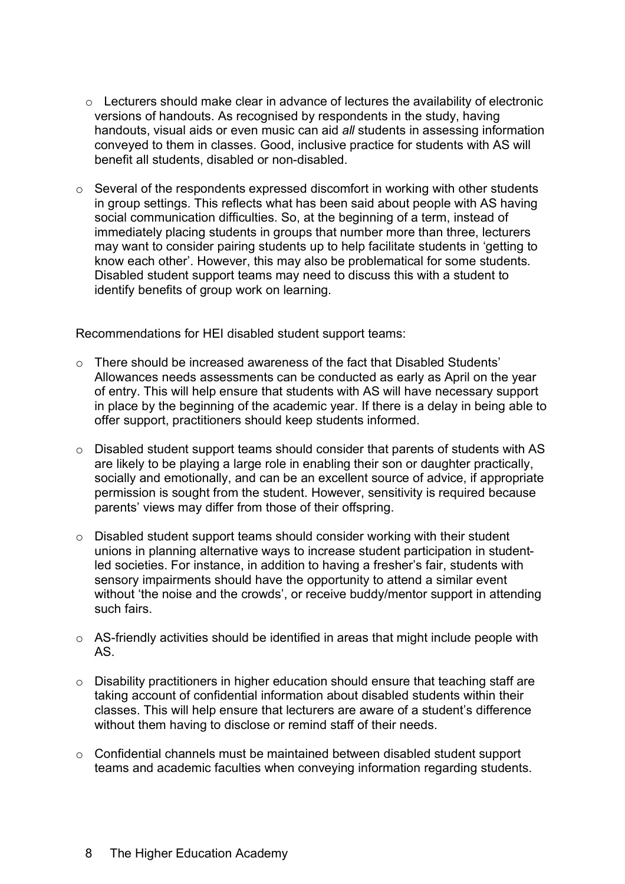- Lecturers should make clear in advance of lectures the availability of electronic versions of handouts. As recognised by respondents in the study, having handouts, visual aids or even music can aid *all* students in assessing information conveyed to them in classes. Good, inclusive practice for students with AS will benefit all students, disabled or non-disabled.

- Several of the respondents expressed discomfort in working with other students in group settings. This reflects what has been said about people with AS having social communication difficulties. So, at the beginning of a term, instead of immediately placing students in groups that number more than three, lecturers may want to consider pairing students up to help facilitate students in 'getting to know each other'. However, this may also be problematical for some students. Disabled student support teams may need to discuss this with a student to identify benefits of group work on learning.

Recommendations for HEI disabled student support teams:

- There should be increased awareness of the fact that Disabled Students' Allowances needs assessments can be conducted as early as April on the year of entry. This will help ensure that students with AS will have necessary support in place by the beginning of the academic year. If there is a delay in being able to offer support, practitioners should keep students informed.

- Disabled student support teams should consider that parents of students with AS are likely to be playing a large role in enabling their son or daughter practically, socially and emotionally, and can be an excellent source of advice, if appropriate permission is sought from the student. However, sensitivity is required because parents' views may differ from those of their offspring.

- Disabled student support teams should consider working with their student unions in planning alternative ways to increase student participation in student-led societies. For instance, in addition to having a fresher's fair, students with sensory impairments should have the opportunity to attend a similar event without 'the noise and the crowds', or receive buddy/mentor support in attending such fairs.

- AS-friendly activities should be identified in areas that might include people with AS.

- Disability practitioners in higher education should ensure that teaching staff are taking account of confidential information about disabled students within their classes. This will help ensure that lecturers are aware of a student's difference without them having to disclose or remind staff of their needs.

- Confidential channels must be maintained between disabled student support teams and academic faculties when conveying information regarding students.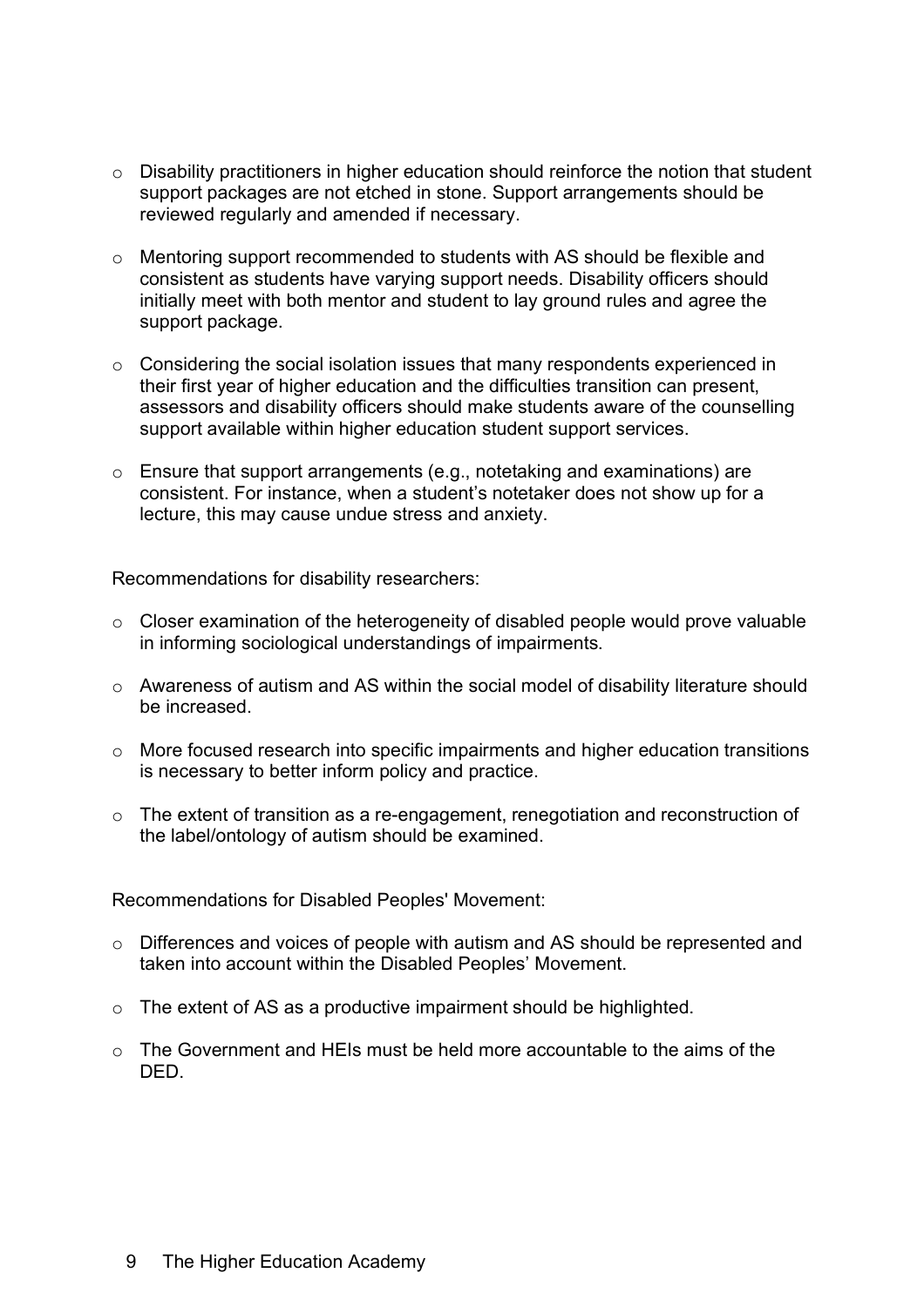- Disability practitioners in higher education should reinforce the notion that student support packages are not etched in stone. Support arrangements should be reviewed regularly and amended if necessary.

- Mentoring support recommended to students with AS should be flexible and consistent as students have varying support needs. Disability officers should initially meet with both mentor and student to lay ground rules and agree the support package.

- Considering the social isolation issues that many respondents experienced in their first year of higher education and the difficulties transition can present, assessors and disability officers should make students aware of the counselling support available within higher education student support services.

- Ensure that support arrangements (e.g., notetaking and examinations) are consistent. For instance, when a student's notetaker does not show up for a lecture, this may cause undue stress and anxiety.

Recommendations for disability researchers:

- Closer examination of the heterogeneity of disabled people would prove valuable in informing sociological understandings of impairments.

- Awareness of autism and AS within the social model of disability literature should be increased.

- More focused research into specific impairments and higher education transitions is necessary to better inform policy and practice.

- The extent of transition as a re-engagement, renegotiation and reconstruction of the label/ontology of autism should be examined.

Recommendations for Disabled Peoples' Movement:

- Differences and voices of people with autism and AS should be represented and taken into account within the Disabled Peoples' Movement.

- The extent of AS as a productive impairment should be highlighted.

- The Government and HEIs must be held more accountable to the aims of the DED.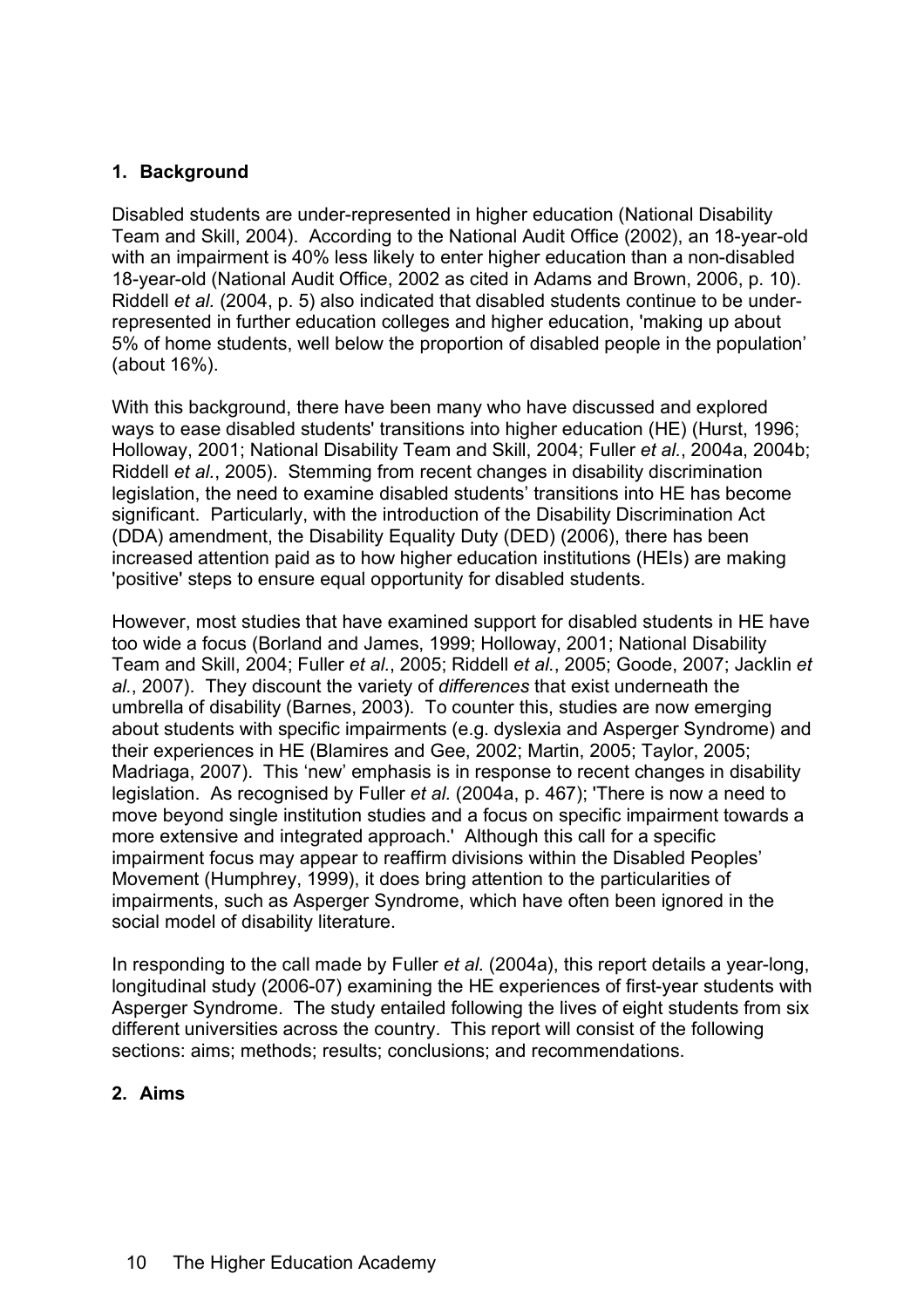## 1. Background

Disabled students are under-represented in higher education (National Disability Team and Skill, 2004). According to the National Audit Office (2002), an 18-year-old with an impairment is 40% less likely to enter higher education than a non-disabled 18-year-old (National Audit Office, 2002 as cited in Adams and Brown, 2006, p. 10). Riddell *et al.* (2004, p. 5) also indicated that disabled students continue to be under-represented in further education colleges and higher education, 'making up about 5% of home students, well below the proportion of disabled people in the population' (about 16%).

With this background, there have been many who have discussed and explored ways to ease disabled students' transitions into higher education (HE) (Hurst, 1996; Holloway, 2001; National Disability Team and Skill, 2004; Fuller *et al.*, 2004a, 2004b; Riddell *et al.*, 2005). Stemming from recent changes in disability discrimination legislation, the need to examine disabled students' transitions into HE has become significant. Particularly, with the introduction of the Disability Discrimination Act (DDA) amendment, the Disability Equality Duty (DED) (2006), there has been increased attention paid as to how higher education institutions (HEIs) are making 'positive' steps to ensure equal opportunity for disabled students.

However, most studies that have examined support for disabled students in HE have too wide a focus (Borland and James, 1999; Holloway, 2001; National Disability Team and Skill, 2004; Fuller *et al.*, 2005; Riddell *et al.*, 2005; Goode, 2007; Jacklin *et al.*, 2007). They discount the variety of *differences* that exist underneath the umbrella of disability (Barnes, 2003). To counter this, studies are now emerging about students with specific impairments (e.g. dyslexia and Asperger Syndrome) and their experiences in HE (Blamires and Gee, 2002; Martin, 2005; Taylor, 2005; Madriaga, 2007). This 'new' emphasis is in response to recent changes in disability legislation. As recognised by Fuller *et al.* (2004a, p. 467); 'There is now a need to move beyond single institution studies and a focus on specific impairment towards a more extensive and integrated approach.' Although this call for a specific impairment focus may appear to reaffirm divisions within the Disabled Peoples' Movement (Humphrey, 1999), it does bring attention to the particularities of impairments, such as Asperger Syndrome, which have often been ignored in the social model of disability literature.

In responding to the call made by Fuller *et al.* (2004a), this report details a year-long, longitudinal study (2006-07) examining the HE experiences of first-year students with Asperger Syndrome. The study entailed following the lives of eight students from six different universities across the country. This report will consist of the following sections: aims; methods; results; conclusions; and recommendations.

## 2. Aims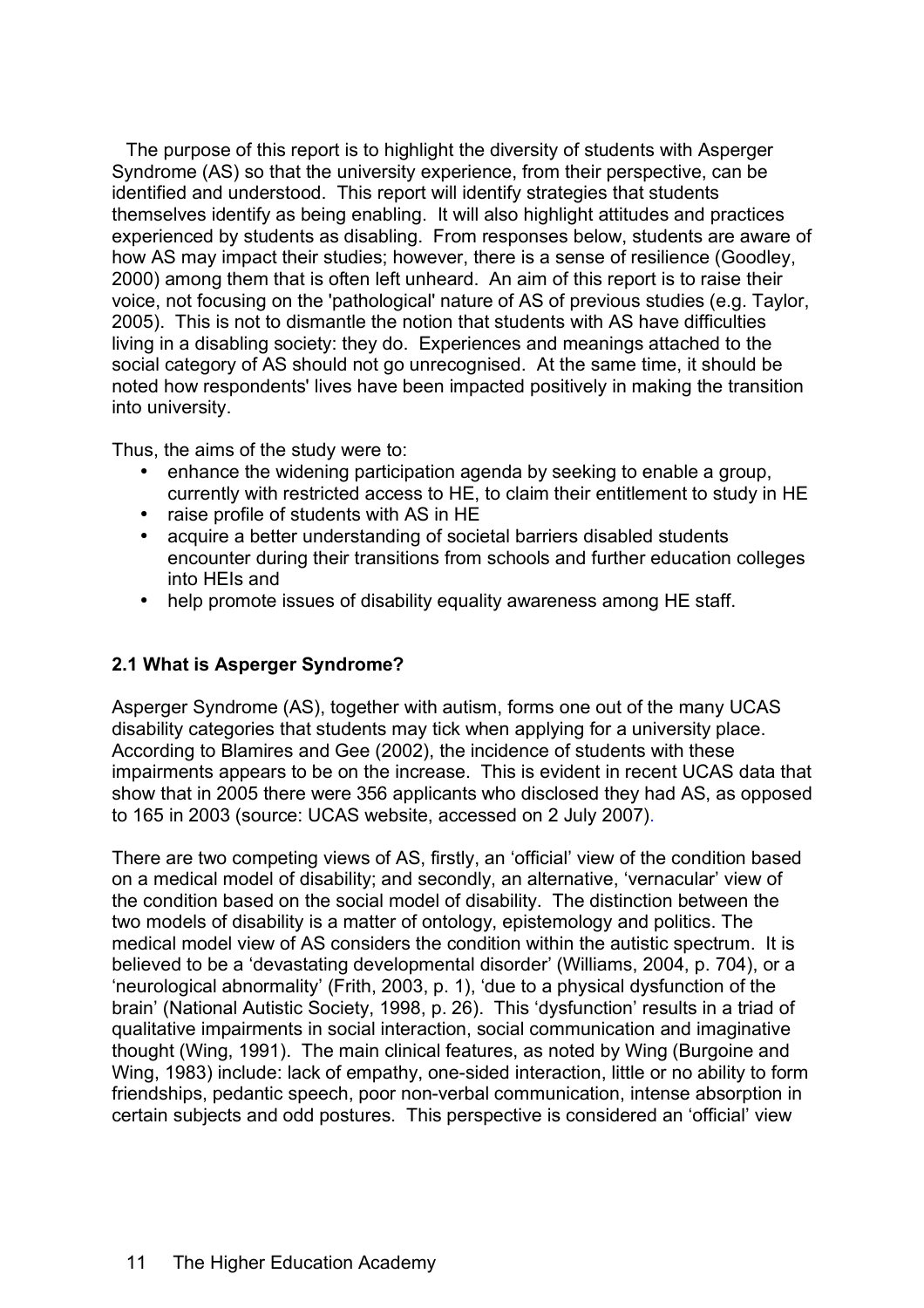The purpose of this report is to highlight the diversity of students with Asperger Syndrome (AS) so that the university experience, from their perspective, can be identified and understood. This report will identify strategies that students themselves identify as being enabling. It will also highlight attitudes and practices experienced by students as disabling. From responses below, students are aware of how AS may impact their studies; however, there is a sense of resilience (Goodley, 2000) among them that is often left unheard. An aim of this report is to raise their voice, not focusing on the 'pathological' nature of AS of previous studies (e.g. Taylor, 2005). This is not to dismantle the notion that students with AS have difficulties living in a disabling society: they do. Experiences and meanings attached to the social category of AS should not go unrecognised. At the same time, it should be noted how respondents' lives have been impacted positively in making the transition into university.

Thus, the aims of the study were to:

- enhance the widening participation agenda by seeking to enable a group, currently with restricted access to HE, to claim their entitlement to study in HE
- raise profile of students with AS in HE
- acquire a better understanding of societal barriers disabled students encounter during their transitions from schools and further education colleges into HEIs and
- help promote issues of disability equality awareness among HE staff.

### 2.1 What is Asperger Syndrome?

Asperger Syndrome (AS), together with autism, forms one out of the many UCAS disability categories that students may tick when applying for a university place. According to Blamires and Gee (2002), the incidence of students with these impairments appears to be on the increase. This is evident in recent UCAS data that show that in 2005 there were 356 applicants who disclosed they had AS, as opposed to 165 in 2003 (source: UCAS website, accessed on 2 July 2007).

There are two competing views of AS, firstly, an 'official' view of the condition based on a medical model of disability; and secondly, an alternative, 'vernacular' view of the condition based on the social model of disability. The distinction between the two models of disability is a matter of ontology, epistemology and politics. The medical model view of AS considers the condition within the autistic spectrum. It is believed to be a 'devastating developmental disorder' (Williams, 2004, p. 704), or a 'neurological abnormality' (Frith, 2003, p. 1), 'due to a physical dysfunction of the brain' (National Autistic Society, 1998, p. 26). This 'dysfunction' results in a triad of qualitative impairments in social interaction, social communication and imaginative thought (Wing, 1991). The main clinical features, as noted by Wing (Burgoine and Wing, 1983) include: lack of empathy, one-sided interaction, little or no ability to form friendships, pedantic speech, poor non-verbal communication, intense absorption in certain subjects and odd postures. This perspective is considered an 'official' view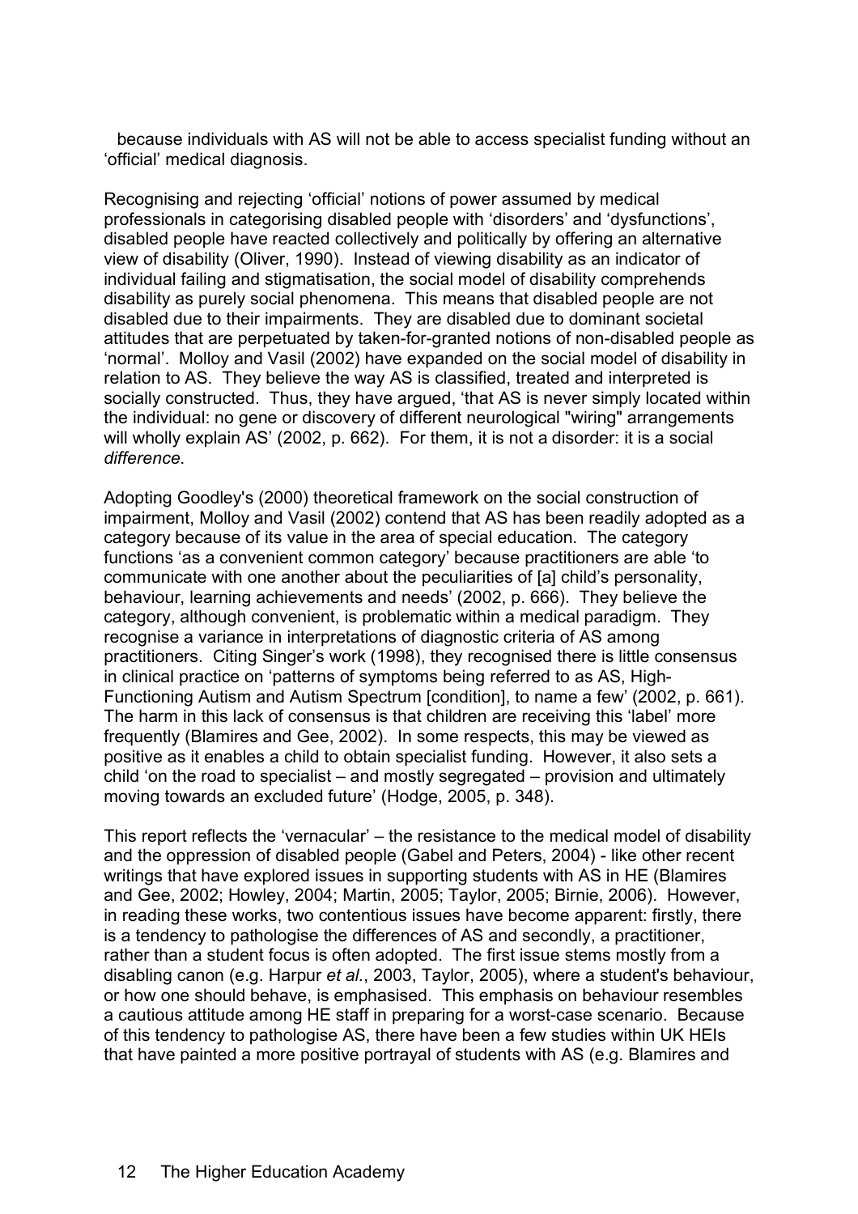because individuals with AS will not be able to access specialist funding without an 'official' medical diagnosis.

Recognising and rejecting 'official' notions of power assumed by medical professionals in categorising disabled people with 'disorders' and 'dysfunctions', disabled people have reacted collectively and politically by offering an alternative view of disability (Oliver, 1990). Instead of viewing disability as an indicator of individual failing and stigmatisation, the social model of disability comprehends disability as purely social phenomena. This means that disabled people are not disabled due to their impairments. They are disabled due to dominant societal attitudes that are perpetuated by taken-for-granted notions of non-disabled people as 'normal'. Molloy and Vasil (2002) have expanded on the social model of disability in relation to AS. They believe the way AS is classified, treated and interpreted is socially constructed. Thus, they have argued, 'that AS is never simply located within the individual: no gene or discovery of different neurological "wiring" arrangements will wholly explain AS' (2002, p. 662). For them, it is not a disorder: it is a social *difference*.

Adopting Goodley's (2000) theoretical framework on the social construction of impairment, Molloy and Vasil (2002) contend that AS has been readily adopted as a category because of its value in the area of special education. The category functions 'as a convenient common category' because practitioners are able 'to communicate with one another about the peculiarities of [a] child's personality, behaviour, learning achievements and needs' (2002, p. 666). They believe the category, although convenient, is problematic within a medical paradigm. They recognise a variance in interpretations of diagnostic criteria of AS among practitioners. Citing Singer's work (1998), they recognised there is little consensus in clinical practice on 'patterns of symptoms being referred to as AS, High-Functioning Autism and Autism Spectrum [condition], to name a few' (2002, p. 661). The harm in this lack of consensus is that children are receiving this 'label' more frequently (Blamires and Gee, 2002). In some respects, this may be viewed as positive as it enables a child to obtain specialist funding. However, it also sets a child 'on the road to specialist – and mostly segregated – provision and ultimately moving towards an excluded future' (Hodge, 2005, p. 348).

This report reflects the 'vernacular' – the resistance to the medical model of disability and the oppression of disabled people (Gabel and Peters, 2004) - like other recent writings that have explored issues in supporting students with AS in HE (Blamires and Gee, 2002; Howley, 2004; Martin, 2005; Taylor, 2005; Birnie, 2006). However, in reading these works, two contentious issues have become apparent: firstly, there is a tendency to pathologise the differences of AS and secondly, a practitioner, rather than a student focus is often adopted. The first issue stems mostly from a disabling canon (e.g. Harpur *et al*., 2003, Taylor, 2005), where a student's behaviour, or how one should behave, is emphasised. This emphasis on behaviour resembles a cautious attitude among HE staff in preparing for a worst-case scenario. Because of this tendency to pathologise AS, there have been a few studies within UK HEIs that have painted a more positive portrayal of students with AS (e.g. Blamires and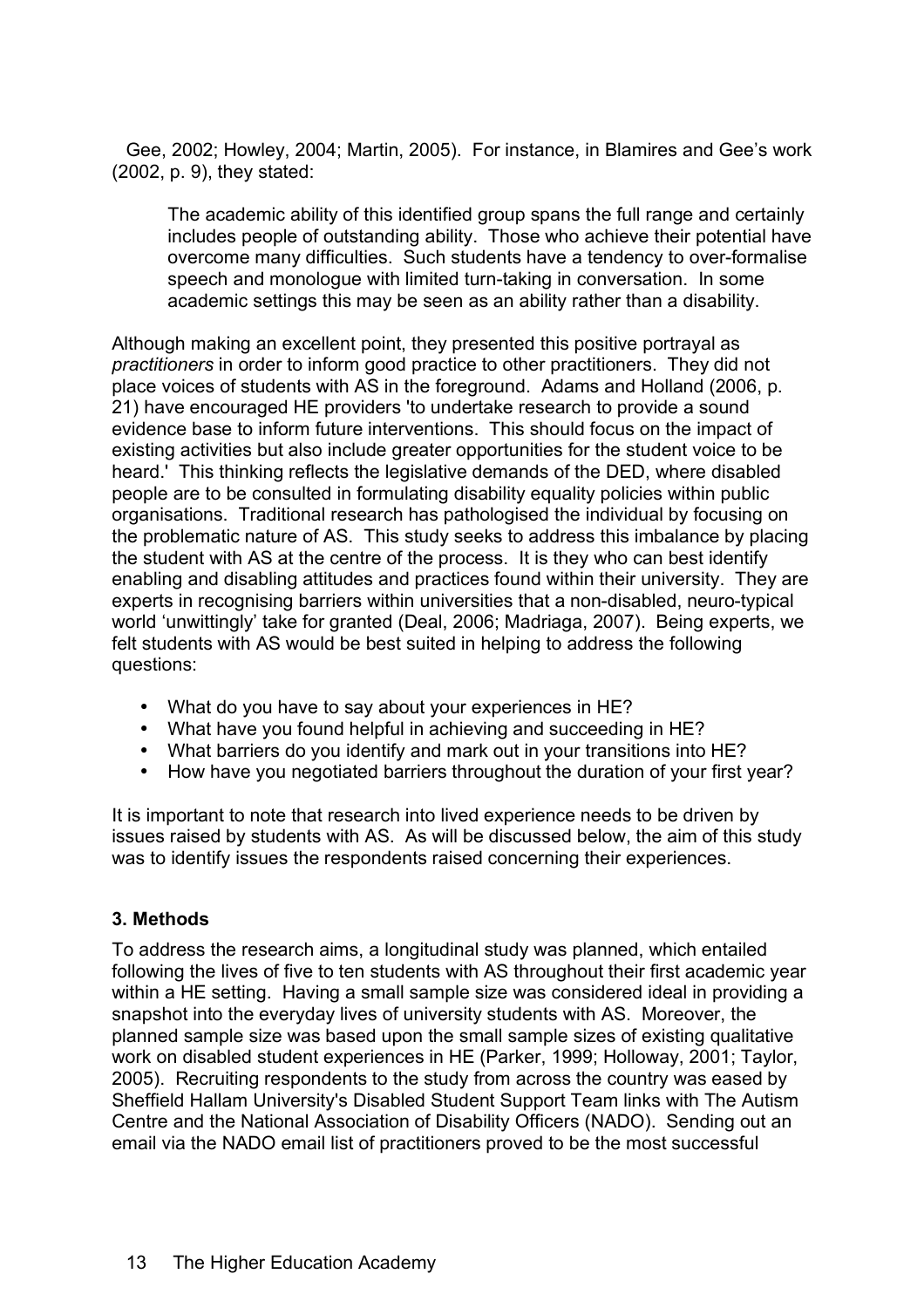Gee, 2002; Howley, 2004; Martin, 2005). For instance, in Blamires and Gee's work (2002, p. 9), they stated:

> The academic ability of this identified group spans the full range and certainly includes people of outstanding ability. Those who achieve their potential have overcome many difficulties. Such students have a tendency to over-formalise speech and monologue with limited turn-taking in conversation. In some academic settings this may be seen as an ability rather than a disability.

Although making an excellent point, they presented this positive portrayal as *practitioners* in order to inform good practice to other practitioners. They did not place voices of students with AS in the foreground. Adams and Holland (2006, p. 21) have encouraged HE providers 'to undertake research to provide a sound evidence base to inform future interventions. This should focus on the impact of existing activities but also include greater opportunities for the student voice to be heard.' This thinking reflects the legislative demands of the DED, where disabled people are to be consulted in formulating disability equality policies within public organisations. Traditional research has pathologised the individual by focusing on the problematic nature of AS. This study seeks to address this imbalance by placing the student with AS at the centre of the process. It is they who can best identify enabling and disabling attitudes and practices found within their university. They are experts in recognising barriers within universities that a non-disabled, neuro-typical world 'unwittingly' take for granted (Deal, 2006; Madriaga, 2007). Being experts, we felt students with AS would be best suited in helping to address the following questions:

- What do you have to say about your experiences in HE?
- What have you found helpful in achieving and succeeding in HE?
- What barriers do you identify and mark out in your transitions into HE?
- How have you negotiated barriers throughout the duration of your first year?

It is important to note that research into lived experience needs to be driven by issues raised by students with AS. As will be discussed below, the aim of this study was to identify issues the respondents raised concerning their experiences.

### 3. Methods

To address the research aims, a longitudinal study was planned, which entailed following the lives of five to ten students with AS throughout their first academic year within a HE setting. Having a small sample size was considered ideal in providing a snapshot into the everyday lives of university students with AS. Moreover, the planned sample size was based upon the small sample sizes of existing qualitative work on disabled student experiences in HE (Parker, 1999; Holloway, 2001; Taylor, 2005). Recruiting respondents to the study from across the country was eased by Sheffield Hallam University's Disabled Student Support Team links with The Autism Centre and the National Association of Disability Officers (NADO). Sending out an email via the NADO email list of practitioners proved to be the most successful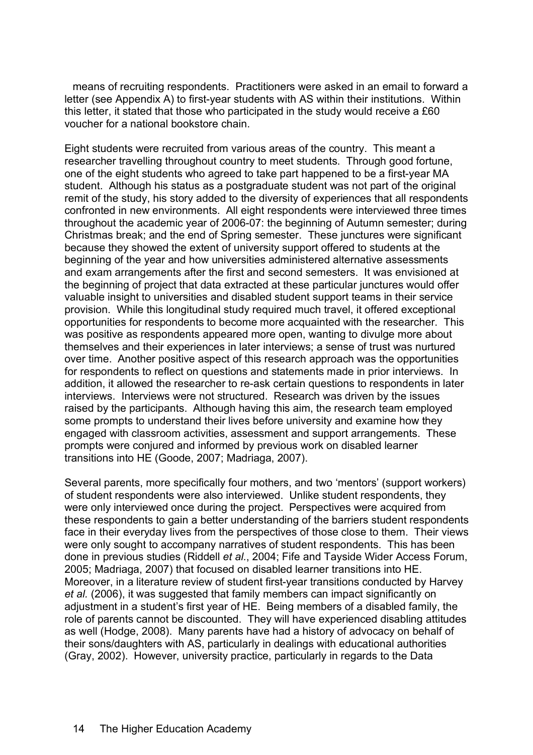means of recruiting respondents. Practitioners were asked in an email to forward a letter (see Appendix A) to first-year students with AS within their institutions. Within this letter, it stated that those who participated in the study would receive a £60 voucher for a national bookstore chain.

Eight students were recruited from various areas of the country. This meant a researcher travelling throughout country to meet students. Through good fortune, one of the eight students who agreed to take part happened to be a first-year MA student. Although his status as a postgraduate student was not part of the original remit of the study, his story added to the diversity of experiences that all respondents confronted in new environments. All eight respondents were interviewed three times throughout the academic year of 2006-07: the beginning of Autumn semester; during Christmas break; and the end of Spring semester. These junctures were significant because they showed the extent of university support offered to students at the beginning of the year and how universities administered alternative assessments and exam arrangements after the first and second semesters. It was envisioned at the beginning of project that data extracted at these particular junctures would offer valuable insight to universities and disabled student support teams in their service provision. While this longitudinal study required much travel, it offered exceptional opportunities for respondents to become more acquainted with the researcher. This was positive as respondents appeared more open, wanting to divulge more about themselves and their experiences in later interviews; a sense of trust was nurtured over time. Another positive aspect of this research approach was the opportunities for respondents to reflect on questions and statements made in prior interviews. In addition, it allowed the researcher to re-ask certain questions to respondents in later interviews. Interviews were not structured. Research was driven by the issues raised by the participants. Although having this aim, the research team employed some prompts to understand their lives before university and examine how they engaged with classroom activities, assessment and support arrangements. These prompts were conjured and informed by previous work on disabled learner transitions into HE (Goode, 2007; Madriaga, 2007).

Several parents, more specifically four mothers, and two 'mentors' (support workers) of student respondents were also interviewed. Unlike student respondents, they were only interviewed once during the project. Perspectives were acquired from these respondents to gain a better understanding of the barriers student respondents face in their everyday lives from the perspectives of those close to them. Their views were only sought to accompany narratives of student respondents. This has been done in previous studies (Riddell *et al.*, 2004; Fife and Tayside Wider Access Forum, 2005; Madriaga, 2007) that focused on disabled learner transitions into HE. Moreover, in a literature review of student first-year transitions conducted by Harvey *et al.* (2006), it was suggested that family members can impact significantly on adjustment in a student's first year of HE. Being members of a disabled family, the role of parents cannot be discounted. They will have experienced disabling attitudes as well (Hodge, 2008). Many parents have had a history of advocacy on behalf of their sons/daughters with AS, particularly in dealings with educational authorities (Gray, 2002). However, university practice, particularly in regards to the Data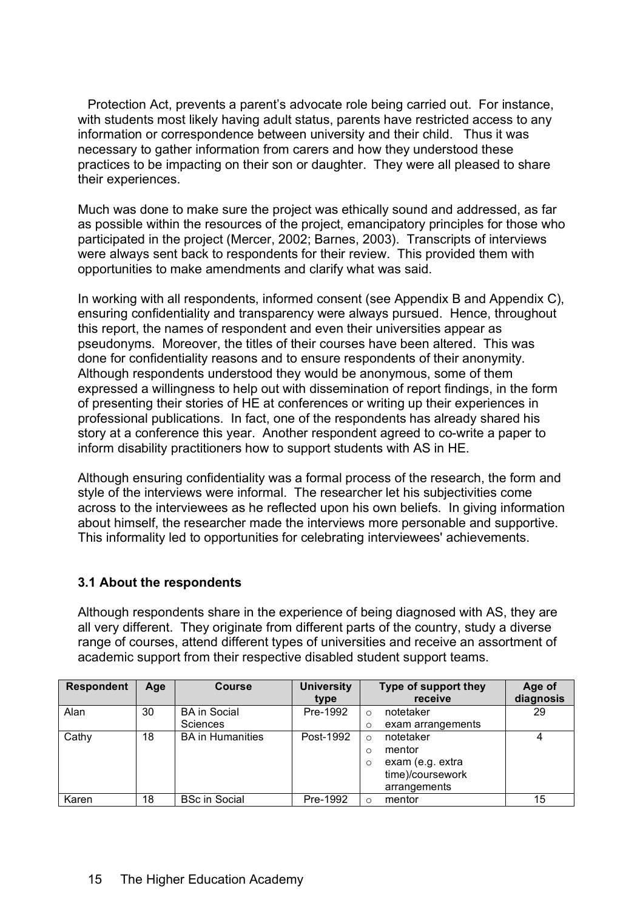Protection Act, prevents a parent's advocate role being carried out. For instance, with students most likely having adult status, parents have restricted access to any information or correspondence between university and their child. Thus it was necessary to gather information from carers and how they understood these practices to be impacting on their son or daughter. They were all pleased to share their experiences.

Much was done to make sure the project was ethically sound and addressed, as far as possible within the resources of the project, emancipatory principles for those who participated in the project (Mercer, 2002; Barnes, 2003). Transcripts of interviews were always sent back to respondents for their review. This provided them with opportunities to make amendments and clarify what was said.

In working with all respondents, informed consent (see Appendix B and Appendix C), ensuring confidentiality and transparency were always pursued. Hence, throughout this report, the names of respondent and even their universities appear as pseudonyms. Moreover, the titles of their courses have been altered. This was done for confidentiality reasons and to ensure respondents of their anonymity. Although respondents understood they would be anonymous, some of them expressed a willingness to help out with dissemination of report findings, in the form of presenting their stories of HE at conferences or writing up their experiences in professional publications. In fact, one of the respondents has already shared his story at a conference this year. Another respondent agreed to co-write a paper to inform disability practitioners how to support students with AS in HE.

Although ensuring confidentiality was a formal process of the research, the form and style of the interviews were informal. The researcher let his subjectivities come across to the interviewees as he reflected upon his own beliefs. In giving information about himself, the researcher made the interviews more personable and supportive. This informality led to opportunities for celebrating interviewees' achievements.

### 3.1 About the respondents

Although respondents share in the experience of being diagnosed with AS, they are all very different. They originate from different parts of the country, study a diverse range of courses, attend different types of universities and receive an assortment of academic support from their respective disabled student support teams.

| Respondent | Age | Course | University type | Type of support they receive | Age of diagnosis |
|---|---|---|---|---|---|
| Alan | 30 | BA in Social Sciences | Pre-1992 | ○ notetaker<br>○ exam arrangements | 29 |
| Cathy | 18 | BA in Humanities | Post-1992 | ○ notetaker<br>○ mentor<br>○ exam (e.g. extra time)/coursework arrangements | 4 |
| Karen | 18 | BSc in Social | Pre-1992 | ○ mentor | 15 |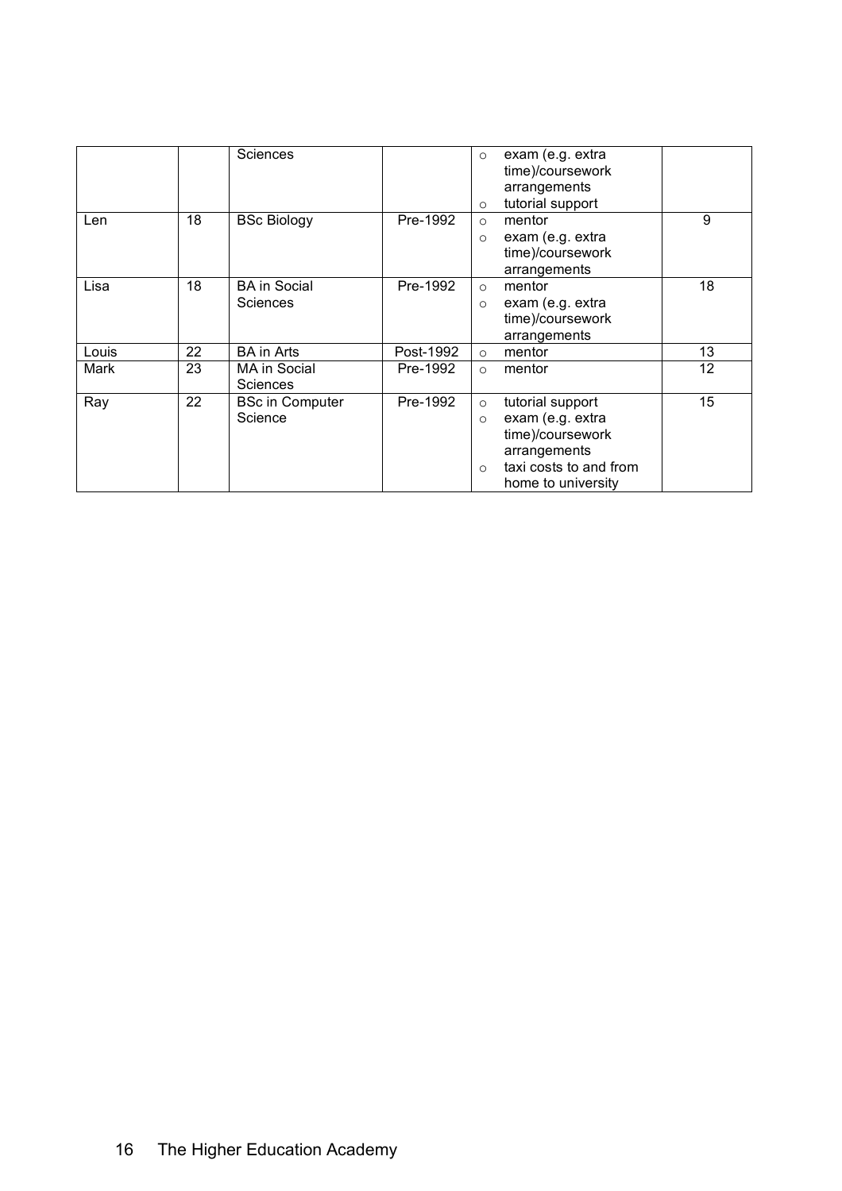| | | | | | |
|---|---|---|---|---|---|
| | | Sciences | | ○ exam (e.g. extra time)/coursework arrangements<br>○ tutorial support | |
| Len | 18 | BSc Biology | Pre-1992 | ○ mentor<br>○ exam (e.g. extra time)/coursework arrangements | 9 |
| Lisa | 18 | BA in Social Sciences | Pre-1992 | ○ mentor<br>○ exam (e.g. extra time)/coursework arrangements | 18 |
| Louis | 22 | BA in Arts | Post-1992 | ○ mentor | 13 |
| Mark | 23 | MA in Social Sciences | Pre-1992 | ○ mentor | 12 |
| Ray | 22 | BSc in Computer Science | Pre-1992 | ○ tutorial support<br>○ exam (e.g. extra time)/coursework arrangements<br>○ taxi costs to and from home to university | 15 |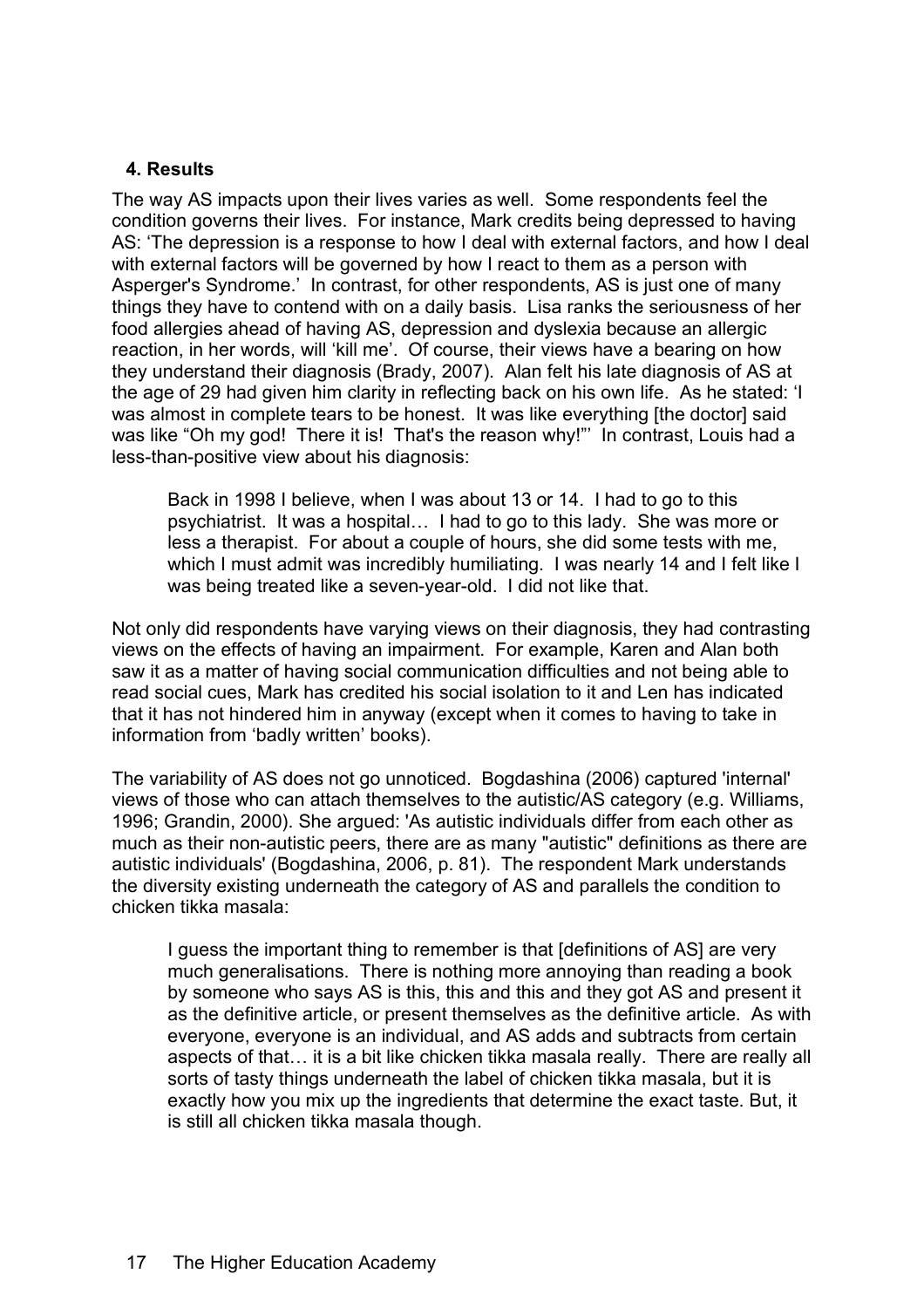## 4. Results

The way AS impacts upon their lives varies as well. Some respondents feel the condition governs their lives. For instance, Mark credits being depressed to having AS: 'The depression is a response to how I deal with external factors, and how I deal with external factors will be governed by how I react to them as a person with Asperger's Syndrome.' In contrast, for other respondents, AS is just one of many things they have to contend with on a daily basis. Lisa ranks the seriousness of her food allergies ahead of having AS, depression and dyslexia because an allergic reaction, in her words, will 'kill me'. Of course, their views have a bearing on how they understand their diagnosis (Brady, 2007). Alan felt his late diagnosis of AS at the age of 29 had given him clarity in reflecting back on his own life. As he stated: 'I was almost in complete tears to be honest. It was like everything [the doctor] said was like "Oh my god! There it is! That's the reason why!"' In contrast, Louis had a less-than-positive view about his diagnosis:

> Back in 1998 I believe, when I was about 13 or 14. I had to go to this psychiatrist. It was a hospital… I had to go to this lady. She was more or less a therapist. For about a couple of hours, she did some tests with me, which I must admit was incredibly humiliating. I was nearly 14 and I felt like I was being treated like a seven-year-old. I did not like that.

Not only did respondents have varying views on their diagnosis, they had contrasting views on the effects of having an impairment. For example, Karen and Alan both saw it as a matter of having social communication difficulties and not being able to read social cues, Mark has credited his social isolation to it and Len has indicated that it has not hindered him in anyway (except when it comes to having to take in information from 'badly written' books).

The variability of AS does not go unnoticed. Bogdashina (2006) captured 'internal' views of those who can attach themselves to the autistic/AS category (e.g. Williams, 1996; Grandin, 2000). She argued: 'As autistic individuals differ from each other as much as their non-autistic peers, there are as many "autistic" definitions as there are autistic individuals' (Bogdashina, 2006, p. 81). The respondent Mark understands the diversity existing underneath the category of AS and parallels the condition to chicken tikka masala:

> I guess the important thing to remember is that [definitions of AS] are very much generalisations. There is nothing more annoying than reading a book by someone who says AS is this, this and this and they got AS and present it as the definitive article, or present themselves as the definitive article. As with everyone, everyone is an individual, and AS adds and subtracts from certain aspects of that… it is a bit like chicken tikka masala really. There are really all sorts of tasty things underneath the label of chicken tikka masala, but it is exactly how you mix up the ingredients that determine the exact taste. But, it is still all chicken tikka masala though.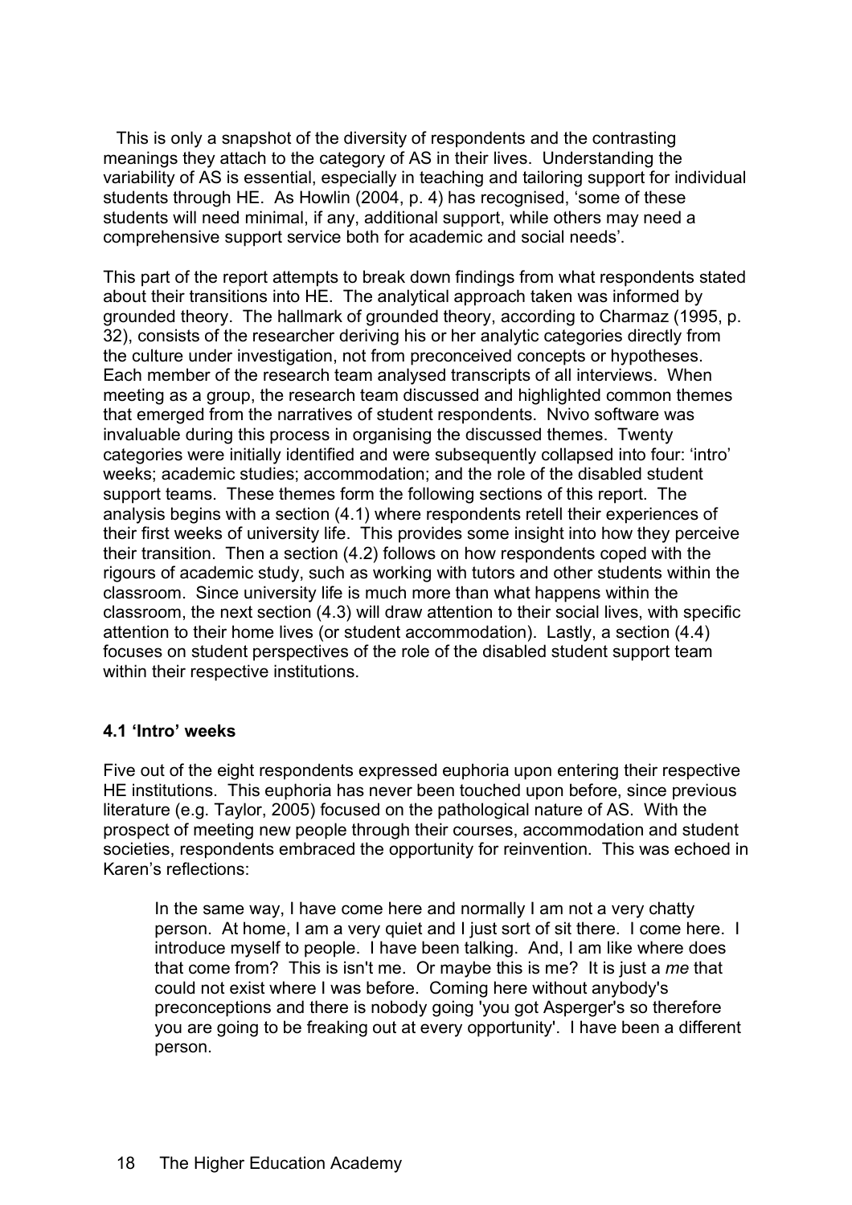This is only a snapshot of the diversity of respondents and the contrasting meanings they attach to the category of AS in their lives. Understanding the variability of AS is essential, especially in teaching and tailoring support for individual students through HE. As Howlin (2004, p. 4) has recognised, 'some of these students will need minimal, if any, additional support, while others may need a comprehensive support service both for academic and social needs'.

This part of the report attempts to break down findings from what respondents stated about their transitions into HE. The analytical approach taken was informed by grounded theory. The hallmark of grounded theory, according to Charmaz (1995, p. 32), consists of the researcher deriving his or her analytic categories directly from the culture under investigation, not from preconceived concepts or hypotheses. Each member of the research team analysed transcripts of all interviews. When meeting as a group, the research team discussed and highlighted common themes that emerged from the narratives of student respondents. Nvivo software was invaluable during this process in organising the discussed themes. Twenty categories were initially identified and were subsequently collapsed into four: 'intro' weeks; academic studies; accommodation; and the role of the disabled student support teams. These themes form the following sections of this report. The analysis begins with a section (4.1) where respondents retell their experiences of their first weeks of university life. This provides some insight into how they perceive their transition. Then a section (4.2) follows on how respondents coped with the rigours of academic study, such as working with tutors and other students within the classroom. Since university life is much more than what happens within the classroom, the next section (4.3) will draw attention to their social lives, with specific attention to their home lives (or student accommodation). Lastly, a section (4.4) focuses on student perspectives of the role of the disabled student support team within their respective institutions.

### 4.1 'Intro' weeks

Five out of the eight respondents expressed euphoria upon entering their respective HE institutions. This euphoria has never been touched upon before, since previous literature (e.g. Taylor, 2005) focused on the pathological nature of AS. With the prospect of meeting new people through their courses, accommodation and student societies, respondents embraced the opportunity for reinvention. This was echoed in Karen's reflections:

> In the same way, I have come here and normally I am not a very chatty person. At home, I am a very quiet and I just sort of sit there. I come here. I introduce myself to people. I have been talking. And, I am like where does that come from? This is isn't me. Or maybe this is me? It is just a *me* that could not exist where I was before. Coming here without anybody's preconceptions and there is nobody going 'you got Asperger's so therefore you are going to be freaking out at every opportunity'. I have been a different person.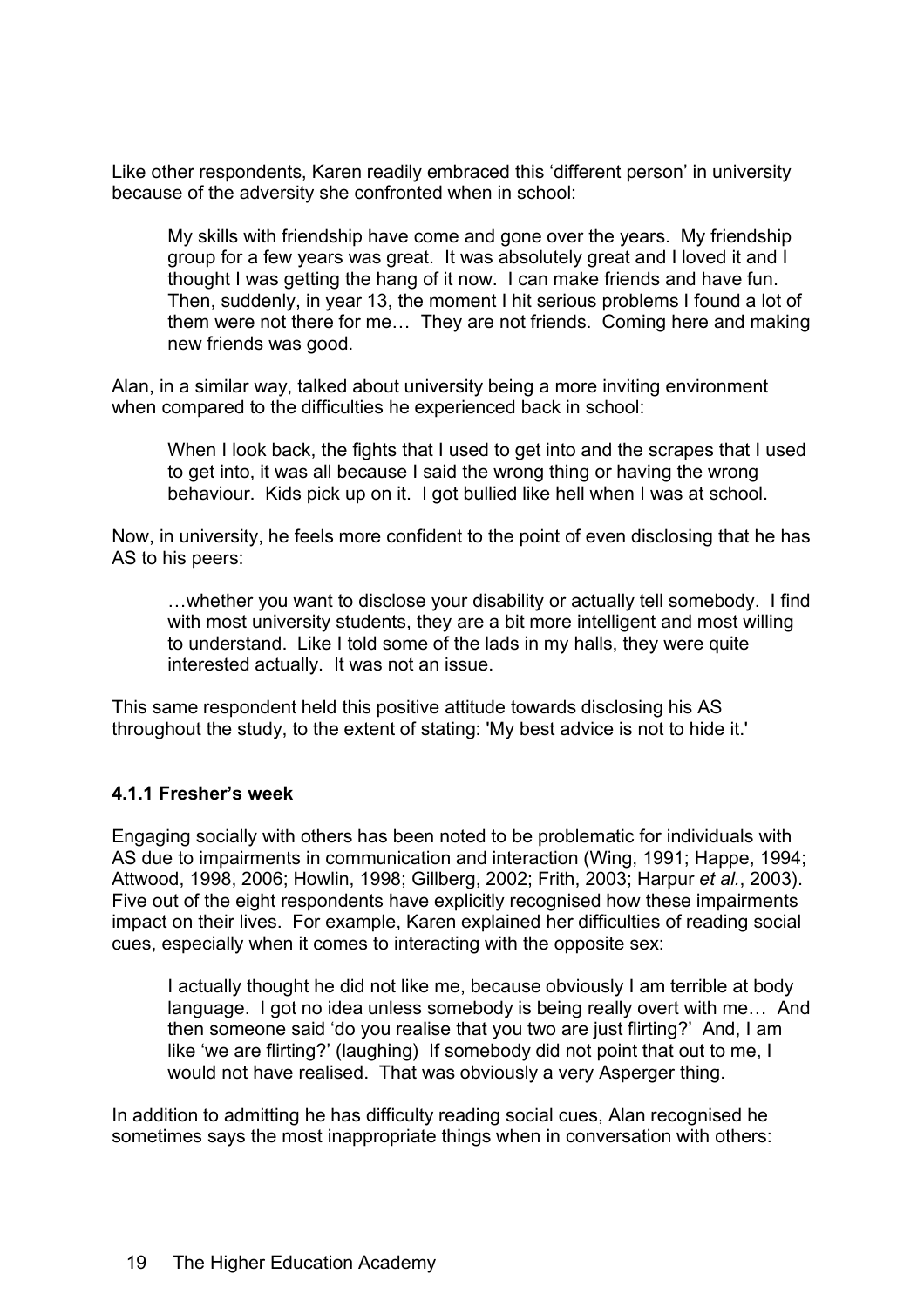Like other respondents, Karen readily embraced this 'different person' in university because of the adversity she confronted when in school:

> My skills with friendship have come and gone over the years. My friendship group for a few years was great. It was absolutely great and I loved it and I thought I was getting the hang of it now. I can make friends and have fun. Then, suddenly, in year 13, the moment I hit serious problems I found a lot of them were not there for me… They are not friends. Coming here and making new friends was good.

Alan, in a similar way, talked about university being a more inviting environment when compared to the difficulties he experienced back in school:

> When I look back, the fights that I used to get into and the scrapes that I used to get into, it was all because I said the wrong thing or having the wrong behaviour. Kids pick up on it. I got bullied like hell when I was at school.

Now, in university, he feels more confident to the point of even disclosing that he has AS to his peers:

> …whether you want to disclose your disability or actually tell somebody. I find with most university students, they are a bit more intelligent and most willing to understand. Like I told some of the lads in my halls, they were quite interested actually. It was not an issue.

This same respondent held this positive attitude towards disclosing his AS throughout the study, to the extent of stating: 'My best advice is not to hide it.'

#### 4.1.1 Fresher's week

Engaging socially with others has been noted to be problematic for individuals with AS due to impairments in communication and interaction (Wing, 1991; Happe, 1994; Attwood, 1998, 2006; Howlin, 1998; Gillberg, 2002; Frith, 2003; Harpur *et al.*, 2003). Five out of the eight respondents have explicitly recognised how these impairments impact on their lives. For example, Karen explained her difficulties of reading social cues, especially when it comes to interacting with the opposite sex:

> I actually thought he did not like me, because obviously I am terrible at body language. I got no idea unless somebody is being really overt with me… And then someone said 'do you realise that you two are just flirting?' And, I am like 'we are flirting?' (laughing) If somebody did not point that out to me, I would not have realised. That was obviously a very Asperger thing.

In addition to admitting he has difficulty reading social cues, Alan recognised he sometimes says the most inappropriate things when in conversation with others: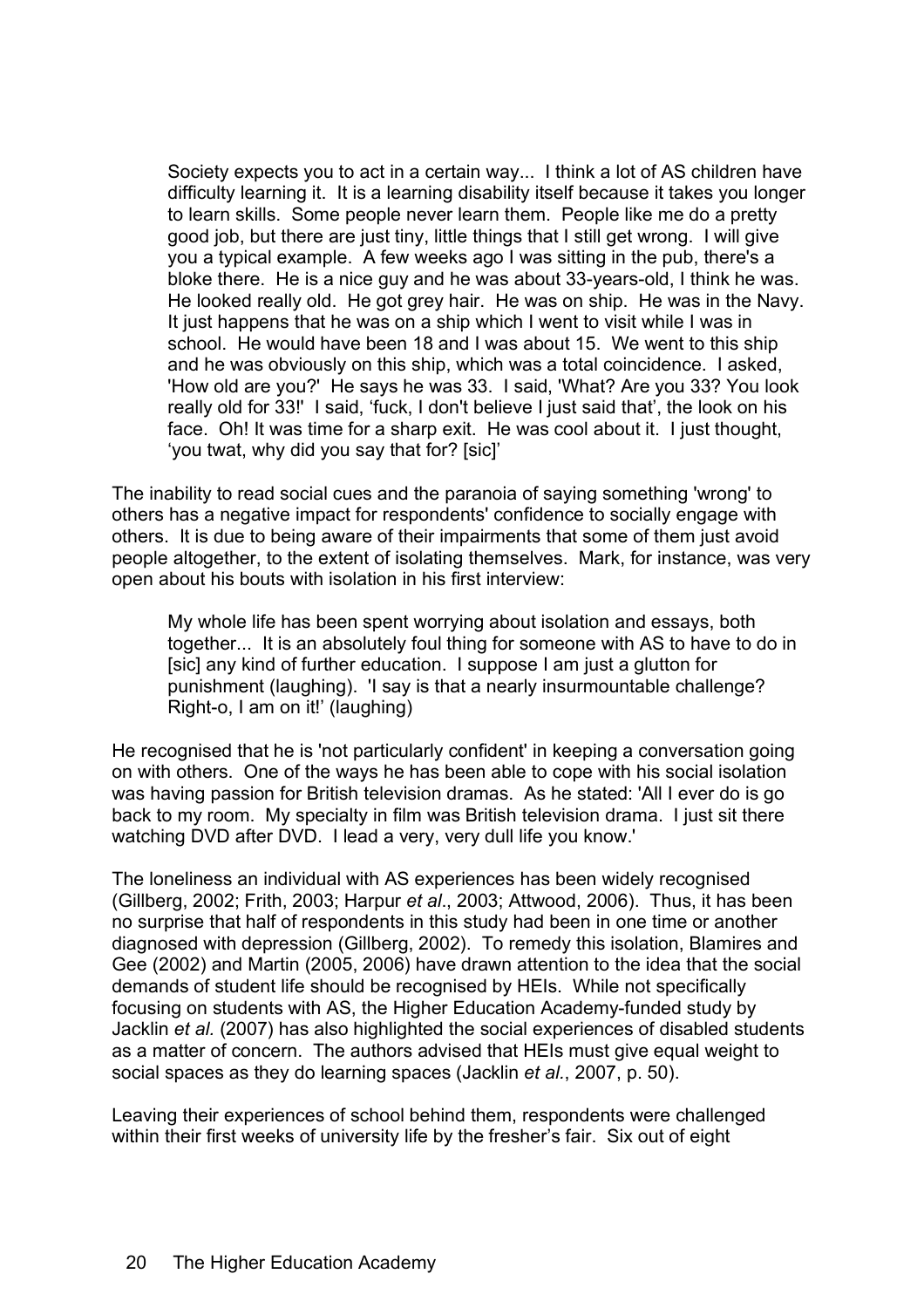> Society expects you to act in a certain way... I think a lot of AS children have difficulty learning it. It is a learning disability itself because it takes you longer to learn skills. Some people never learn them. People like me do a pretty good job, but there are just tiny, little things that I still get wrong. I will give you a typical example. A few weeks ago I was sitting in the pub, there's a bloke there. He is a nice guy and he was about 33-years-old, I think he was. He looked really old. He got grey hair. He was on ship. He was in the Navy. It just happens that he was on a ship which I went to visit while I was in school. He would have been 18 and I was about 15. We went to this ship and he was obviously on this ship, which was a total coincidence. I asked, 'How old are you?' He says he was 33. I said, 'What? Are you 33? You look really old for 33!' I said, 'fuck, I don't believe I just said that', the look on his face. Oh! It was time for a sharp exit. He was cool about it. I just thought, 'you twat, why did you say that for? [sic]'

The inability to read social cues and the paranoia of saying something 'wrong' to others has a negative impact for respondents' confidence to socially engage with others. It is due to being aware of their impairments that some of them just avoid people altogether, to the extent of isolating themselves. Mark, for instance, was very open about his bouts with isolation in his first interview:

> My whole life has been spent worrying about isolation and essays, both together... It is an absolutely foul thing for someone with AS to have to do in [sic] any kind of further education. I suppose I am just a glutton for punishment (laughing). 'I say is that a nearly insurmountable challenge? Right-o, I am on it!' (laughing)

He recognised that he is 'not particularly confident' in keeping a conversation going on with others. One of the ways he has been able to cope with his social isolation was having passion for British television dramas. As he stated: 'All I ever do is go back to my room. My specialty in film was British television drama. I just sit there watching DVD after DVD. I lead a very, very dull life you know.'

The loneliness an individual with AS experiences has been widely recognised (Gillberg, 2002; Frith, 2003; Harpur *et al*., 2003; Attwood, 2006). Thus, it has been no surprise that half of respondents in this study had been in one time or another diagnosed with depression (Gillberg, 2002). To remedy this isolation, Blamires and Gee (2002) and Martin (2005, 2006) have drawn attention to the idea that the social demands of student life should be recognised by HEIs. While not specifically focusing on students with AS, the Higher Education Academy-funded study by Jacklin *et al.* (2007) has also highlighted the social experiences of disabled students as a matter of concern. The authors advised that HEIs must give equal weight to social spaces as they do learning spaces (Jacklin *et al.*, 2007, p. 50).

Leaving their experiences of school behind them, respondents were challenged within their first weeks of university life by the fresher's fair. Six out of eight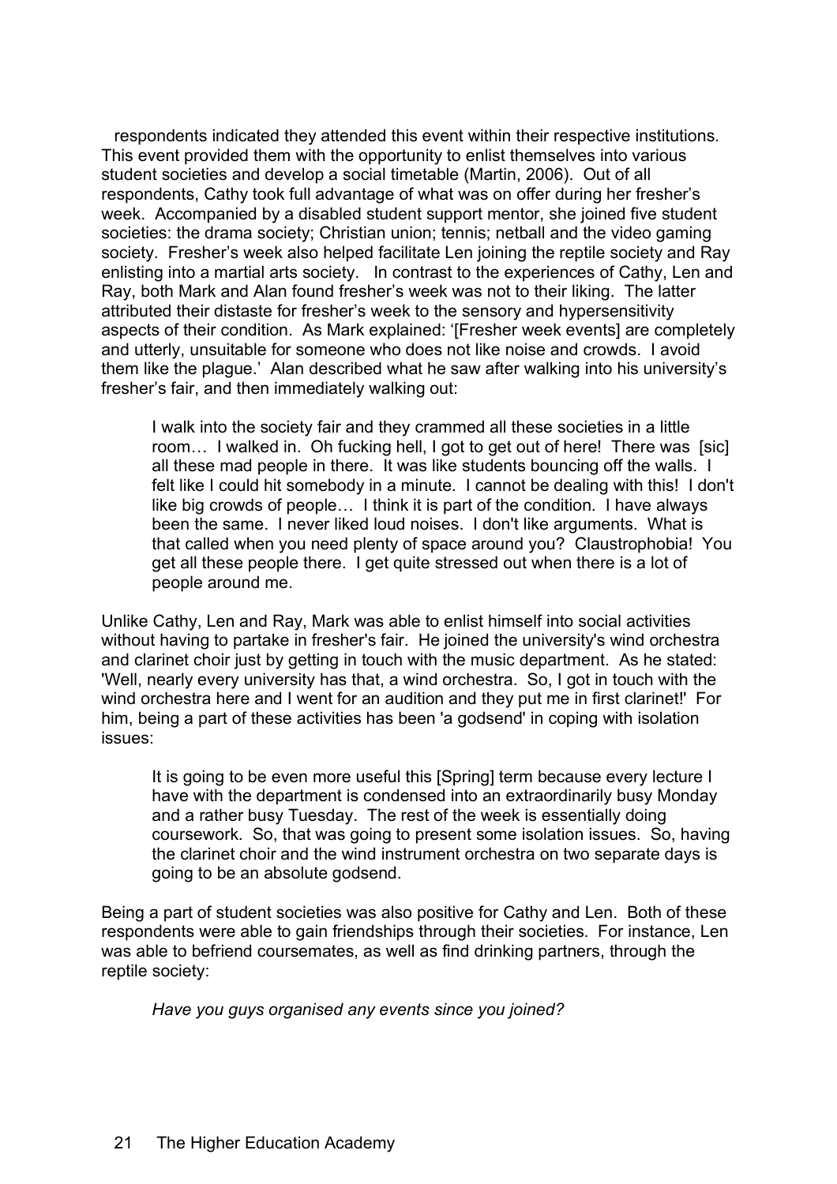respondents indicated they attended this event within their respective institutions. This event provided them with the opportunity to enlist themselves into various student societies and develop a social timetable (Martin, 2006). Out of all respondents, Cathy took full advantage of what was on offer during her fresher's week. Accompanied by a disabled student support mentor, she joined five student societies: the drama society; Christian union; tennis; netball and the video gaming society. Fresher's week also helped facilitate Len joining the reptile society and Ray enlisting into a martial arts society. In contrast to the experiences of Cathy, Len and Ray, both Mark and Alan found fresher's week was not to their liking. The latter attributed their distaste for fresher's week to the sensory and hypersensitivity aspects of their condition. As Mark explained: '[Fresher week events] are completely and utterly, unsuitable for someone who does not like noise and crowds. I avoid them like the plague.' Alan described what he saw after walking into his university's fresher's fair, and then immediately walking out:

> I walk into the society fair and they crammed all these societies in a little room… I walked in. Oh fucking hell, I got to get out of here! There was [sic] all these mad people in there. It was like students bouncing off the walls. I felt like I could hit somebody in a minute. I cannot be dealing with this! I don't like big crowds of people… I think it is part of the condition. I have always been the same. I never liked loud noises. I don't like arguments. What is that called when you need plenty of space around you? Claustrophobia! You get all these people there. I get quite stressed out when there is a lot of people around me.

Unlike Cathy, Len and Ray, Mark was able to enlist himself into social activities without having to partake in fresher's fair. He joined the university's wind orchestra and clarinet choir just by getting in touch with the music department. As he stated: 'Well, nearly every university has that, a wind orchestra. So, I got in touch with the wind orchestra here and I went for an audition and they put me in first clarinet!' For him, being a part of these activities has been 'a godsend' in coping with isolation issues:

> It is going to be even more useful this [Spring] term because every lecture I have with the department is condensed into an extraordinarily busy Monday and a rather busy Tuesday. The rest of the week is essentially doing coursework. So, that was going to present some isolation issues. So, having the clarinet choir and the wind instrument orchestra on two separate days is going to be an absolute godsend.

Being a part of student societies was also positive for Cathy and Len. Both of these respondents were able to gain friendships through their societies. For instance, Len was able to befriend coursemates, as well as find drinking partners, through the reptile society:

> *Have you guys organised any events since you joined?*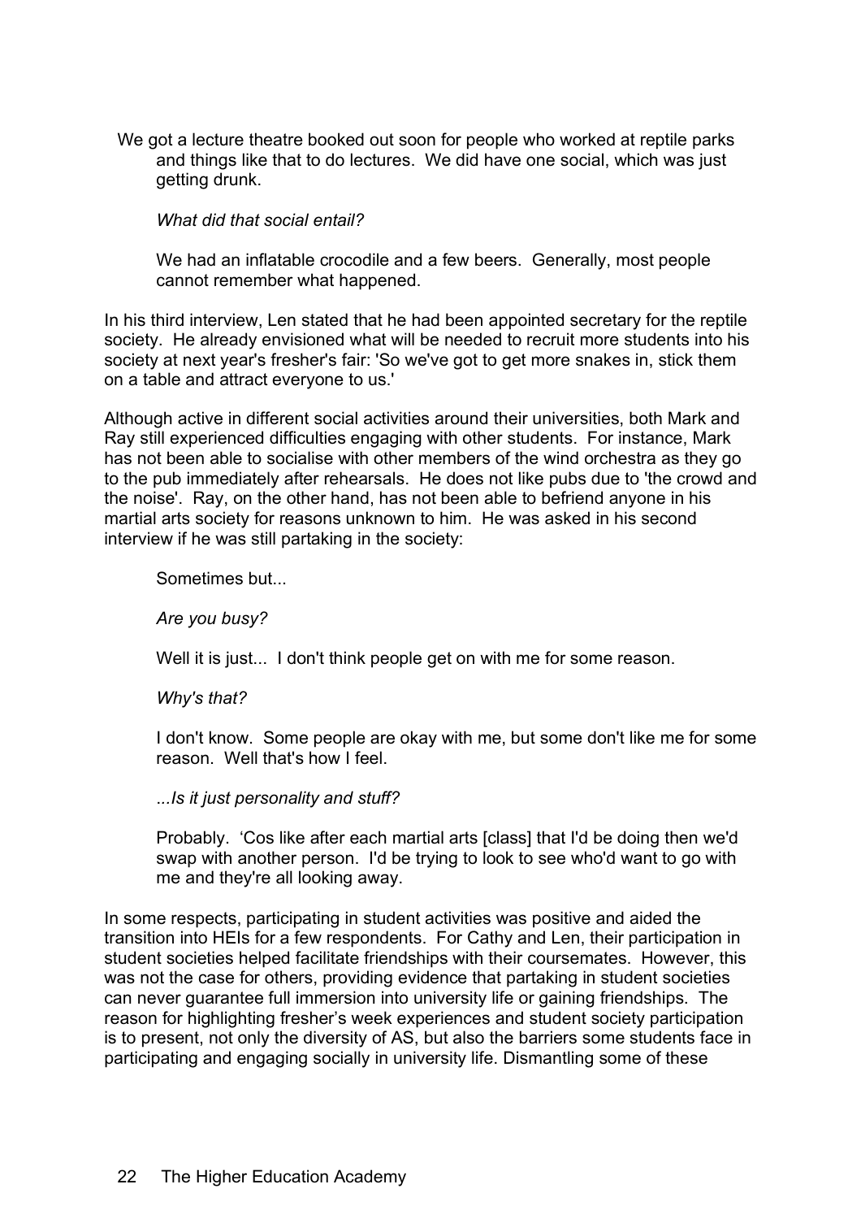We got a lecture theatre booked out soon for people who worked at reptile parks and things like that to do lectures. We did have one social, which was just getting drunk.

> *What did that social entail?*
>
> We had an inflatable crocodile and a few beers. Generally, most people cannot remember what happened.

In his third interview, Len stated that he had been appointed secretary for the reptile society. He already envisioned what will be needed to recruit more students into his society at next year's fresher's fair: 'So we've got to get more snakes in, stick them on a table and attract everyone to us.'

Although active in different social activities around their universities, both Mark and Ray still experienced difficulties engaging with other students. For instance, Mark has not been able to socialise with other members of the wind orchestra as they go to the pub immediately after rehearsals. He does not like pubs due to 'the crowd and the noise'. Ray, on the other hand, has not been able to befriend anyone in his martial arts society for reasons unknown to him. He was asked in his second interview if he was still partaking in the society:

> Sometimes but...
>
> *Are you busy?*
>
> Well it is just... I don't think people get on with me for some reason.
>
> *Why's that?*
>
> I don't know. Some people are okay with me, but some don't like me for some reason. Well that's how I feel.
>
> *...Is it just personality and stuff?*
>
> Probably. 'Cos like after each martial arts [class] that I'd be doing then we'd swap with another person. I'd be trying to look to see who'd want to go with me and they're all looking away.

In some respects, participating in student activities was positive and aided the transition into HEIs for a few respondents. For Cathy and Len, their participation in student societies helped facilitate friendships with their coursemates. However, this was not the case for others, providing evidence that partaking in student societies can never guarantee full immersion into university life or gaining friendships. The reason for highlighting fresher's week experiences and student society participation is to present, not only the diversity of AS, but also the barriers some students face in participating and engaging socially in university life. Dismantling some of these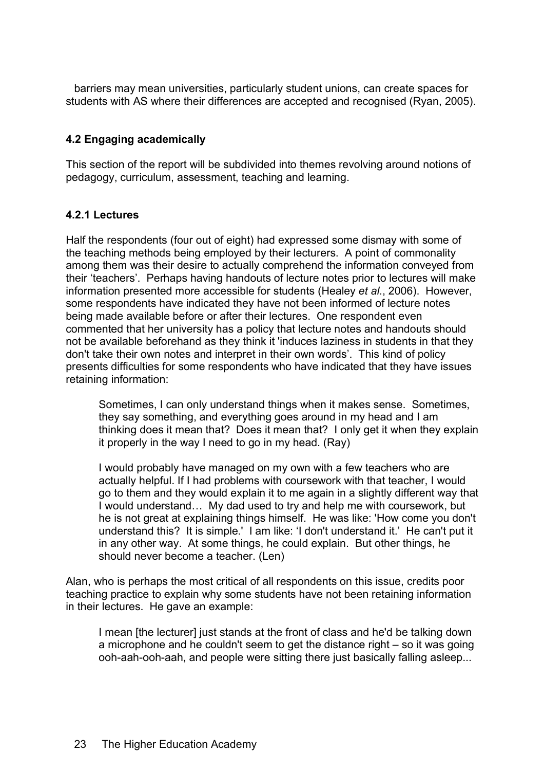barriers may mean universities, particularly student unions, can create spaces for students with AS where their differences are accepted and recognised (Ryan, 2005).

### 4.2 Engaging academically

This section of the report will be subdivided into themes revolving around notions of pedagogy, curriculum, assessment, teaching and learning.

#### 4.2.1 Lectures

Half the respondents (four out of eight) had expressed some dismay with some of the teaching methods being employed by their lecturers. A point of commonality among them was their desire to actually comprehend the information conveyed from their 'teachers'. Perhaps having handouts of lecture notes prior to lectures will make information presented more accessible for students (Healey *et al.*, 2006). However, some respondents have indicated they have not been informed of lecture notes being made available before or after their lectures. One respondent even commented that her university has a policy that lecture notes and handouts should not be available beforehand as they think it 'induces laziness in students in that they don't take their own notes and interpret in their own words'. This kind of policy presents difficulties for some respondents who have indicated that they have issues retaining information:

> Sometimes, I can only understand things when it makes sense. Sometimes, they say something, and everything goes around in my head and I am thinking does it mean that? Does it mean that? I only get it when they explain it properly in the way I need to go in my head. (Ray)

> I would probably have managed on my own with a few teachers who are actually helpful. If I had problems with coursework with that teacher, I would go to them and they would explain it to me again in a slightly different way that I would understand… My dad used to try and help me with coursework, but he is not great at explaining things himself. He was like: 'How come you don't understand this? It is simple.' I am like: 'I don't understand it.' He can't put it in any other way. At some things, he could explain. But other things, he should never become a teacher. (Len)

Alan, who is perhaps the most critical of all respondents on this issue, credits poor teaching practice to explain why some students have not been retaining information in their lectures. He gave an example:

> I mean [the lecturer] just stands at the front of class and he'd be talking down a microphone and he couldn't seem to get the distance right – so it was going ooh-aah-ooh-aah, and people were sitting there just basically falling asleep...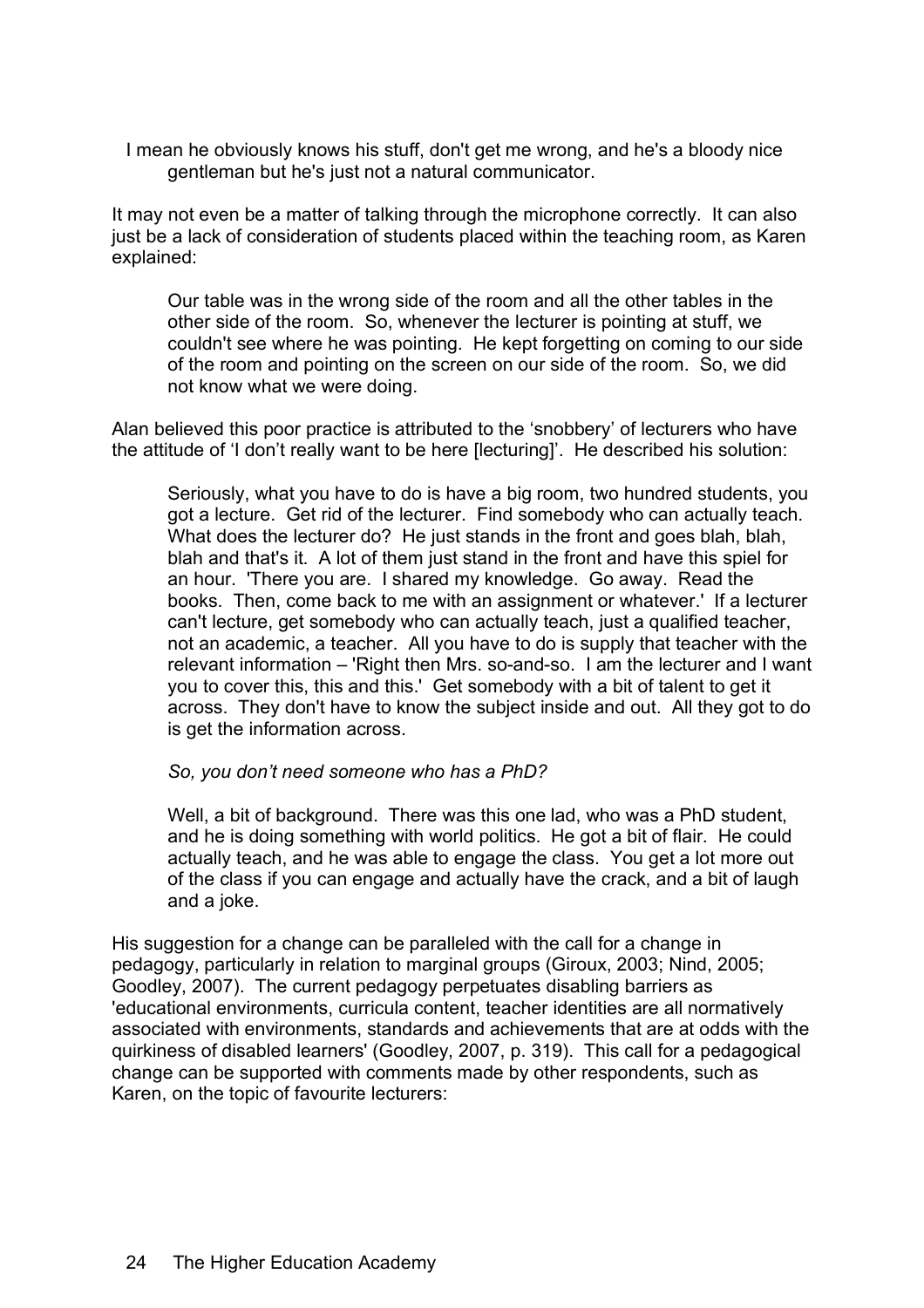I mean he obviously knows his stuff, don't get me wrong, and he's a bloody nice gentleman but he's just not a natural communicator.

It may not even be a matter of talking through the microphone correctly. It can also just be a lack of consideration of students placed within the teaching room, as Karen explained:

> Our table was in the wrong side of the room and all the other tables in the other side of the room. So, whenever the lecturer is pointing at stuff, we couldn't see where he was pointing. He kept forgetting on coming to our side of the room and pointing on the screen on our side of the room. So, we did not know what we were doing.

Alan believed this poor practice is attributed to the 'snobbery' of lecturers who have the attitude of 'I don't really want to be here [lecturing]'. He described his solution:

> Seriously, what you have to do is have a big room, two hundred students, you got a lecture. Get rid of the lecturer. Find somebody who can actually teach. What does the lecturer do? He just stands in the front and goes blah, blah, blah and that's it. A lot of them just stand in the front and have this spiel for an hour. 'There you are. I shared my knowledge. Go away. Read the books. Then, come back to me with an assignment or whatever.' If a lecturer can't lecture, get somebody who can actually teach, just a qualified teacher, not an academic, a teacher. All you have to do is supply that teacher with the relevant information – 'Right then Mrs. so-and-so. I am the lecturer and I want you to cover this, this and this.' Get somebody with a bit of talent to get it across. They don't have to know the subject inside and out. All they got to do is get the information across.
>
> *So, you don't need someone who has a PhD?*
>
> Well, a bit of background. There was this one lad, who was a PhD student, and he is doing something with world politics. He got a bit of flair. He could actually teach, and he was able to engage the class. You get a lot more out of the class if you can engage and actually have the crack, and a bit of laugh and a joke.

His suggestion for a change can be paralleled with the call for a change in pedagogy, particularly in relation to marginal groups (Giroux, 2003; Nind, 2005; Goodley, 2007). The current pedagogy perpetuates disabling barriers as 'educational environments, curricula content, teacher identities are all normatively associated with environments, standards and achievements that are at odds with the quirkiness of disabled learners' (Goodley, 2007, p. 319). This call for a pedagogical change can be supported with comments made by other respondents, such as Karen, on the topic of favourite lecturers: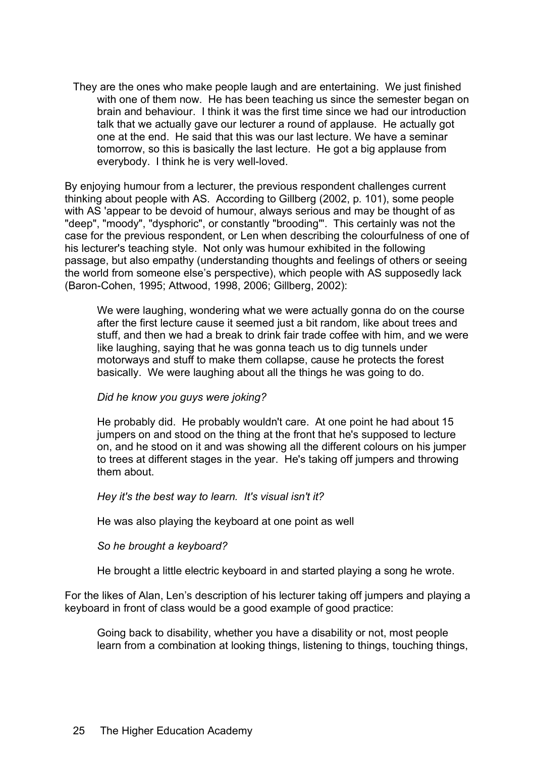> They are the ones who make people laugh and are entertaining. We just finished with one of them now. He has been teaching us since the semester began on brain and behaviour. I think it was the first time since we had our introduction talk that we actually gave our lecturer a round of applause. He actually got one at the end. He said that this was our last lecture. We have a seminar tomorrow, so this is basically the last lecture. He got a big applause from everybody. I think he is very well-loved.

By enjoying humour from a lecturer, the previous respondent challenges current thinking about people with AS. According to Gillberg (2002, p. 101), some people with AS 'appear to be devoid of humour, always serious and may be thought of as "deep", "moody", "dysphoric", or constantly "brooding"'. This certainly was not the case for the previous respondent, or Len when describing the colourfulness of one of his lecturer's teaching style. Not only was humour exhibited in the following passage, but also empathy (understanding thoughts and feelings of others or seeing the world from someone else's perspective), which people with AS supposedly lack (Baron-Cohen, 1995; Attwood, 1998, 2006; Gillberg, 2002):

> We were laughing, wondering what we were actually gonna do on the course after the first lecture cause it seemed just a bit random, like about trees and stuff, and then we had a break to drink fair trade coffee with him, and we were like laughing, saying that he was gonna teach us to dig tunnels under motorways and stuff to make them collapse, cause he protects the forest basically. We were laughing about all the things he was going to do.
>
> *Did he know you guys were joking?*
>
> He probably did. He probably wouldn't care. At one point he had about 15 jumpers on and stood on the thing at the front that he's supposed to lecture on, and he stood on it and was showing all the different colours on his jumper to trees at different stages in the year. He's taking off jumpers and throwing them about.
>
> *Hey it's the best way to learn. It's visual isn't it?*
>
> He was also playing the keyboard at one point as well
>
> *So he brought a keyboard?*
>
> He brought a little electric keyboard in and started playing a song he wrote.

For the likes of Alan, Len's description of his lecturer taking off jumpers and playing a keyboard in front of class would be a good example of good practice:

> Going back to disability, whether you have a disability or not, most people learn from a combination at looking things, listening to things, touching things,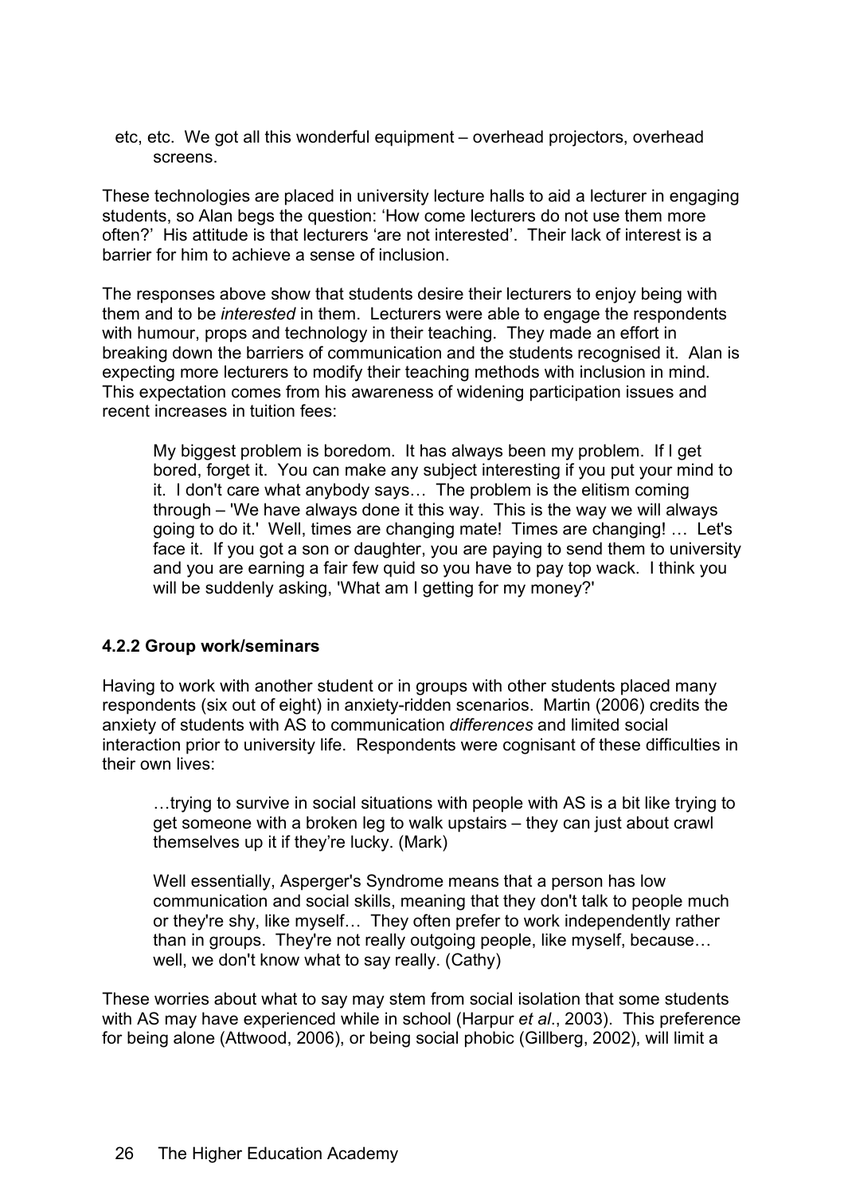etc, etc. We got all this wonderful equipment – overhead projectors, overhead screens.

These technologies are placed in university lecture halls to aid a lecturer in engaging students, so Alan begs the question: 'How come lecturers do not use them more often?' His attitude is that lecturers 'are not interested'. Their lack of interest is a barrier for him to achieve a sense of inclusion.

The responses above show that students desire their lecturers to enjoy being with them and to be *interested* in them. Lecturers were able to engage the respondents with humour, props and technology in their teaching. They made an effort in breaking down the barriers of communication and the students recognised it. Alan is expecting more lecturers to modify their teaching methods with inclusion in mind. This expectation comes from his awareness of widening participation issues and recent increases in tuition fees:

> My biggest problem is boredom. It has always been my problem. If I get bored, forget it. You can make any subject interesting if you put your mind to it. I don't care what anybody says… The problem is the elitism coming through – 'We have always done it this way. This is the way we will always going to do it.' Well, times are changing mate! Times are changing! … Let's face it. If you got a son or daughter, you are paying to send them to university and you are earning a fair few quid so you have to pay top wack. I think you will be suddenly asking, 'What am I getting for my money?'

#### 4.2.2 Group work/seminars

Having to work with another student or in groups with other students placed many respondents (six out of eight) in anxiety-ridden scenarios. Martin (2006) credits the anxiety of students with AS to communication *differences* and limited social interaction prior to university life. Respondents were cognisant of these difficulties in their own lives:

> …trying to survive in social situations with people with AS is a bit like trying to get someone with a broken leg to walk upstairs – they can just about crawl themselves up it if they're lucky. (Mark)

> Well essentially, Asperger's Syndrome means that a person has low communication and social skills, meaning that they don't talk to people much or they're shy, like myself… They often prefer to work independently rather than in groups. They're not really outgoing people, like myself, because… well, we don't know what to say really. (Cathy)

These worries about what to say may stem from social isolation that some students with AS may have experienced while in school (Harpur *et al*., 2003). This preference for being alone (Attwood, 2006), or being social phobic (Gillberg, 2002), will limit a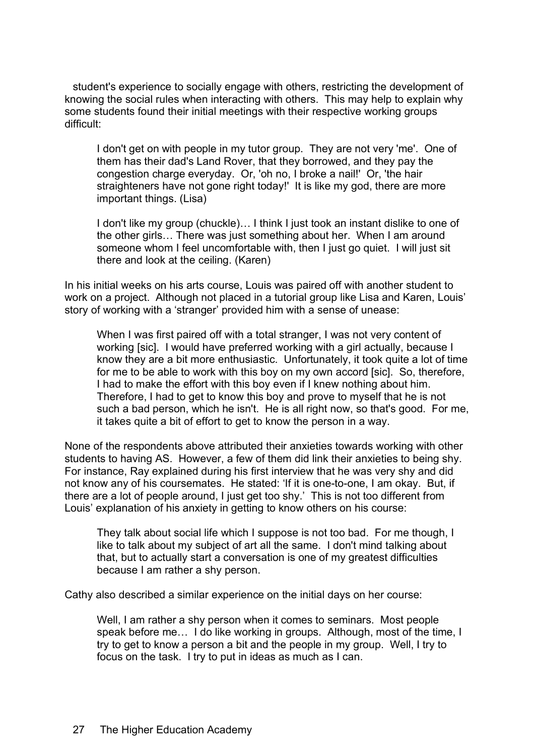student's experience to socially engage with others, restricting the development of knowing the social rules when interacting with others. This may help to explain why some students found their initial meetings with their respective working groups difficult:

> I don't get on with people in my tutor group. They are not very 'me'. One of them has their dad's Land Rover, that they borrowed, and they pay the congestion charge everyday. Or, 'oh no, I broke a nail!' Or, 'the hair straighteners have not gone right today!' It is like my god, there are more important things. (Lisa)

> I don't like my group (chuckle)… I think I just took an instant dislike to one of the other girls… There was just something about her. When I am around someone whom I feel uncomfortable with, then I just go quiet. I will just sit there and look at the ceiling. (Karen)

In his initial weeks on his arts course, Louis was paired off with another student to work on a project. Although not placed in a tutorial group like Lisa and Karen, Louis' story of working with a 'stranger' provided him with a sense of unease:

> When I was first paired off with a total stranger, I was not very content of working [sic]. I would have preferred working with a girl actually, because I know they are a bit more enthusiastic. Unfortunately, it took quite a lot of time for me to be able to work with this boy on my own accord [sic]. So, therefore, I had to make the effort with this boy even if I knew nothing about him. Therefore, I had to get to know this boy and prove to myself that he is not such a bad person, which he isn't. He is all right now, so that's good. For me, it takes quite a bit of effort to get to know the person in a way.

None of the respondents above attributed their anxieties towards working with other students to having AS. However, a few of them did link their anxieties to being shy. For instance, Ray explained during his first interview that he was very shy and did not know any of his coursemates. He stated: 'If it is one-to-one, I am okay. But, if there are a lot of people around, I just get too shy.' This is not too different from Louis' explanation of his anxiety in getting to know others on his course:

> They talk about social life which I suppose is not too bad. For me though, I like to talk about my subject of art all the same. I don't mind talking about that, but to actually start a conversation is one of my greatest difficulties because I am rather a shy person.

Cathy also described a similar experience on the initial days on her course:

> Well, I am rather a shy person when it comes to seminars. Most people speak before me… I do like working in groups. Although, most of the time, I try to get to know a person a bit and the people in my group. Well, I try to focus on the task. I try to put in ideas as much as I can.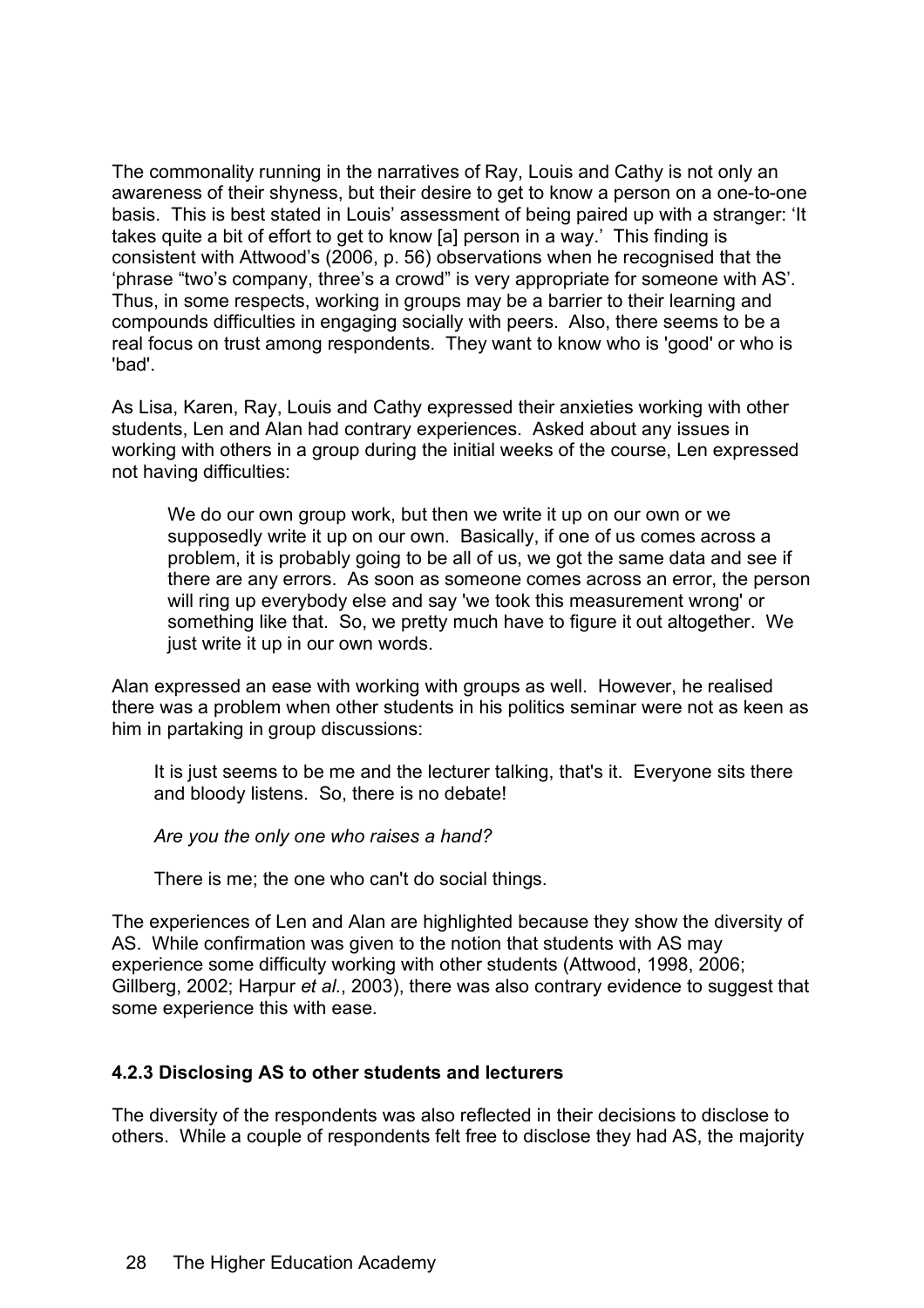The commonality running in the narratives of Ray, Louis and Cathy is not only an awareness of their shyness, but their desire to get to know a person on a one-to-one basis. This is best stated in Louis' assessment of being paired up with a stranger: 'It takes quite a bit of effort to get to know [a] person in a way.' This finding is consistent with Attwood's (2006, p. 56) observations when he recognised that the 'phrase "two's company, three's a crowd" is very appropriate for someone with AS'. Thus, in some respects, working in groups may be a barrier to their learning and compounds difficulties in engaging socially with peers. Also, there seems to be a real focus on trust among respondents. They want to know who is 'good' or who is 'bad'.

As Lisa, Karen, Ray, Louis and Cathy expressed their anxieties working with other students, Len and Alan had contrary experiences. Asked about any issues in working with others in a group during the initial weeks of the course, Len expressed not having difficulties:

> We do our own group work, but then we write it up on our own or we supposedly write it up on our own. Basically, if one of us comes across a problem, it is probably going to be all of us, we got the same data and see if there are any errors. As soon as someone comes across an error, the person will ring up everybody else and say 'we took this measurement wrong' or something like that. So, we pretty much have to figure it out altogether. We just write it up in our own words.

Alan expressed an ease with working with groups as well. However, he realised there was a problem when other students in his politics seminar were not as keen as him in partaking in group discussions:

> It is just seems to be me and the lecturer talking, that's it. Everyone sits there and bloody listens. So, there is no debate!
>
> *Are you the only one who raises a hand?*
>
> There is me; the one who can't do social things.

The experiences of Len and Alan are highlighted because they show the diversity of AS. While confirmation was given to the notion that students with AS may experience some difficulty working with other students (Attwood, 1998, 2006; Gillberg, 2002; Harpur *et al.*, 2003), there was also contrary evidence to suggest that some experience this with ease.

### 4.2.3 Disclosing AS to other students and lecturers

The diversity of the respondents was also reflected in their decisions to disclose to others. While a couple of respondents felt free to disclose they had AS, the majority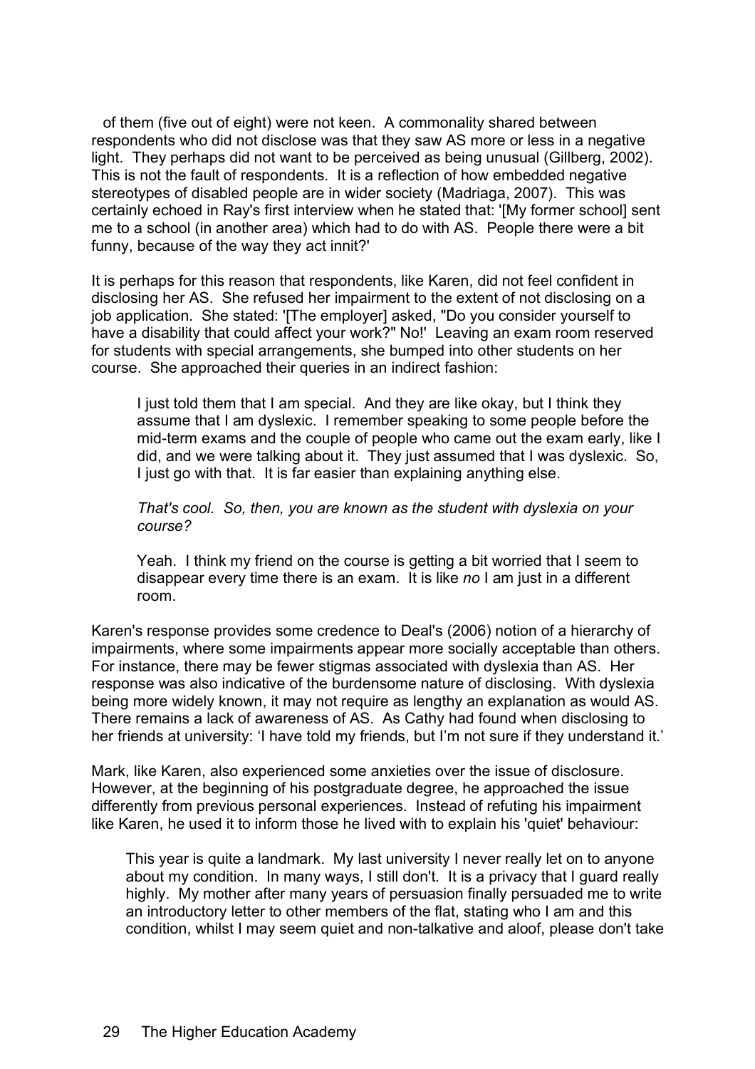of them (five out of eight) were not keen. A commonality shared between respondents who did not disclose was that they saw AS more or less in a negative light. They perhaps did not want to be perceived as being unusual (Gillberg, 2002). This is not the fault of respondents. It is a reflection of how embedded negative stereotypes of disabled people are in wider society (Madriaga, 2007). This was certainly echoed in Ray's first interview when he stated that: '[My former school] sent me to a school (in another area) which had to do with AS. People there were a bit funny, because of the way they act innit?'

It is perhaps for this reason that respondents, like Karen, did not feel confident in disclosing her AS. She refused her impairment to the extent of not disclosing on a job application. She stated: '[The employer] asked, "Do you consider yourself to have a disability that could affect your work?" No!' Leaving an exam room reserved for students with special arrangements, she bumped into other students on her course. She approached their queries in an indirect fashion:

> I just told them that I am special. And they are like okay, but I think they assume that I am dyslexic. I remember speaking to some people before the mid-term exams and the couple of people who came out the exam early, like I did, and we were talking about it. They just assumed that I was dyslexic. So, I just go with that. It is far easier than explaining anything else.
>
> *That's cool. So, then, you are known as the student with dyslexia on your course?*
>
> Yeah. I think my friend on the course is getting a bit worried that I seem to disappear every time there is an exam. It is like *no* I am just in a different room.

Karen's response provides some credence to Deal's (2006) notion of a hierarchy of impairments, where some impairments appear more socially acceptable than others. For instance, there may be fewer stigmas associated with dyslexia than AS. Her response was also indicative of the burdensome nature of disclosing. With dyslexia being more widely known, it may not require as lengthy an explanation as would AS. There remains a lack of awareness of AS. As Cathy had found when disclosing to her friends at university: 'I have told my friends, but I'm not sure if they understand it.'

Mark, like Karen, also experienced some anxieties over the issue of disclosure. However, at the beginning of his postgraduate degree, he approached the issue differently from previous personal experiences. Instead of refuting his impairment like Karen, he used it to inform those he lived with to explain his 'quiet' behaviour:

> This year is quite a landmark. My last university I never really let on to anyone about my condition. In many ways, I still don't. It is a privacy that I guard really highly. My mother after many years of persuasion finally persuaded me to write an introductory letter to other members of the flat, stating who I am and this condition, whilst I may seem quiet and non-talkative and aloof, please don't take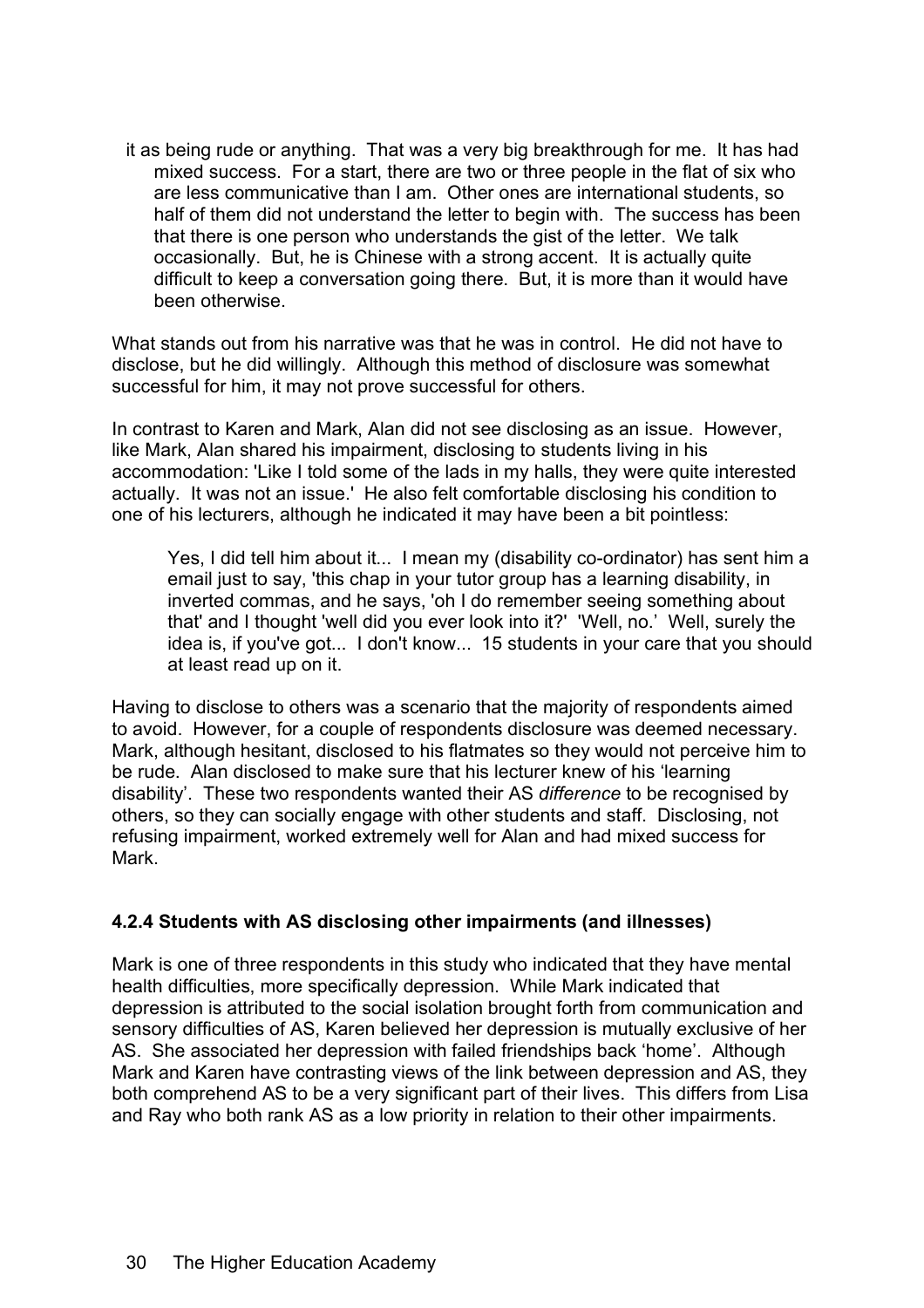> it as being rude or anything. That was a very big breakthrough for me. It has had mixed success. For a start, there are two or three people in the flat of six who are less communicative than I am. Other ones are international students, so half of them did not understand the letter to begin with. The success has been that there is one person who understands the gist of the letter. We talk occasionally. But, he is Chinese with a strong accent. It is actually quite difficult to keep a conversation going there. But, it is more than it would have been otherwise.

What stands out from his narrative was that he was in control. He did not have to disclose, but he did willingly. Although this method of disclosure was somewhat successful for him, it may not prove successful for others.

In contrast to Karen and Mark, Alan did not see disclosing as an issue. However, like Mark, Alan shared his impairment, disclosing to students living in his accommodation: 'Like I told some of the lads in my halls, they were quite interested actually. It was not an issue.' He also felt comfortable disclosing his condition to one of his lecturers, although he indicated it may have been a bit pointless:

> Yes, I did tell him about it... I mean my (disability co-ordinator) has sent him a email just to say, 'this chap in your tutor group has a learning disability, in inverted commas, and he says, 'oh I do remember seeing something about that' and I thought 'well did you ever look into it?' 'Well, no.' Well, surely the idea is, if you've got... I don't know... 15 students in your care that you should at least read up on it.

Having to disclose to others was a scenario that the majority of respondents aimed to avoid. However, for a couple of respondents disclosure was deemed necessary. Mark, although hesitant, disclosed to his flatmates so they would not perceive him to be rude. Alan disclosed to make sure that his lecturer knew of his 'learning disability'. These two respondents wanted their AS *difference* to be recognised by others, so they can socially engage with other students and staff. Disclosing, not refusing impairment, worked extremely well for Alan and had mixed success for Mark.

#### 4.2.4 Students with AS disclosing other impairments (and illnesses)

Mark is one of three respondents in this study who indicated that they have mental health difficulties, more specifically depression. While Mark indicated that depression is attributed to the social isolation brought forth from communication and sensory difficulties of AS, Karen believed her depression is mutually exclusive of her AS. She associated her depression with failed friendships back 'home'. Although Mark and Karen have contrasting views of the link between depression and AS, they both comprehend AS to be a very significant part of their lives. This differs from Lisa and Ray who both rank AS as a low priority in relation to their other impairments.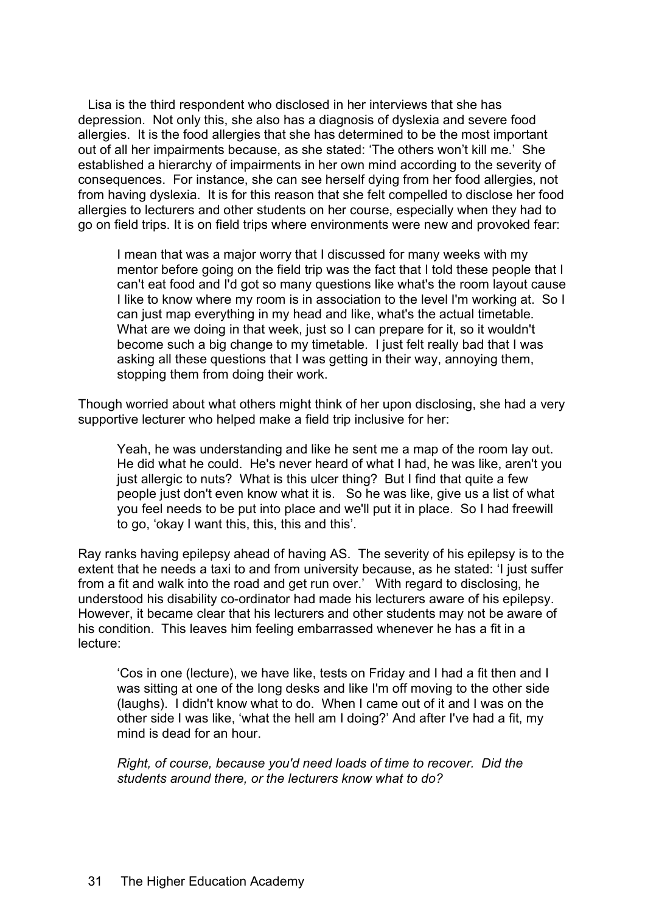Lisa is the third respondent who disclosed in her interviews that she has depression. Not only this, she also has a diagnosis of dyslexia and severe food allergies. It is the food allergies that she has determined to be the most important out of all her impairments because, as she stated: 'The others won't kill me.' She established a hierarchy of impairments in her own mind according to the severity of consequences. For instance, she can see herself dying from her food allergies, not from having dyslexia. It is for this reason that she felt compelled to disclose her food allergies to lecturers and other students on her course, especially when they had to go on field trips. It is on field trips where environments were new and provoked fear:

> I mean that was a major worry that I discussed for many weeks with my mentor before going on the field trip was the fact that I told these people that I can't eat food and I'd got so many questions like what's the room layout cause I like to know where my room is in association to the level I'm working at. So I can just map everything in my head and like, what's the actual timetable. What are we doing in that week, just so I can prepare for it, so it wouldn't become such a big change to my timetable. I just felt really bad that I was asking all these questions that I was getting in their way, annoying them, stopping them from doing their work.

Though worried about what others might think of her upon disclosing, she had a very supportive lecturer who helped make a field trip inclusive for her:

> Yeah, he was understanding and like he sent me a map of the room lay out. He did what he could. He's never heard of what I had, he was like, aren't you just allergic to nuts? What is this ulcer thing? But I find that quite a few people just don't even know what it is. So he was like, give us a list of what you feel needs to be put into place and we'll put it in place. So I had freewill to go, 'okay I want this, this, this and this'.

Ray ranks having epilepsy ahead of having AS. The severity of his epilepsy is to the extent that he needs a taxi to and from university because, as he stated: 'I just suffer from a fit and walk into the road and get run over.' With regard to disclosing, he understood his disability co-ordinator had made his lecturers aware of his epilepsy. However, it became clear that his lecturers and other students may not be aware of his condition. This leaves him feeling embarrassed whenever he has a fit in a lecture:

> 'Cos in one (lecture), we have like, tests on Friday and I had a fit then and I was sitting at one of the long desks and like I'm off moving to the other side (laughs). I didn't know what to do. When I came out of it and I was on the other side I was like, 'what the hell am I doing?' And after I've had a fit, my mind is dead for an hour.
>
> *Right, of course, because you'd need loads of time to recover. Did the students around there, or the lecturers know what to do?*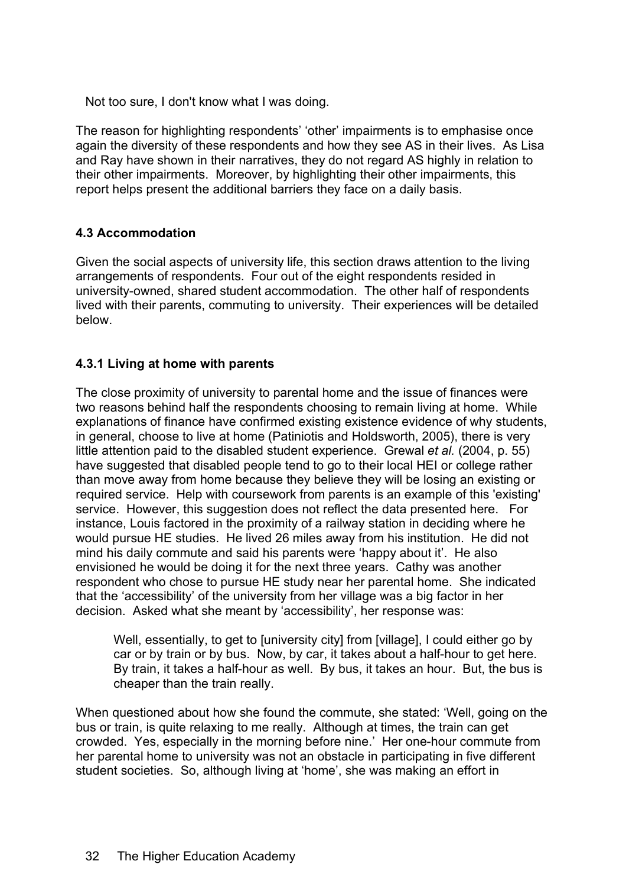Not too sure, I don't know what I was doing.

The reason for highlighting respondents' 'other' impairments is to emphasise once again the diversity of these respondents and how they see AS in their lives. As Lisa and Ray have shown in their narratives, they do not regard AS highly in relation to their other impairments. Moreover, by highlighting their other impairments, this report helps present the additional barriers they face on a daily basis.

### 4.3 Accommodation

Given the social aspects of university life, this section draws attention to the living arrangements of respondents. Four out of the eight respondents resided in university-owned, shared student accommodation. The other half of respondents lived with their parents, commuting to university. Their experiences will be detailed below.

#### 4.3.1 Living at home with parents

The close proximity of university to parental home and the issue of finances were two reasons behind half the respondents choosing to remain living at home. While explanations of finance have confirmed existing existence evidence of why students, in general, choose to live at home (Patiniotis and Holdsworth, 2005), there is very little attention paid to the disabled student experience. Grewal *et al.* (2004, p. 55) have suggested that disabled people tend to go to their local HEI or college rather than move away from home because they believe they will be losing an existing or required service. Help with coursework from parents is an example of this 'existing' service. However, this suggestion does not reflect the data presented here. For instance, Louis factored in the proximity of a railway station in deciding where he would pursue HE studies. He lived 26 miles away from his institution. He did not mind his daily commute and said his parents were 'happy about it'. He also envisioned he would be doing it for the next three years. Cathy was another respondent who chose to pursue HE study near her parental home. She indicated that the 'accessibility' of the university from her village was a big factor in her decision. Asked what she meant by 'accessibility', her response was:

> Well, essentially, to get to [university city] from [village], I could either go by car or by train or by bus. Now, by car, it takes about a half-hour to get here. By train, it takes a half-hour as well. By bus, it takes an hour. But, the bus is cheaper than the train really.

When questioned about how she found the commute, she stated: 'Well, going on the bus or train, is quite relaxing to me really. Although at times, the train can get crowded. Yes, especially in the morning before nine.' Her one-hour commute from her parental home to university was not an obstacle in participating in five different student societies. So, although living at 'home', she was making an effort in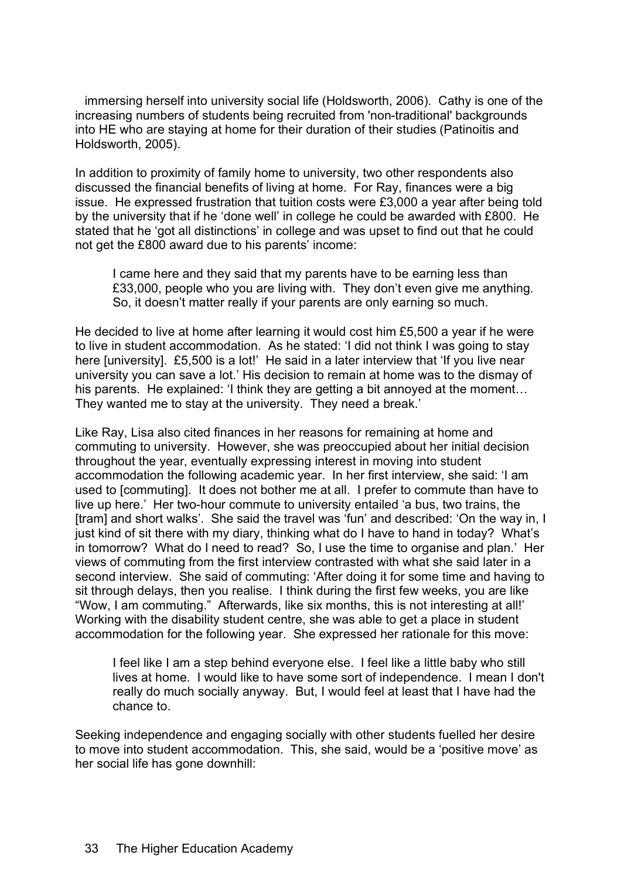immersing herself into university social life (Holdsworth, 2006). Cathy is one of the increasing numbers of students being recruited from 'non-traditional' backgrounds into HE who are staying at home for their duration of their studies (Patinoitis and Holdsworth, 2005).

In addition to proximity of family home to university, two other respondents also discussed the financial benefits of living at home. For Ray, finances were a big issue. He expressed frustration that tuition costs were £3,000 a year after being told by the university that if he 'done well' in college he could be awarded with £800. He stated that he 'got all distinctions' in college and was upset to find out that he could not get the £800 award due to his parents' income:

> I came here and they said that my parents have to be earning less than £33,000, people who you are living with. They don't even give me anything. So, it doesn't matter really if your parents are only earning so much.

He decided to live at home after learning it would cost him £5,500 a year if he were to live in student accommodation. As he stated: 'I did not think I was going to stay here [university]. £5,500 is a lot!' He said in a later interview that 'If you live near university you can save a lot.' His decision to remain at home was to the dismay of his parents. He explained: 'I think they are getting a bit annoyed at the moment… They wanted me to stay at the university. They need a break.'

Like Ray, Lisa also cited finances in her reasons for remaining at home and commuting to university. However, she was preoccupied about her initial decision throughout the year, eventually expressing interest in moving into student accommodation the following academic year. In her first interview, she said: 'I am used to [commuting]. It does not bother me at all. I prefer to commute than have to live up here.' Her two-hour commute to university entailed 'a bus, two trains, the [tram] and short walks'. She said the travel was 'fun' and described: 'On the way in, I just kind of sit there with my diary, thinking what do I have to hand in today? What's in tomorrow? What do I need to read? So, I use the time to organise and plan.' Her views of commuting from the first interview contrasted with what she said later in a second interview. She said of commuting: 'After doing it for some time and having to sit through delays, then you realise. I think during the first few weeks, you are like "Wow, I am commuting." Afterwards, like six months, this is not interesting at all!' Working with the disability student centre, she was able to get a place in student accommodation for the following year. She expressed her rationale for this move:

> I feel like I am a step behind everyone else. I feel like a little baby who still lives at home. I would like to have some sort of independence. I mean I don't really do much socially anyway. But, I would feel at least that I have had the chance to.

Seeking independence and engaging socially with other students fuelled her desire to move into student accommodation. This, she said, would be a 'positive move' as her social life has gone downhill: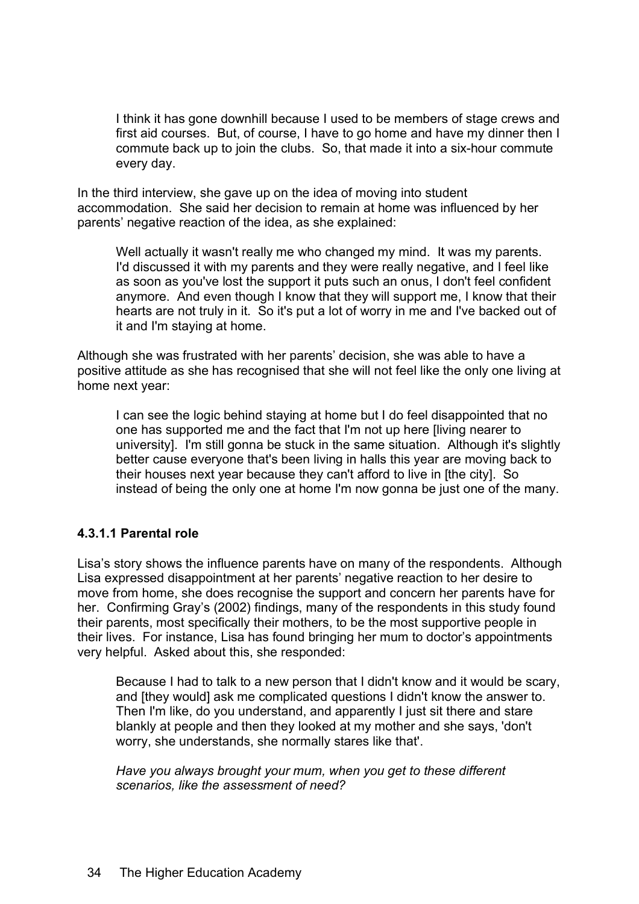> I think it has gone downhill because I used to be members of stage crews and first aid courses. But, of course, I have to go home and have my dinner then I commute back up to join the clubs. So, that made it into a six-hour commute every day.

In the third interview, she gave up on the idea of moving into student accommodation. She said her decision to remain at home was influenced by her parents' negative reaction of the idea, as she explained:

> Well actually it wasn't really me who changed my mind. It was my parents. I'd discussed it with my parents and they were really negative, and I feel like as soon as you've lost the support it puts such an onus, I don't feel confident anymore. And even though I know that they will support me, I know that their hearts are not truly in it. So it's put a lot of worry in me and I've backed out of it and I'm staying at home.

Although she was frustrated with her parents' decision, she was able to have a positive attitude as she has recognised that she will not feel like the only one living at home next year:

> I can see the logic behind staying at home but I do feel disappointed that no one has supported me and the fact that I'm not up here [living nearer to university]. I'm still gonna be stuck in the same situation. Although it's slightly better cause everyone that's been living in halls this year are moving back to their houses next year because they can't afford to live in [the city]. So instead of being the only one at home I'm now gonna be just one of the many.

#### 4.3.1.1 Parental role

Lisa's story shows the influence parents have on many of the respondents. Although Lisa expressed disappointment at her parents' negative reaction to her desire to move from home, she does recognise the support and concern her parents have for her. Confirming Gray's (2002) findings, many of the respondents in this study found their parents, most specifically their mothers, to be the most supportive people in their lives. For instance, Lisa has found bringing her mum to doctor's appointments very helpful. Asked about this, she responded:

> Because I had to talk to a new person that I didn't know and it would be scary, and [they would] ask me complicated questions I didn't know the answer to. Then I'm like, do you understand, and apparently I just sit there and stare blankly at people and then they looked at my mother and she says, 'don't worry, she understands, she normally stares like that'.
>
> *Have you always brought your mum, when you get to these different scenarios, like the assessment of need?*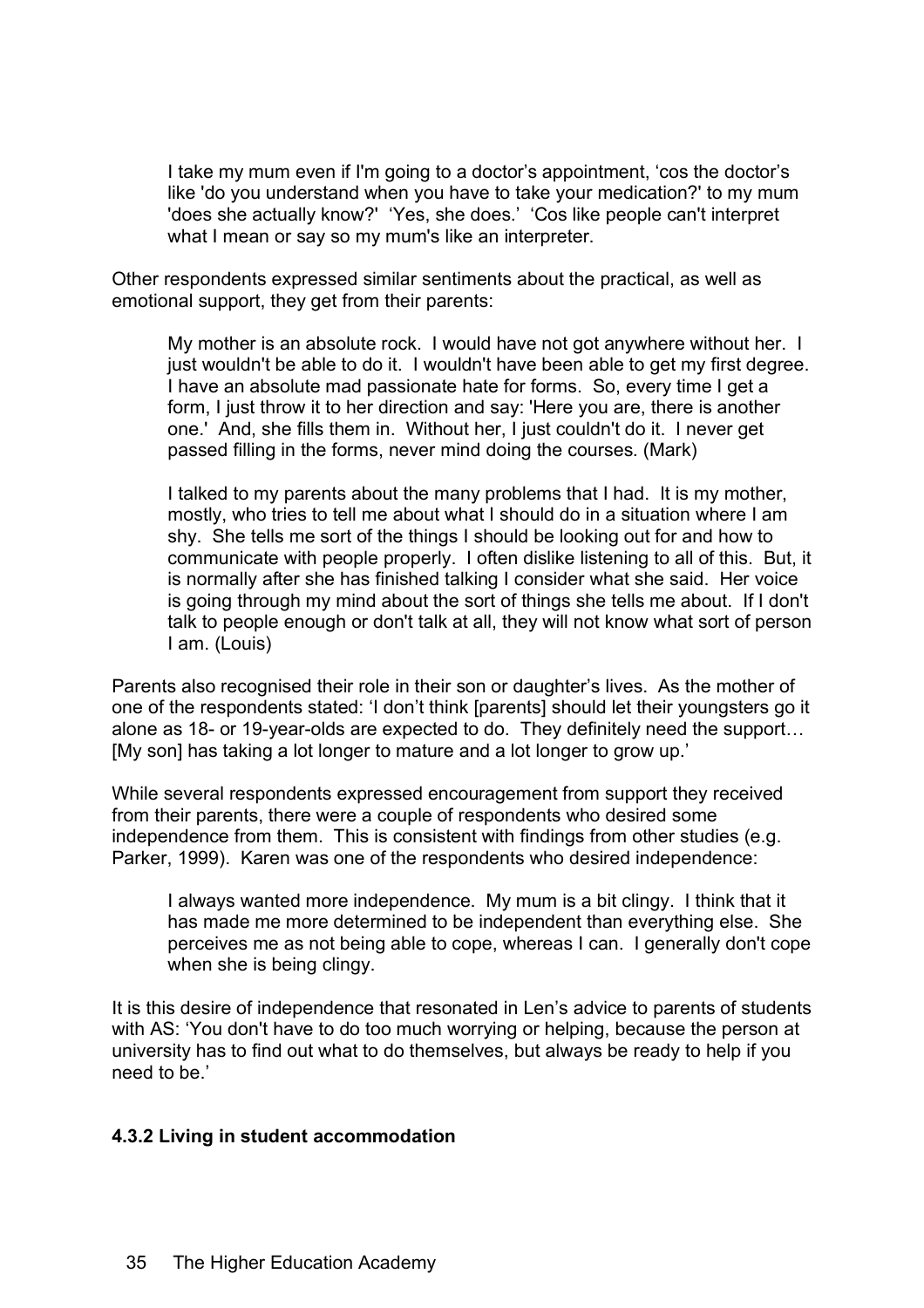> I take my mum even if I'm going to a doctor's appointment, 'cos the doctor's like 'do you understand when you have to take your medication?' to my mum 'does she actually know?' 'Yes, she does.' 'Cos like people can't interpret what I mean or say so my mum's like an interpreter.

Other respondents expressed similar sentiments about the practical, as well as emotional support, they get from their parents:

> My mother is an absolute rock. I would have not got anywhere without her. I just wouldn't be able to do it. I wouldn't have been able to get my first degree. I have an absolute mad passionate hate for forms. So, every time I get a form, I just throw it to her direction and say: 'Here you are, there is another one.' And, she fills them in. Without her, I just couldn't do it. I never get passed filling in the forms, never mind doing the courses. (Mark)

> I talked to my parents about the many problems that I had. It is my mother, mostly, who tries to tell me about what I should do in a situation where I am shy. She tells me sort of the things I should be looking out for and how to communicate with people properly. I often dislike listening to all of this. But, it is normally after she has finished talking I consider what she said. Her voice is going through my mind about the sort of things she tells me about. If I don't talk to people enough or don't talk at all, they will not know what sort of person I am. (Louis)

Parents also recognised their role in their son or daughter's lives. As the mother of one of the respondents stated: 'I don't think [parents] should let their youngsters go it alone as 18- or 19-year-olds are expected to do. They definitely need the support… [My son] has taking a lot longer to mature and a lot longer to grow up.'

While several respondents expressed encouragement from support they received from their parents, there were a couple of respondents who desired some independence from them. This is consistent with findings from other studies (e.g. Parker, 1999). Karen was one of the respondents who desired independence:

> I always wanted more independence. My mum is a bit clingy. I think that it has made me more determined to be independent than everything else. She perceives me as not being able to cope, whereas I can. I generally don't cope when she is being clingy.

It is this desire of independence that resonated in Len's advice to parents of students with AS: 'You don't have to do too much worrying or helping, because the person at university has to find out what to do themselves, but always be ready to help if you need to be.'

#### 4.3.2 Living in student accommodation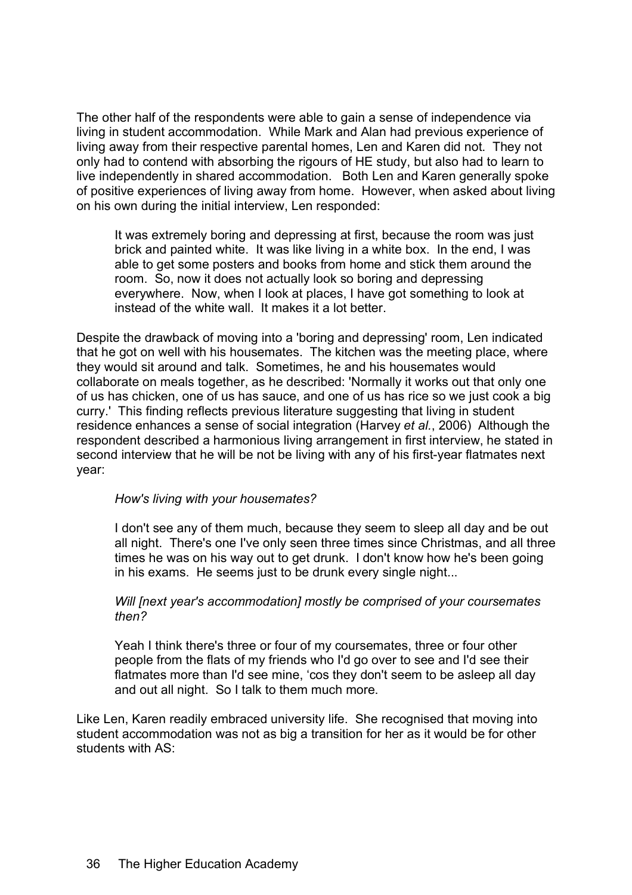The other half of the respondents were able to gain a sense of independence via living in student accommodation. While Mark and Alan had previous experience of living away from their respective parental homes, Len and Karen did not. They not only had to contend with absorbing the rigours of HE study, but also had to learn to live independently in shared accommodation. Both Len and Karen generally spoke of positive experiences of living away from home. However, when asked about living on his own during the initial interview, Len responded:

> It was extremely boring and depressing at first, because the room was just brick and painted white. It was like living in a white box. In the end, I was able to get some posters and books from home and stick them around the room. So, now it does not actually look so boring and depressing everywhere. Now, when I look at places, I have got something to look at instead of the white wall. It makes it a lot better.

Despite the drawback of moving into a 'boring and depressing' room, Len indicated that he got on well with his housemates. The kitchen was the meeting place, where they would sit around and talk. Sometimes, he and his housemates would collaborate on meals together, as he described: 'Normally it works out that only one of us has chicken, one of us has sauce, and one of us has rice so we just cook a big curry.' This finding reflects previous literature suggesting that living in student residence enhances a sense of social integration (Harvey *et al.*, 2006) Although the respondent described a harmonious living arrangement in first interview, he stated in second interview that he will be not be living with any of his first-year flatmates next year:

> *How's living with your housemates?*
>
> I don't see any of them much, because they seem to sleep all day and be out all night. There's one I've only seen three times since Christmas, and all three times he was on his way out to get drunk. I don't know how he's been going in his exams. He seems just to be drunk every single night...
>
> *Will [next year's accommodation] mostly be comprised of your coursemates then?*
>
> Yeah I think there's three or four of my coursemates, three or four other people from the flats of my friends who I'd go over to see and I'd see their flatmates more than I'd see mine, 'cos they don't seem to be asleep all day and out all night. So I talk to them much more.

Like Len, Karen readily embraced university life. She recognised that moving into student accommodation was not as big a transition for her as it would be for other students with AS: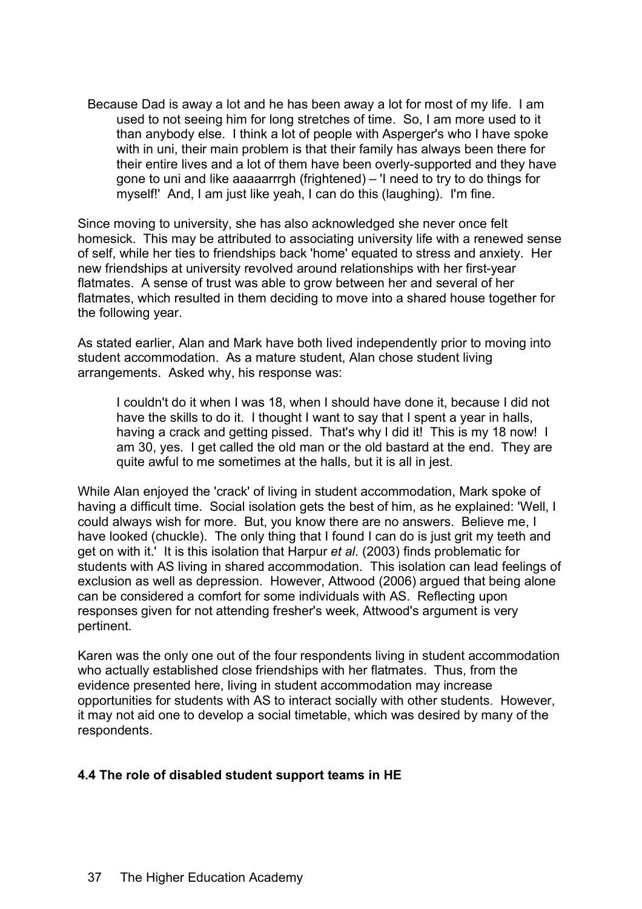> Because Dad is away a lot and he has been away a lot for most of my life. I am used to not seeing him for long stretches of time. So, I am more used to it than anybody else. I think a lot of people with Asperger's who I have spoke with in uni, their main problem is that their family has always been there for their entire lives and a lot of them have been overly-supported and they have gone to uni and like aaaaarrrgh (frightened) – 'I need to try to do things for myself!' And, I am just like yeah, I can do this (laughing). I'm fine.

Since moving to university, she has also acknowledged she never once felt homesick. This may be attributed to associating university life with a renewed sense of self, while her ties to friendships back 'home' equated to stress and anxiety. Her new friendships at university revolved around relationships with her first-year flatmates. A sense of trust was able to grow between her and several of her flatmates, which resulted in them deciding to move into a shared house together for the following year.

As stated earlier, Alan and Mark have both lived independently prior to moving into student accommodation. As a mature student, Alan chose student living arrangements. Asked why, his response was:

> I couldn't do it when I was 18, when I should have done it, because I did not have the skills to do it. I thought I want to say that I spent a year in halls, having a crack and getting pissed. That's why I did it! This is my 18 now! I am 30, yes. I get called the old man or the old bastard at the end. They are quite awful to me sometimes at the halls, but it is all in jest.

While Alan enjoyed the 'crack' of living in student accommodation, Mark spoke of having a difficult time. Social isolation gets the best of him, as he explained: 'Well, I could always wish for more. But, you know there are no answers. Believe me, I have looked (chuckle). The only thing that I found I can do is just grit my teeth and get on with it.' It is this isolation that Harpur *et al*. (2003) finds problematic for students with AS living in shared accommodation. This isolation can lead feelings of exclusion as well as depression. However, Attwood (2006) argued that being alone can be considered a comfort for some individuals with AS. Reflecting upon responses given for not attending fresher's week, Attwood's argument is very pertinent.

Karen was the only one out of the four respondents living in student accommodation who actually established close friendships with her flatmates. Thus, from the evidence presented here, living in student accommodation may increase opportunities for students with AS to interact socially with other students. However, it may not aid one to develop a social timetable, which was desired by many of the respondents.

### 4.4 The role of disabled student support teams in HE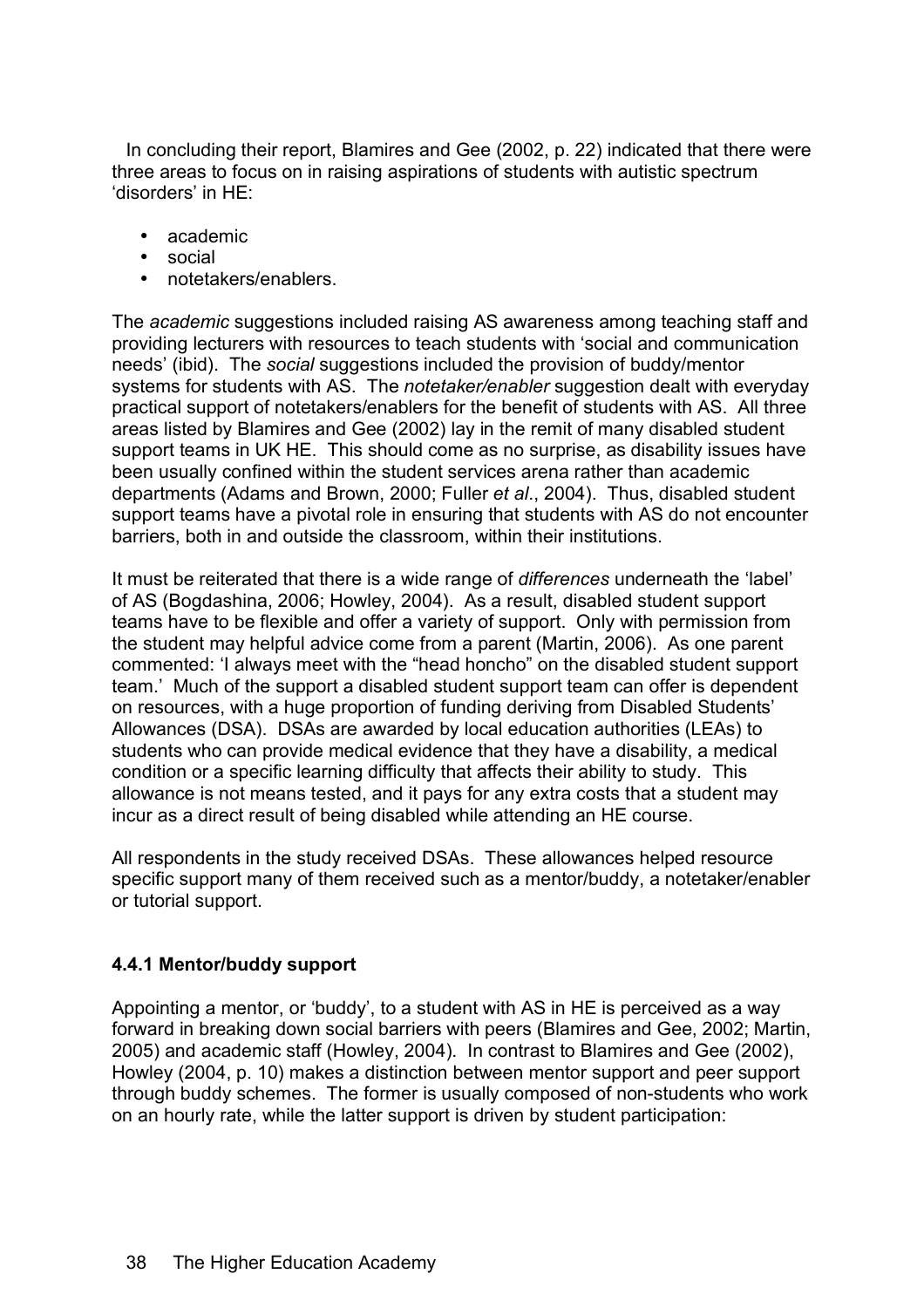In concluding their report, Blamires and Gee (2002, p. 22) indicated that there were three areas to focus on in raising aspirations of students with autistic spectrum ‘disorders’ in HE:

- academic
- social
- notetakers/enablers.

The *academic* suggestions included raising AS awareness among teaching staff and providing lecturers with resources to teach students with ‘social and communication needs’ (ibid). The *social* suggestions included the provision of buddy/mentor systems for students with AS. The *notetaker/enabler* suggestion dealt with everyday practical support of notetakers/enablers for the benefit of students with AS. All three areas listed by Blamires and Gee (2002) lay in the remit of many disabled student support teams in UK HE. This should come as no surprise, as disability issues have been usually confined within the student services arena rather than academic departments (Adams and Brown, 2000; Fuller *et al*., 2004). Thus, disabled student support teams have a pivotal role in ensuring that students with AS do not encounter barriers, both in and outside the classroom, within their institutions.

It must be reiterated that there is a wide range of *differences* underneath the ‘label’ of AS (Bogdashina, 2006; Howley, 2004). As a result, disabled student support teams have to be flexible and offer a variety of support. Only with permission from the student may helpful advice come from a parent (Martin, 2006). As one parent commented: ‘I always meet with the “head honcho” on the disabled student support team.’ Much of the support a disabled student support team can offer is dependent on resources, with a huge proportion of funding deriving from Disabled Students’ Allowances (DSA). DSAs are awarded by local education authorities (LEAs) to students who can provide medical evidence that they have a disability, a medical condition or a specific learning difficulty that affects their ability to study. This allowance is not means tested, and it pays for any extra costs that a student may incur as a direct result of being disabled while attending an HE course.

All respondents in the study received DSAs. These allowances helped resource specific support many of them received such as a mentor/buddy, a notetaker/enabler or tutorial support.

#### 4.4.1 Mentor/buddy support

Appointing a mentor, or ‘buddy’, to a student with AS in HE is perceived as a way forward in breaking down social barriers with peers (Blamires and Gee, 2002; Martin, 2005) and academic staff (Howley, 2004). In contrast to Blamires and Gee (2002), Howley (2004, p. 10) makes a distinction between mentor support and peer support through buddy schemes. The former is usually composed of non-students who work on an hourly rate, while the latter support is driven by student participation: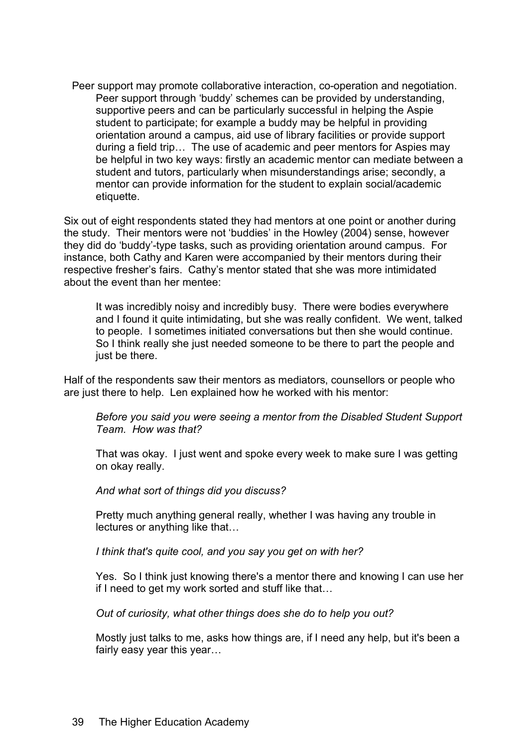> Peer support may promote collaborative interaction, co-operation and negotiation. Peer support through 'buddy' schemes can be provided by understanding, supportive peers and can be particularly successful in helping the Aspie student to participate; for example a buddy may be helpful in providing orientation around a campus, aid use of library facilities or provide support during a field trip… The use of academic and peer mentors for Aspies may be helpful in two key ways: firstly an academic mentor can mediate between a student and tutors, particularly when misunderstandings arise; secondly, a mentor can provide information for the student to explain social/academic etiquette.

Six out of eight respondents stated they had mentors at one point or another during the study. Their mentors were not 'buddies' in the Howley (2004) sense, however they did do 'buddy'-type tasks, such as providing orientation around campus. For instance, both Cathy and Karen were accompanied by their mentors during their respective fresher's fairs. Cathy's mentor stated that she was more intimidated about the event than her mentee:

> It was incredibly noisy and incredibly busy. There were bodies everywhere and I found it quite intimidating, but she was really confident. We went, talked to people. I sometimes initiated conversations but then she would continue. So I think really she just needed someone to be there to part the people and just be there.

Half of the respondents saw their mentors as mediators, counsellors or people who are just there to help. Len explained how he worked with his mentor:

> *Before you said you were seeing a mentor from the Disabled Student Support Team. How was that?*
>
> That was okay. I just went and spoke every week to make sure I was getting on okay really.
>
> *And what sort of things did you discuss?*
>
> Pretty much anything general really, whether I was having any trouble in lectures or anything like that…
>
> *I think that's quite cool, and you say you get on with her?*
>
> Yes. So I think just knowing there's a mentor there and knowing I can use her if I need to get my work sorted and stuff like that…
>
> *Out of curiosity, what other things does she do to help you out?*
>
> Mostly just talks to me, asks how things are, if I need any help, but it's been a fairly easy year this year…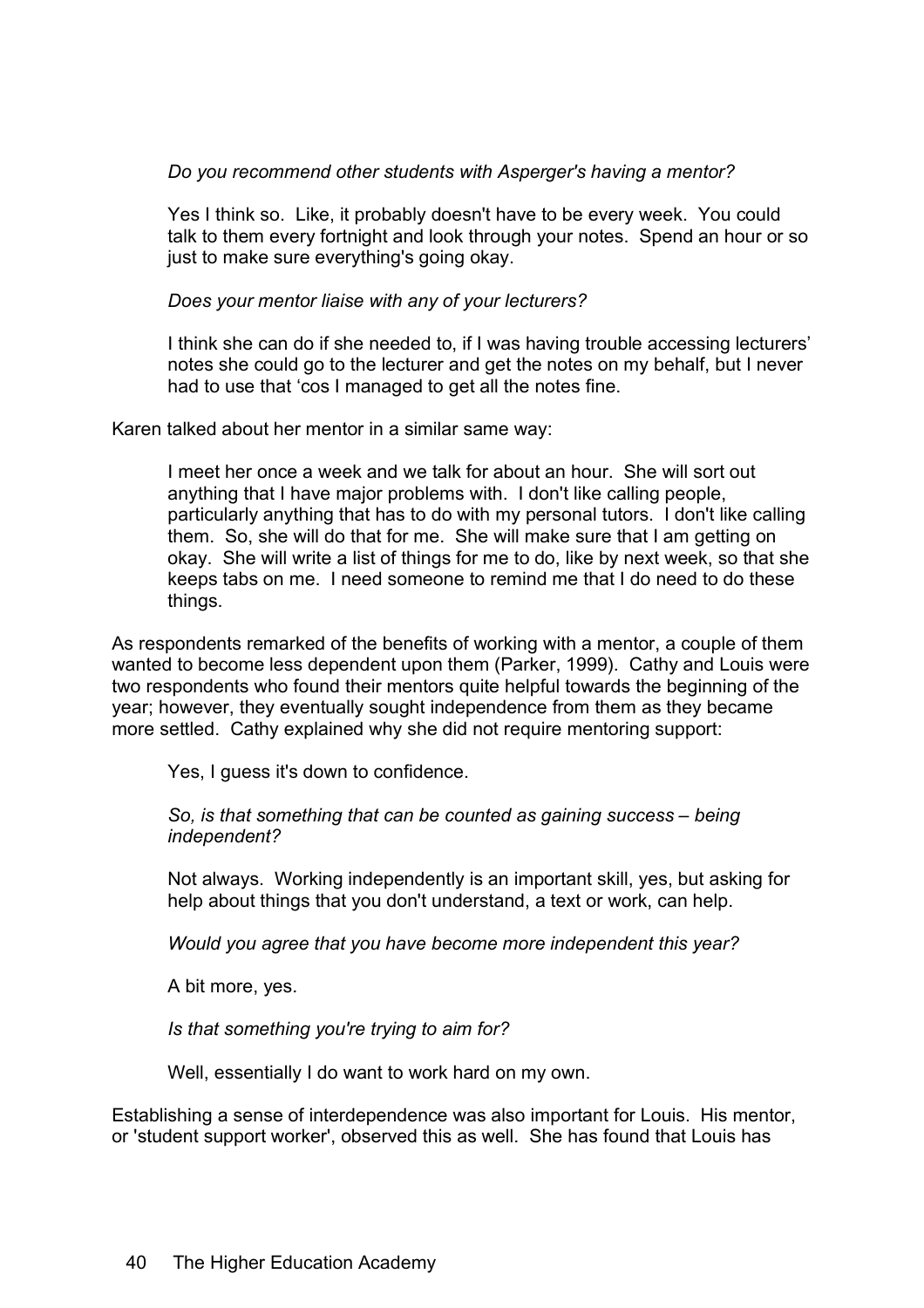> *Do you recommend other students with Asperger's having a mentor?*
>
> Yes I think so. Like, it probably doesn't have to be every week. You could talk to them every fortnight and look through your notes. Spend an hour or so just to make sure everything's going okay.
>
> *Does your mentor liaise with any of your lecturers?*
>
> I think she can do if she needed to, if I was having trouble accessing lecturers' notes she could go to the lecturer and get the notes on my behalf, but I never had to use that 'cos I managed to get all the notes fine.

Karen talked about her mentor in a similar same way:

> I meet her once a week and we talk for about an hour. She will sort out anything that I have major problems with. I don't like calling people, particularly anything that has to do with my personal tutors. I don't like calling them. So, she will do that for me. She will make sure that I am getting on okay. She will write a list of things for me to do, like by next week, so that she keeps tabs on me. I need someone to remind me that I do need to do these things.

As respondents remarked of the benefits of working with a mentor, a couple of them wanted to become less dependent upon them (Parker, 1999). Cathy and Louis were two respondents who found their mentors quite helpful towards the beginning of the year; however, they eventually sought independence from them as they became more settled. Cathy explained why she did not require mentoring support:

> Yes, I guess it's down to confidence.
>
> *So, is that something that can be counted as gaining success – being independent?*
>
> Not always. Working independently is an important skill, yes, but asking for help about things that you don't understand, a text or work, can help.
>
> *Would you agree that you have become more independent this year?*
>
> A bit more, yes.
>
> *Is that something you're trying to aim for?*
>
> Well, essentially I do want to work hard on my own.

Establishing a sense of interdependence was also important for Louis. His mentor, or 'student support worker', observed this as well. She has found that Louis has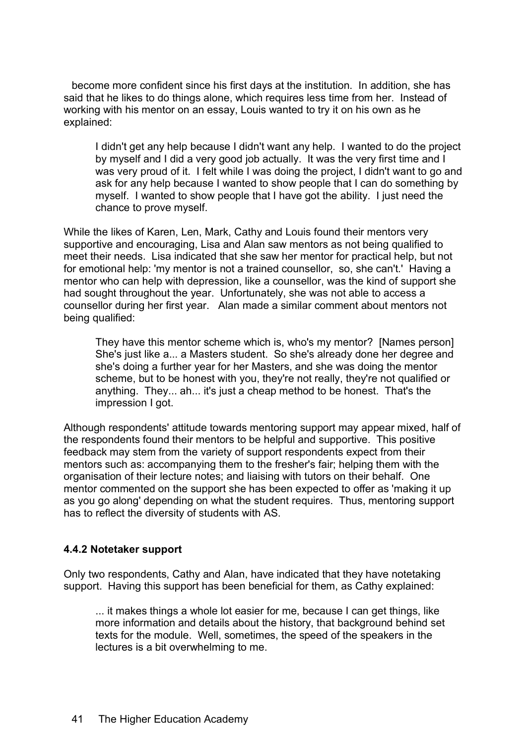become more confident since his first days at the institution. In addition, she has said that he likes to do things alone, which requires less time from her. Instead of working with his mentor on an essay, Louis wanted to try it on his own as he explained:

> I didn't get any help because I didn't want any help. I wanted to do the project by myself and I did a very good job actually. It was the very first time and I was very proud of it. I felt while I was doing the project, I didn't want to go and ask for any help because I wanted to show people that I can do something by myself. I wanted to show people that I have got the ability. I just need the chance to prove myself.

While the likes of Karen, Len, Mark, Cathy and Louis found their mentors very supportive and encouraging, Lisa and Alan saw mentors as not being qualified to meet their needs. Lisa indicated that she saw her mentor for practical help, but not for emotional help: 'my mentor is not a trained counsellor, so, she can't.' Having a mentor who can help with depression, like a counsellor, was the kind of support she had sought throughout the year. Unfortunately, she was not able to access a counsellor during her first year. Alan made a similar comment about mentors not being qualified:

> They have this mentor scheme which is, who's my mentor? [Names person] She's just like a... a Masters student. So she's already done her degree and she's doing a further year for her Masters, and she was doing the mentor scheme, but to be honest with you, they're not really, they're not qualified or anything. They... ah... it's just a cheap method to be honest. That's the impression I got.

Although respondents' attitude towards mentoring support may appear mixed, half of the respondents found their mentors to be helpful and supportive. This positive feedback may stem from the variety of support respondents expect from their mentors such as: accompanying them to the fresher's fair; helping them with the organisation of their lecture notes; and liaising with tutors on their behalf. One mentor commented on the support she has been expected to offer as 'making it up as you go along' depending on what the student requires. Thus, mentoring support has to reflect the diversity of students with AS.

#### 4.4.2 Notetaker support

Only two respondents, Cathy and Alan, have indicated that they have notetaking support. Having this support has been beneficial for them, as Cathy explained:

> ... it makes things a whole lot easier for me, because I can get things, like more information and details about the history, that background behind set texts for the module. Well, sometimes, the speed of the speakers in the lectures is a bit overwhelming to me.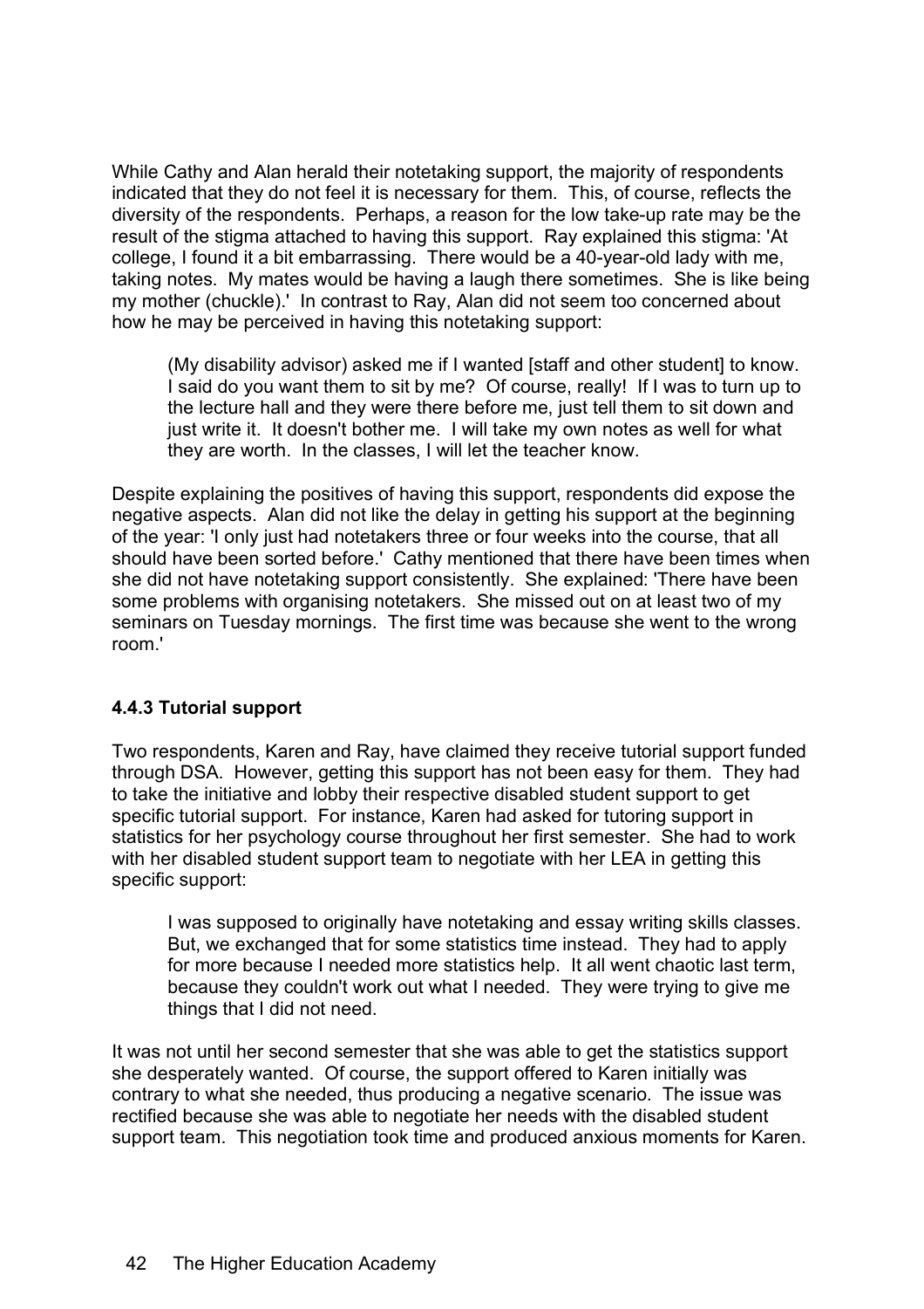While Cathy and Alan herald their notetaking support, the majority of respondents indicated that they do not feel it is necessary for them. This, of course, reflects the diversity of the respondents. Perhaps, a reason for the low take-up rate may be the result of the stigma attached to having this support. Ray explained this stigma: 'At college, I found it a bit embarrassing. There would be a 40-year-old lady with me, taking notes. My mates would be having a laugh there sometimes. She is like being my mother (chuckle).' In contrast to Ray, Alan did not seem too concerned about how he may be perceived in having this notetaking support:

> (My disability advisor) asked me if I wanted [staff and other student] to know. I said do you want them to sit by me? Of course, really! If I was to turn up to the lecture hall and they were there before me, just tell them to sit down and just write it. It doesn't bother me. I will take my own notes as well for what they are worth. In the classes, I will let the teacher know.

Despite explaining the positives of having this support, respondents did expose the negative aspects. Alan did not like the delay in getting his support at the beginning of the year: 'I only just had notetakers three or four weeks into the course, that all should have been sorted before.' Cathy mentioned that there have been times when she did not have notetaking support consistently. She explained: 'There have been some problems with organising notetakers. She missed out on at least two of my seminars on Tuesday mornings. The first time was because she went to the wrong room.'

### 4.4.3 Tutorial support

Two respondents, Karen and Ray, have claimed they receive tutorial support funded through DSA. However, getting this support has not been easy for them. They had to take the initiative and lobby their respective disabled student support to get specific tutorial support. For instance, Karen had asked for tutoring support in statistics for her psychology course throughout her first semester. She had to work with her disabled student support team to negotiate with her LEA in getting this specific support:

> I was supposed to originally have notetaking and essay writing skills classes. But, we exchanged that for some statistics time instead. They had to apply for more because I needed more statistics help. It all went chaotic last term, because they couldn't work out what I needed. They were trying to give me things that I did not need.

It was not until her second semester that she was able to get the statistics support she desperately wanted. Of course, the support offered to Karen initially was contrary to what she needed, thus producing a negative scenario. The issue was rectified because she was able to negotiate her needs with the disabled student support team. This negotiation took time and produced anxious moments for Karen.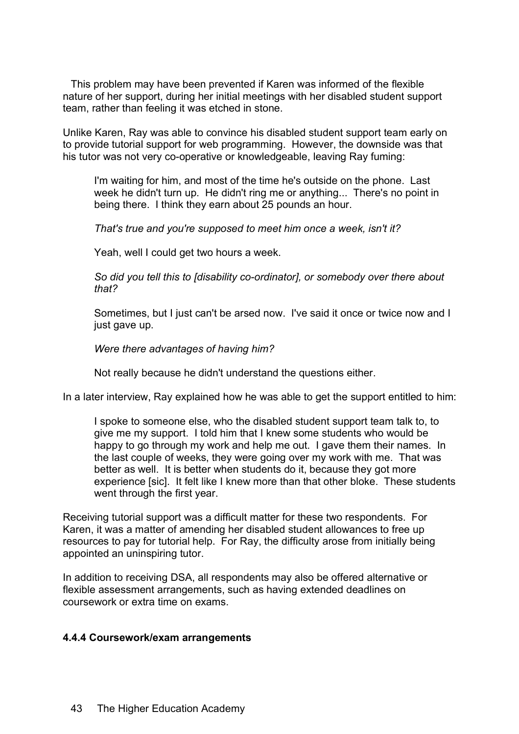This problem may have been prevented if Karen was informed of the flexible nature of her support, during her initial meetings with her disabled student support team, rather than feeling it was etched in stone.

Unlike Karen, Ray was able to convince his disabled student support team early on to provide tutorial support for web programming. However, the downside was that his tutor was not very co-operative or knowledgeable, leaving Ray fuming:

> I'm waiting for him, and most of the time he's outside on the phone. Last week he didn't turn up. He didn't ring me or anything... There's no point in being there. I think they earn about 25 pounds an hour.
>
> *That's true and you're supposed to meet him once a week, isn't it?*
>
> Yeah, well I could get two hours a week.
>
> *So did you tell this to [disability co-ordinator], or somebody over there about that?*
>
> Sometimes, but I just can't be arsed now. I've said it once or twice now and I just gave up.
>
> *Were there advantages of having him?*
>
> Not really because he didn't understand the questions either.

In a later interview, Ray explained how he was able to get the support entitled to him:

> I spoke to someone else, who the disabled student support team talk to, to give me my support. I told him that I knew some students who would be happy to go through my work and help me out. I gave them their names. In the last couple of weeks, they were going over my work with me. That was better as well. It is better when students do it, because they got more experience [sic]. It felt like I knew more than that other bloke. These students went through the first year.

Receiving tutorial support was a difficult matter for these two respondents. For Karen, it was a matter of amending her disabled student allowances to free up resources to pay for tutorial help. For Ray, the difficulty arose from initially being appointed an uninspiring tutor.

In addition to receiving DSA, all respondents may also be offered alternative or flexible assessment arrangements, such as having extended deadlines on coursework or extra time on exams.

#### 4.4.4 Coursework/exam arrangements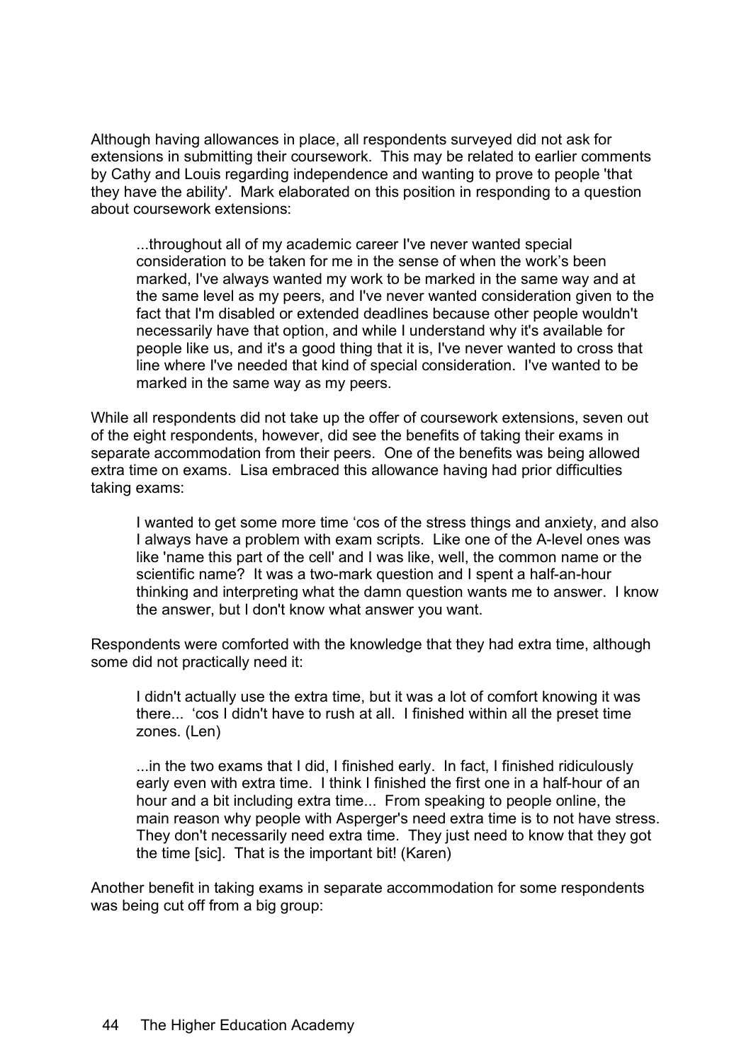Although having allowances in place, all respondents surveyed did not ask for extensions in submitting their coursework. This may be related to earlier comments by Cathy and Louis regarding independence and wanting to prove to people 'that they have the ability'. Mark elaborated on this position in responding to a question about coursework extensions:

> ...throughout all of my academic career I've never wanted special consideration to be taken for me in the sense of when the work's been marked, I've always wanted my work to be marked in the same way and at the same level as my peers, and I've never wanted consideration given to the fact that I'm disabled or extended deadlines because other people wouldn't necessarily have that option, and while I understand why it's available for people like us, and it's a good thing that it is, I've never wanted to cross that line where I've needed that kind of special consideration. I've wanted to be marked in the same way as my peers.

While all respondents did not take up the offer of coursework extensions, seven out of the eight respondents, however, did see the benefits of taking their exams in separate accommodation from their peers. One of the benefits was being allowed extra time on exams. Lisa embraced this allowance having had prior difficulties taking exams:

> I wanted to get some more time 'cos of the stress things and anxiety, and also I always have a problem with exam scripts. Like one of the A-level ones was like 'name this part of the cell' and I was like, well, the common name or the scientific name? It was a two-mark question and I spent a half-an-hour thinking and interpreting what the damn question wants me to answer. I know the answer, but I don't know what answer you want.

Respondents were comforted with the knowledge that they had extra time, although some did not practically need it:

> I didn't actually use the extra time, but it was a lot of comfort knowing it was there... 'cos I didn't have to rush at all. I finished within all the preset time zones. (Len)

> ...in the two exams that I did, I finished early. In fact, I finished ridiculously early even with extra time. I think I finished the first one in a half-hour of an hour and a bit including extra time... From speaking to people online, the main reason why people with Asperger's need extra time is to not have stress. They don't necessarily need extra time. They just need to know that they got the time [sic]. That is the important bit! (Karen)

Another benefit in taking exams in separate accommodation for some respondents was being cut off from a big group: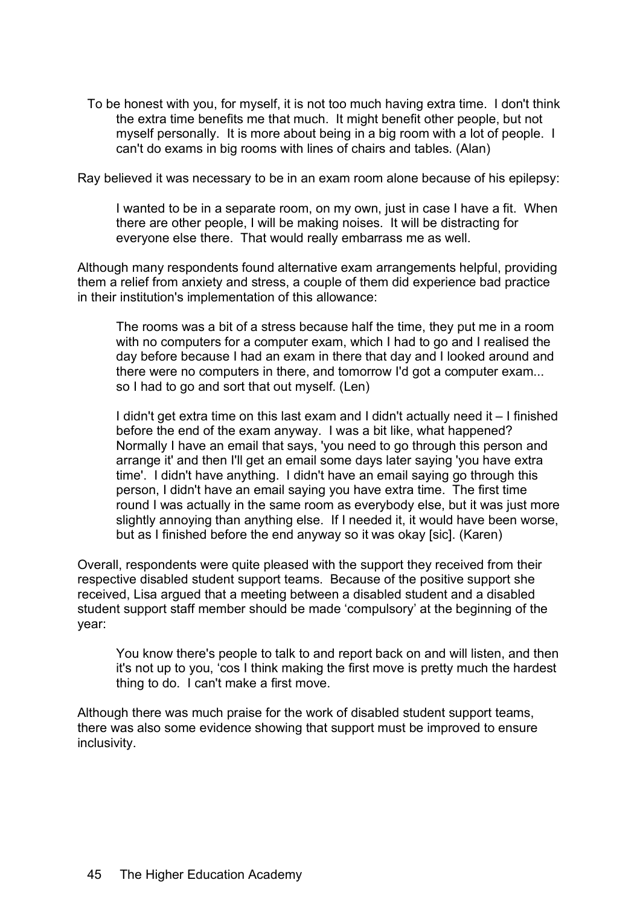> To be honest with you, for myself, it is not too much having extra time. I don't think the extra time benefits me that much. It might benefit other people, but not myself personally. It is more about being in a big room with a lot of people. I can't do exams in big rooms with lines of chairs and tables. (Alan)

Ray believed it was necessary to be in an exam room alone because of his epilepsy:

> I wanted to be in a separate room, on my own, just in case I have a fit. When there are other people, I will be making noises. It will be distracting for everyone else there. That would really embarrass me as well.

Although many respondents found alternative exam arrangements helpful, providing them a relief from anxiety and stress, a couple of them did experience bad practice in their institution's implementation of this allowance:

> The rooms was a bit of a stress because half the time, they put me in a room with no computers for a computer exam, which I had to go and I realised the day before because I had an exam in there that day and I looked around and there were no computers in there, and tomorrow I'd got a computer exam... so I had to go and sort that out myself. (Len)

> I didn't get extra time on this last exam and I didn't actually need it – I finished before the end of the exam anyway. I was a bit like, what happened? Normally I have an email that says, 'you need to go through this person and arrange it' and then I'll get an email some days later saying 'you have extra time'. I didn't have anything. I didn't have an email saying go through this person, I didn't have an email saying you have extra time. The first time round I was actually in the same room as everybody else, but it was just more slightly annoying than anything else. If I needed it, it would have been worse, but as I finished before the end anyway so it was okay [sic]. (Karen)

Overall, respondents were quite pleased with the support they received from their respective disabled student support teams. Because of the positive support she received, Lisa argued that a meeting between a disabled student and a disabled student support staff member should be made 'compulsory' at the beginning of the year:

> You know there's people to talk to and report back on and will listen, and then it's not up to you, 'cos I think making the first move is pretty much the hardest thing to do. I can't make a first move.

Although there was much praise for the work of disabled student support teams, there was also some evidence showing that support must be improved to ensure inclusivity.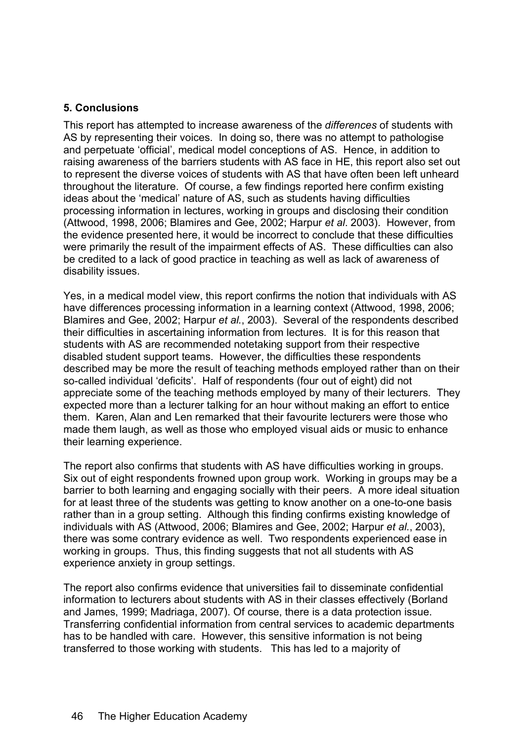### 5. Conclusions

This report has attempted to increase awareness of the *differences* of students with AS by representing their voices. In doing so, there was no attempt to pathologise and perpetuate 'official', medical model conceptions of AS. Hence, in addition to raising awareness of the barriers students with AS face in HE, this report also set out to represent the diverse voices of students with AS that have often been left unheard throughout the literature. Of course, a few findings reported here confirm existing ideas about the 'medical' nature of AS, such as students having difficulties processing information in lectures, working in groups and disclosing their condition (Attwood, 1998, 2006; Blamires and Gee, 2002; Harpur *et al*. 2003). However, from the evidence presented here, it would be incorrect to conclude that these difficulties were primarily the result of the impairment effects of AS. These difficulties can also be credited to a lack of good practice in teaching as well as lack of awareness of disability issues.

Yes, in a medical model view, this report confirms the notion that individuals with AS have differences processing information in a learning context (Attwood, 1998, 2006; Blamires and Gee, 2002; Harpur *et al*., 2003). Several of the respondents described their difficulties in ascertaining information from lectures. It is for this reason that students with AS are recommended notetaking support from their respective disabled student support teams. However, the difficulties these respondents described may be more the result of teaching methods employed rather than on their so-called individual 'deficits'. Half of respondents (four out of eight) did not appreciate some of the teaching methods employed by many of their lecturers. They expected more than a lecturer talking for an hour without making an effort to entice them. Karen, Alan and Len remarked that their favourite lecturers were those who made them laugh, as well as those who employed visual aids or music to enhance their learning experience.

The report also confirms that students with AS have difficulties working in groups. Six out of eight respondents frowned upon group work. Working in groups may be a barrier to both learning and engaging socially with their peers. A more ideal situation for at least three of the students was getting to know another on a one-to-one basis rather than in a group setting. Although this finding confirms existing knowledge of individuals with AS (Attwood, 2006; Blamires and Gee, 2002; Harpur *et al*., 2003), there was some contrary evidence as well. Two respondents experienced ease in working in groups. Thus, this finding suggests that not all students with AS experience anxiety in group settings.

The report also confirms evidence that universities fail to disseminate confidential information to lecturers about students with AS in their classes effectively (Borland and James, 1999; Madriaga, 2007). Of course, there is a data protection issue. Transferring confidential information from central services to academic departments has to be handled with care. However, this sensitive information is not being transferred to those working with students. This has led to a majority of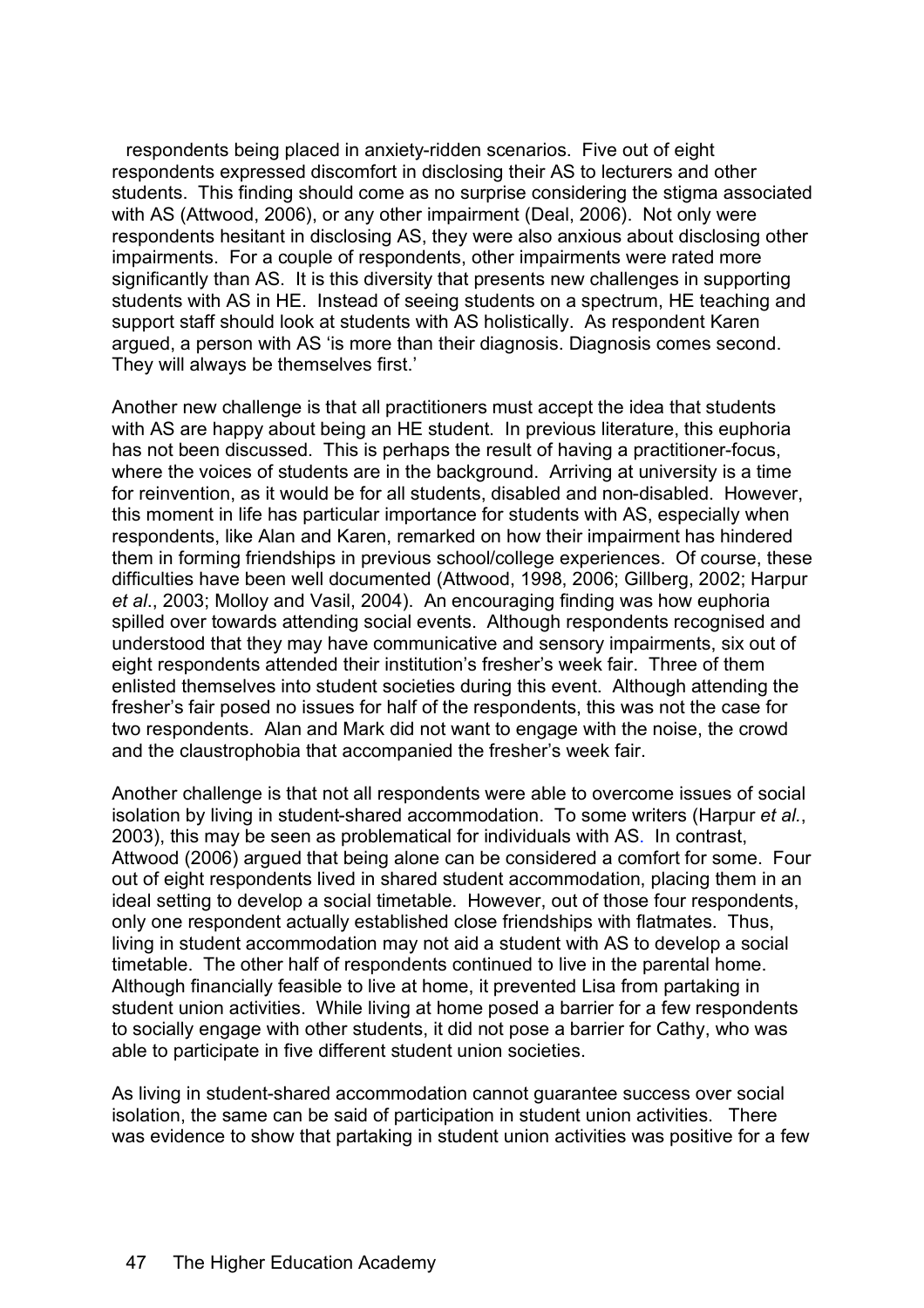respondents being placed in anxiety-ridden scenarios. Five out of eight respondents expressed discomfort in disclosing their AS to lecturers and other students. This finding should come as no surprise considering the stigma associated with AS (Attwood, 2006), or any other impairment (Deal, 2006). Not only were respondents hesitant in disclosing AS, they were also anxious about disclosing other impairments. For a couple of respondents, other impairments were rated more significantly than AS. It is this diversity that presents new challenges in supporting students with AS in HE. Instead of seeing students on a spectrum, HE teaching and support staff should look at students with AS holistically. As respondent Karen argued, a person with AS 'is more than their diagnosis. Diagnosis comes second. They will always be themselves first.'

Another new challenge is that all practitioners must accept the idea that students with AS are happy about being an HE student. In previous literature, this euphoria has not been discussed. This is perhaps the result of having a practitioner-focus, where the voices of students are in the background. Arriving at university is a time for reinvention, as it would be for all students, disabled and non-disabled. However, this moment in life has particular importance for students with AS, especially when respondents, like Alan and Karen, remarked on how their impairment has hindered them in forming friendships in previous school/college experiences. Of course, these difficulties have been well documented (Attwood, 1998, 2006; Gillberg, 2002; Harpur *et al*., 2003; Molloy and Vasil, 2004). An encouraging finding was how euphoria spilled over towards attending social events. Although respondents recognised and understood that they may have communicative and sensory impairments, six out of eight respondents attended their institution's fresher's week fair. Three of them enlisted themselves into student societies during this event. Although attending the fresher's fair posed no issues for half of the respondents, this was not the case for two respondents. Alan and Mark did not want to engage with the noise, the crowd and the claustrophobia that accompanied the fresher's week fair.

Another challenge is that not all respondents were able to overcome issues of social isolation by living in student-shared accommodation. To some writers (Harpur *et al*., 2003), this may be seen as problematical for individuals with AS. In contrast, Attwood (2006) argued that being alone can be considered a comfort for some. Four out of eight respondents lived in shared student accommodation, placing them in an ideal setting to develop a social timetable. However, out of those four respondents, only one respondent actually established close friendships with flatmates. Thus, living in student accommodation may not aid a student with AS to develop a social timetable. The other half of respondents continued to live in the parental home. Although financially feasible to live at home, it prevented Lisa from partaking in student union activities. While living at home posed a barrier for a few respondents to socially engage with other students, it did not pose a barrier for Cathy, who was able to participate in five different student union societies.

As living in student-shared accommodation cannot guarantee success over social isolation, the same can be said of participation in student union activities. There was evidence to show that partaking in student union activities was positive for a few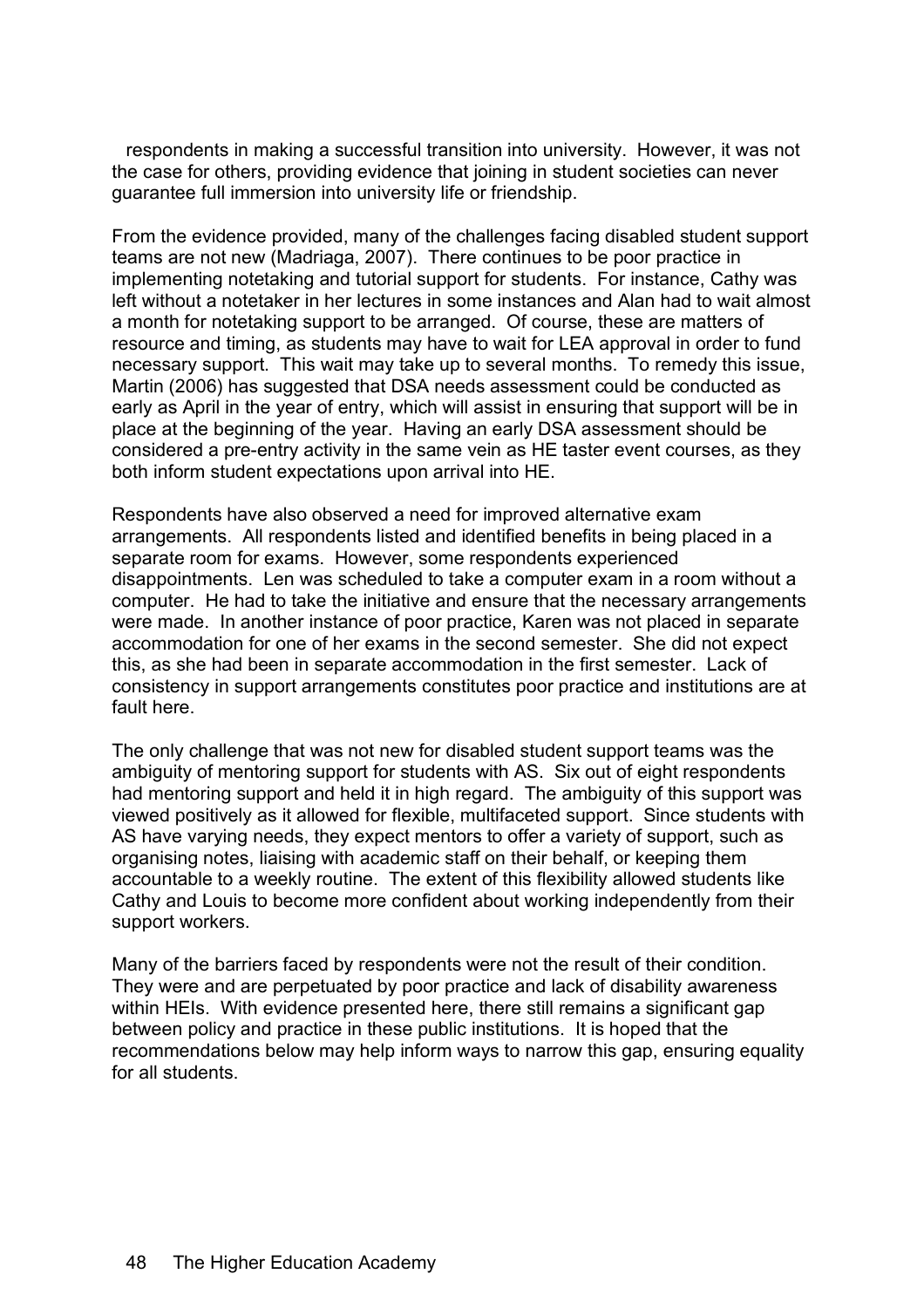respondents in making a successful transition into university. However, it was not the case for others, providing evidence that joining in student societies can never guarantee full immersion into university life or friendship.

From the evidence provided, many of the challenges facing disabled student support teams are not new (Madriaga, 2007). There continues to be poor practice in implementing notetaking and tutorial support for students. For instance, Cathy was left without a notetaker in her lectures in some instances and Alan had to wait almost a month for notetaking support to be arranged. Of course, these are matters of resource and timing, as students may have to wait for LEA approval in order to fund necessary support. This wait may take up to several months. To remedy this issue, Martin (2006) has suggested that DSA needs assessment could be conducted as early as April in the year of entry, which will assist in ensuring that support will be in place at the beginning of the year. Having an early DSA assessment should be considered a pre-entry activity in the same vein as HE taster event courses, as they both inform student expectations upon arrival into HE.

Respondents have also observed a need for improved alternative exam arrangements. All respondents listed and identified benefits in being placed in a separate room for exams. However, some respondents experienced disappointments. Len was scheduled to take a computer exam in a room without a computer. He had to take the initiative and ensure that the necessary arrangements were made. In another instance of poor practice, Karen was not placed in separate accommodation for one of her exams in the second semester. She did not expect this, as she had been in separate accommodation in the first semester. Lack of consistency in support arrangements constitutes poor practice and institutions are at fault here.

The only challenge that was not new for disabled student support teams was the ambiguity of mentoring support for students with AS. Six out of eight respondents had mentoring support and held it in high regard. The ambiguity of this support was viewed positively as it allowed for flexible, multifaceted support. Since students with AS have varying needs, they expect mentors to offer a variety of support, such as organising notes, liaising with academic staff on their behalf, or keeping them accountable to a weekly routine. The extent of this flexibility allowed students like Cathy and Louis to become more confident about working independently from their support workers.

Many of the barriers faced by respondents were not the result of their condition. They were and are perpetuated by poor practice and lack of disability awareness within HEIs. With evidence presented here, there still remains a significant gap between policy and practice in these public institutions. It is hoped that the recommendations below may help inform ways to narrow this gap, ensuring equality for all students.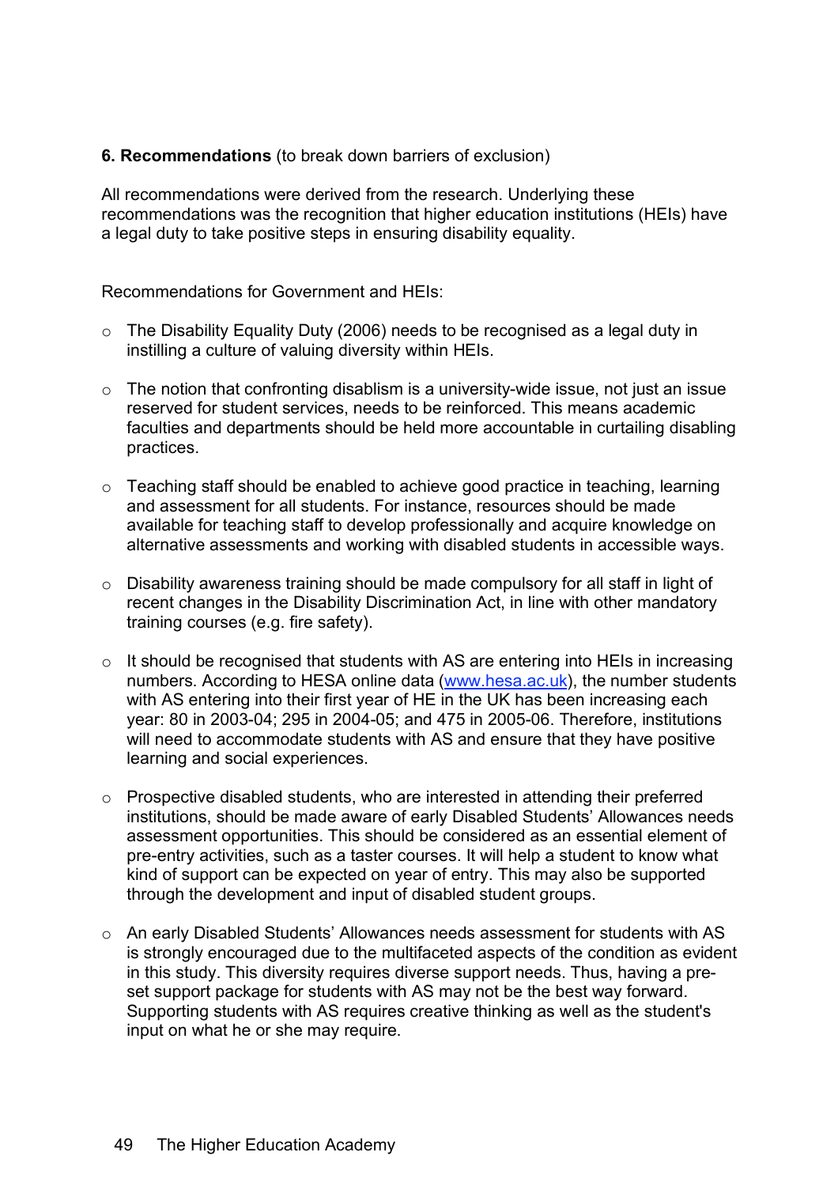## 6. Recommendations (to break down barriers of exclusion)

All recommendations were derived from the research. Underlying these recommendations was the recognition that higher education institutions (HEIs) have a legal duty to take positive steps in ensuring disability equality.

Recommendations for Government and HEIs:

- The Disability Equality Duty (2006) needs to be recognised as a legal duty in instilling a culture of valuing diversity within HEIs.
- The notion that confronting disablism is a university-wide issue, not just an issue reserved for student services, needs to be reinforced. This means academic faculties and departments should be held more accountable in curtailing disabling practices.
- Teaching staff should be enabled to achieve good practice in teaching, learning and assessment for all students. For instance, resources should be made available for teaching staff to develop professionally and acquire knowledge on alternative assessments and working with disabled students in accessible ways.
- Disability awareness training should be made compulsory for all staff in light of recent changes in the Disability Discrimination Act, in line with other mandatory training courses (e.g. fire safety).
- It should be recognised that students with AS are entering into HEIs in increasing numbers. According to HESA online data ([www.hesa.ac.uk](http://www.hesa.ac.uk)), the number students with AS entering into their first year of HE in the UK has been increasing each year: 80 in 2003-04; 295 in 2004-05; and 475 in 2005-06. Therefore, institutions will need to accommodate students with AS and ensure that they have positive learning and social experiences.
- Prospective disabled students, who are interested in attending their preferred institutions, should be made aware of early Disabled Students' Allowances needs assessment opportunities. This should be considered as an essential element of pre-entry activities, such as a taster courses. It will help a student to know what kind of support can be expected on year of entry. This may also be supported through the development and input of disabled student groups.
- An early Disabled Students' Allowances needs assessment for students with AS is strongly encouraged due to the multifaceted aspects of the condition as evident in this study. This diversity requires diverse support needs. Thus, having a pre-set support package for students with AS may not be the best way forward. Supporting students with AS requires creative thinking as well as the student's input on what he or she may require.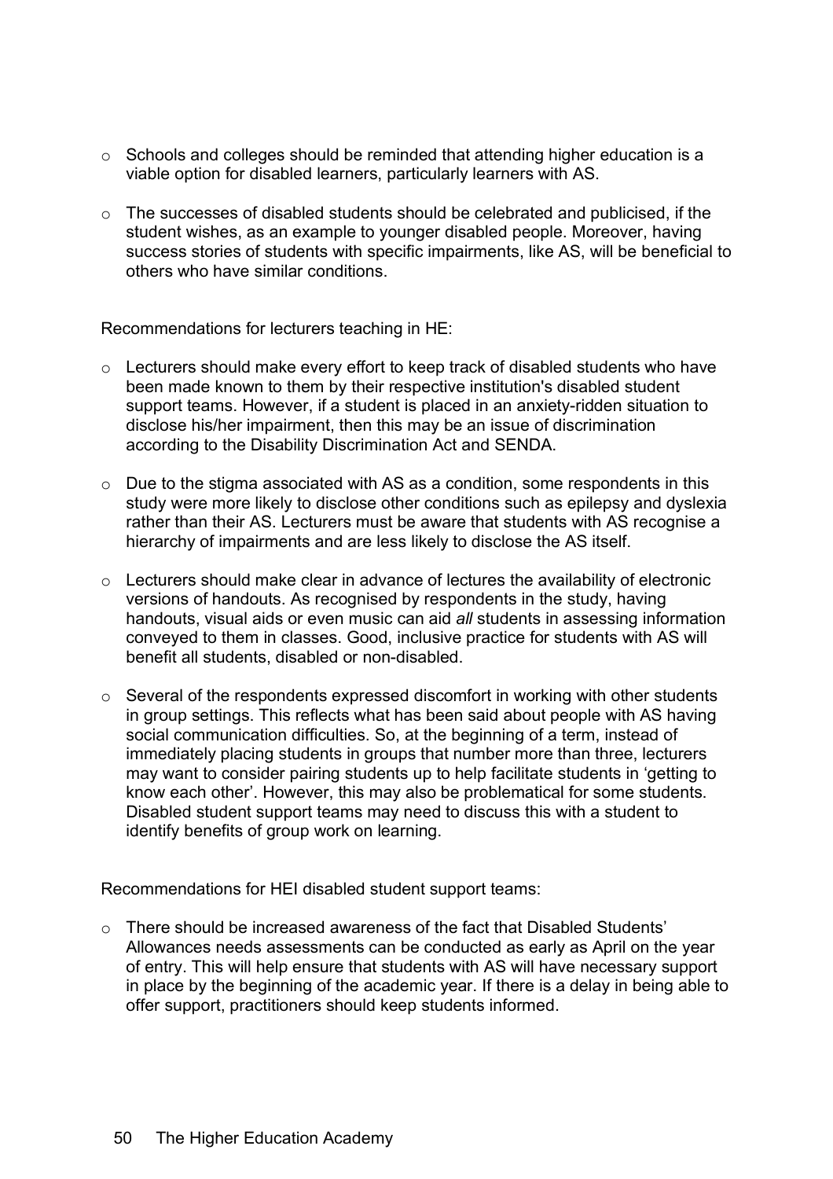- Schools and colleges should be reminded that attending higher education is a viable option for disabled learners, particularly learners with AS.
- The successes of disabled students should be celebrated and publicised, if the student wishes, as an example to younger disabled people. Moreover, having success stories of students with specific impairments, like AS, will be beneficial to others who have similar conditions.

Recommendations for lecturers teaching in HE:

- Lecturers should make every effort to keep track of disabled students who have been made known to them by their respective institution's disabled student support teams. However, if a student is placed in an anxiety-ridden situation to disclose his/her impairment, then this may be an issue of discrimination according to the Disability Discrimination Act and SENDA.
- Due to the stigma associated with AS as a condition, some respondents in this study were more likely to disclose other conditions such as epilepsy and dyslexia rather than their AS. Lecturers must be aware that students with AS recognise a hierarchy of impairments and are less likely to disclose the AS itself.
- Lecturers should make clear in advance of lectures the availability of electronic versions of handouts. As recognised by respondents in the study, having handouts, visual aids or even music can aid *all* students in assessing information conveyed to them in classes. Good, inclusive practice for students with AS will benefit all students, disabled or non-disabled.
- Several of the respondents expressed discomfort in working with other students in group settings. This reflects what has been said about people with AS having social communication difficulties. So, at the beginning of a term, instead of immediately placing students in groups that number more than three, lecturers may want to consider pairing students up to help facilitate students in 'getting to know each other'. However, this may also be problematical for some students. Disabled student support teams may need to discuss this with a student to identify benefits of group work on learning.

Recommendations for HEI disabled student support teams:

- There should be increased awareness of the fact that Disabled Students' Allowances needs assessments can be conducted as early as April on the year of entry. This will help ensure that students with AS will have necessary support in place by the beginning of the academic year. If there is a delay in being able to offer support, practitioners should keep students informed.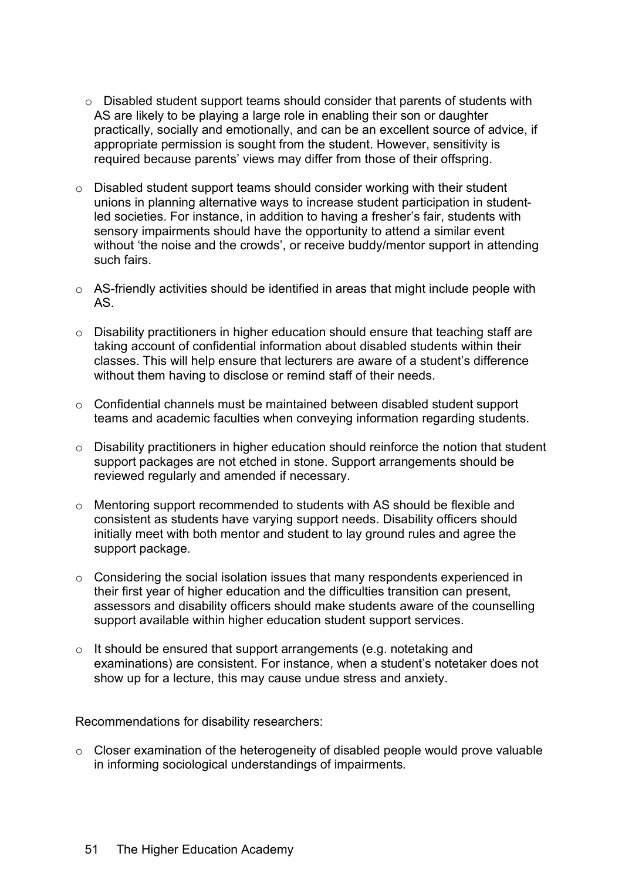- Disabled student support teams should consider that parents of students with AS are likely to be playing a large role in enabling their son or daughter practically, socially and emotionally, and can be an excellent source of advice, if appropriate permission is sought from the student. However, sensitivity is required because parents' views may differ from those of their offspring.
- Disabled student support teams should consider working with their student unions in planning alternative ways to increase student participation in student-led societies. For instance, in addition to having a fresher's fair, students with sensory impairments should have the opportunity to attend a similar event without 'the noise and the crowds', or receive buddy/mentor support in attending such fairs.
- AS-friendly activities should be identified in areas that might include people with AS.
- Disability practitioners in higher education should ensure that teaching staff are taking account of confidential information about disabled students within their classes. This will help ensure that lecturers are aware of a student's difference without them having to disclose or remind staff of their needs.
- Confidential channels must be maintained between disabled student support teams and academic faculties when conveying information regarding students.
- Disability practitioners in higher education should reinforce the notion that student support packages are not etched in stone. Support arrangements should be reviewed regularly and amended if necessary.
- Mentoring support recommended to students with AS should be flexible and consistent as students have varying support needs. Disability officers should initially meet with both mentor and student to lay ground rules and agree the support package.
- Considering the social isolation issues that many respondents experienced in their first year of higher education and the difficulties transition can present, assessors and disability officers should make students aware of the counselling support available within higher education student support services.
- It should be ensured that support arrangements (e.g. notetaking and examinations) are consistent. For instance, when a student's notetaker does not show up for a lecture, this may cause undue stress and anxiety.

Recommendations for disability researchers:

- Closer examination of the heterogeneity of disabled people would prove valuable in informing sociological understandings of impairments.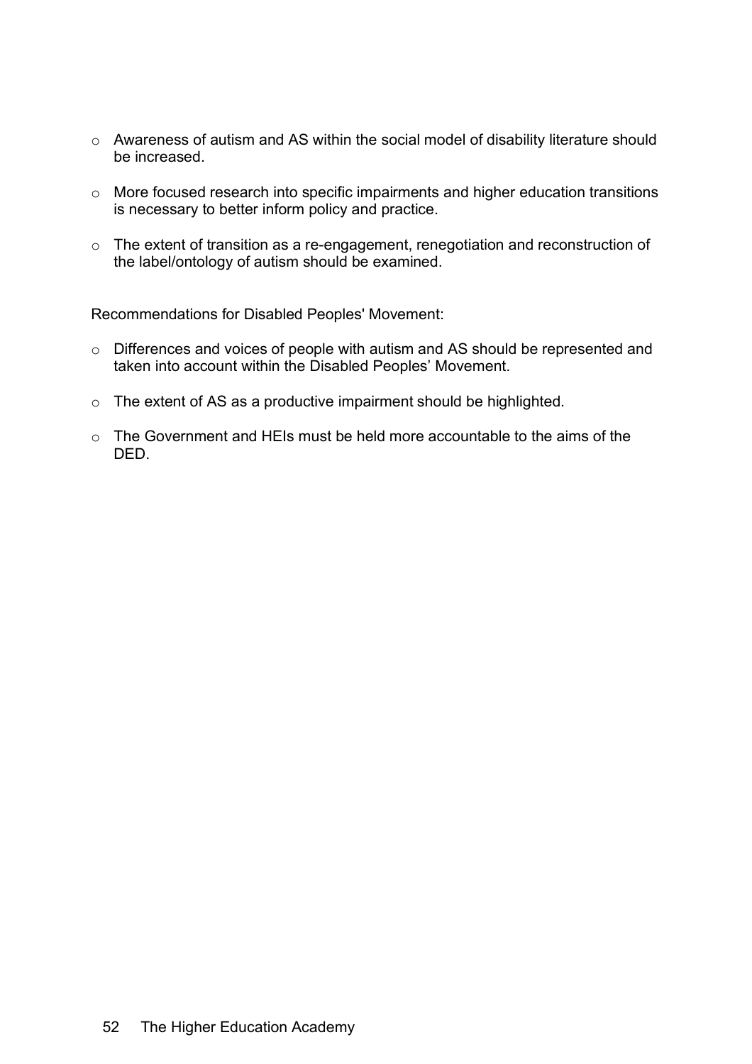- Awareness of autism and AS within the social model of disability literature should be increased.
- More focused research into specific impairments and higher education transitions is necessary to better inform policy and practice.
- The extent of transition as a re-engagement, renegotiation and reconstruction of the label/ontology of autism should be examined.

Recommendations for Disabled Peoples' Movement:

- Differences and voices of people with autism and AS should be represented and taken into account within the Disabled Peoples' Movement.
- The extent of AS as a productive impairment should be highlighted.
- The Government and HEIs must be held more accountable to the aims of the DED.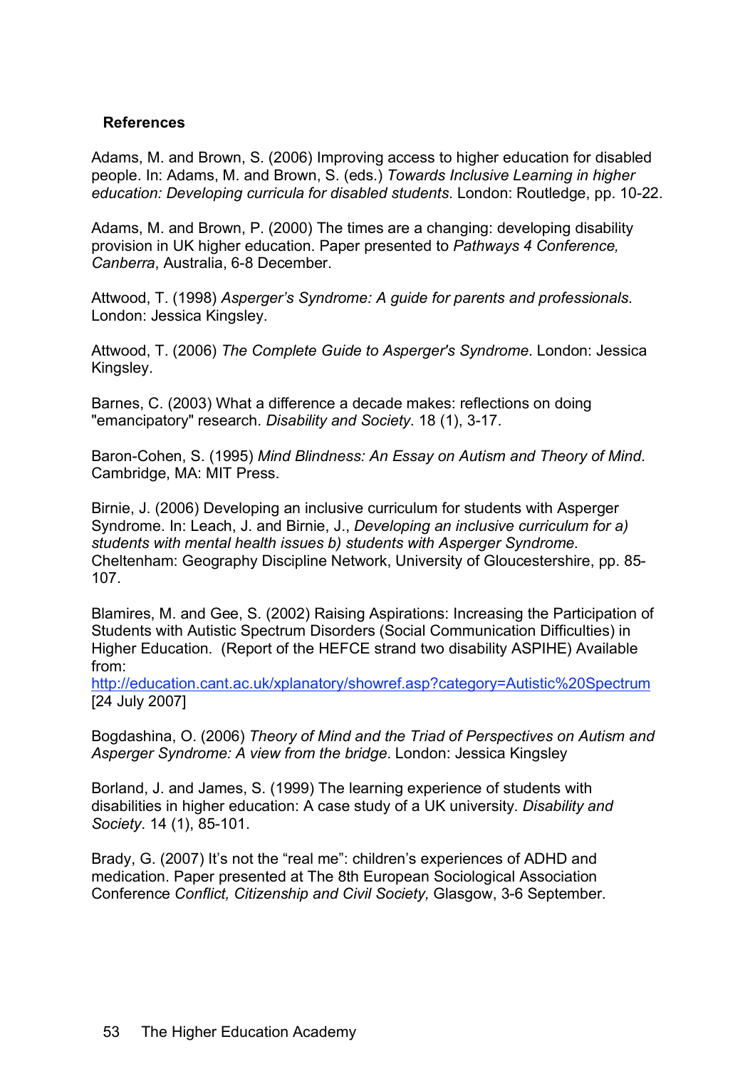## References

Adams, M. and Brown, S. (2006) Improving access to higher education for disabled people. In: Adams, M. and Brown, S. (eds.) *Towards Inclusive Learning in higher education: Developing curricula for disabled students*. London: Routledge, pp. 10-22.

Adams, M. and Brown, P. (2000) The times are a changing: developing disability provision in UK higher education. Paper presented to *Pathways 4 Conference, Canberra*, Australia, 6-8 December.

Attwood, T. (1998) *Asperger's Syndrome: A guide for parents and professionals*. London: Jessica Kingsley.

Attwood, T. (2006) *The Complete Guide to Asperger's Syndrome*. London: Jessica Kingsley.

Barnes, C. (2003) What a difference a decade makes: reflections on doing "emancipatory" research. *Disability and Society*. 18 (1), 3-17.

Baron-Cohen, S. (1995) *Mind Blindness: An Essay on Autism and Theory of Mind*. Cambridge, MA: MIT Press.

Birnie, J. (2006) Developing an inclusive curriculum for students with Asperger Syndrome. In: Leach, J. and Birnie, J., *Developing an inclusive curriculum for a) students with mental health issues b) students with Asperger Syndrome*. Cheltenham: Geography Discipline Network, University of Gloucestershire, pp. 85-107.

Blamires, M. and Gee, S. (2002) Raising Aspirations: Increasing the Participation of Students with Autistic Spectrum Disorders (Social Communication Difficulties) in Higher Education. (Report of the HEFCE strand two disability ASPIHE) Available from: http://education.cant.ac.uk/xplanatory/showref.asp?category=Autistic%20Spectrum [24 July 2007]

Bogdashina, O. (2006) *Theory of Mind and the Triad of Perspectives on Autism and Asperger Syndrome: A view from the bridge*. London: Jessica Kingsley

Borland, J. and James, S. (1999) The learning experience of students with disabilities in higher education: A case study of a UK university. *Disability and Society*. 14 (1), 85-101.

Brady, G. (2007) It's not the "real me": children's experiences of ADHD and medication. Paper presented at The 8th European Sociological Association Conference *Conflict, Citizenship and Civil Society,* Glasgow, 3-6 September.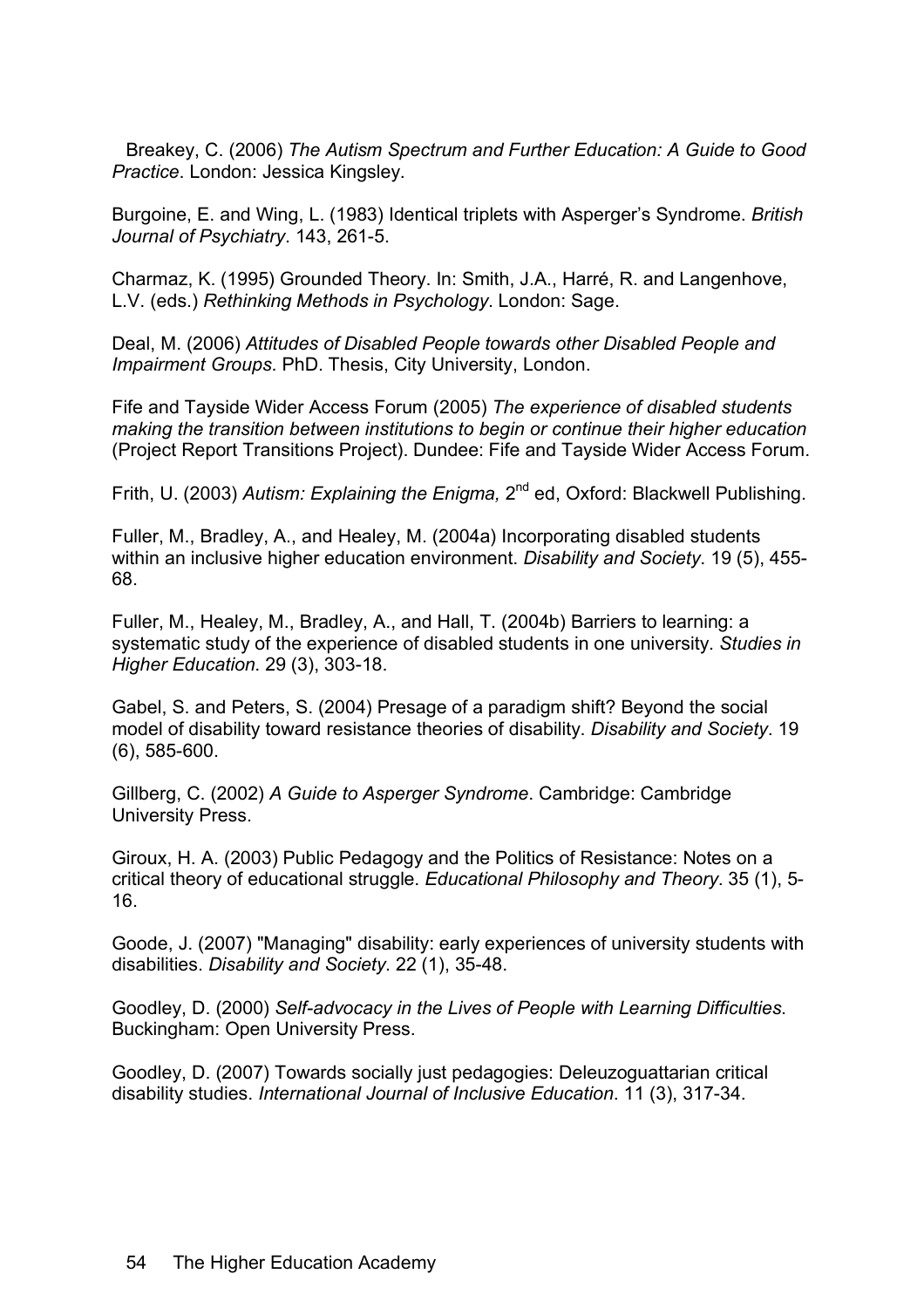Breakey, C. (2006) *The Autism Spectrum and Further Education: A Guide to Good Practice*. London: Jessica Kingsley.

Burgoine, E. and Wing, L. (1983) Identical triplets with Asperger's Syndrome. *British Journal of Psychiatry*. 143, 261-5.

Charmaz, K. (1995) Grounded Theory. In: Smith, J.A., Harré, R. and Langenhove, L.V. (eds.) *Rethinking Methods in Psychology*. London: Sage.

Deal, M. (2006) *Attitudes of Disabled People towards other Disabled People and Impairment Groups*. PhD. Thesis, City University, London.

Fife and Tayside Wider Access Forum (2005) *The experience of disabled students making the transition between institutions to begin or continue their higher education* (Project Report Transitions Project). Dundee: Fife and Tayside Wider Access Forum.

Frith, U. (2003) *Autism: Explaining the Enigma,* 2nd ed, Oxford: Blackwell Publishing.

Fuller, M., Bradley, A., and Healey, M. (2004a) Incorporating disabled students within an inclusive higher education environment. *Disability and Society*. 19 (5), 455-68.

Fuller, M., Healey, M., Bradley, A., and Hall, T. (2004b) Barriers to learning: a systematic study of the experience of disabled students in one university. *Studies in Higher Education*. 29 (3), 303-18.

Gabel, S. and Peters, S. (2004) Presage of a paradigm shift? Beyond the social model of disability toward resistance theories of disability. *Disability and Society*. 19 (6), 585-600.

Gillberg, C. (2002) *A Guide to Asperger Syndrome*. Cambridge: Cambridge University Press.

Giroux, H. A. (2003) Public Pedagogy and the Politics of Resistance: Notes on a critical theory of educational struggle. *Educational Philosophy and Theory*. 35 (1), 5-16.

Goode, J. (2007) "Managing" disability: early experiences of university students with disabilities. *Disability and Society*. 22 (1), 35-48.

Goodley, D. (2000) *Self-advocacy in the Lives of People with Learning Difficulties*. Buckingham: Open University Press.

Goodley, D. (2007) Towards socially just pedagogies: Deleuzoguattarian critical disability studies. *International Journal of Inclusive Education*. 11 (3), 317-34.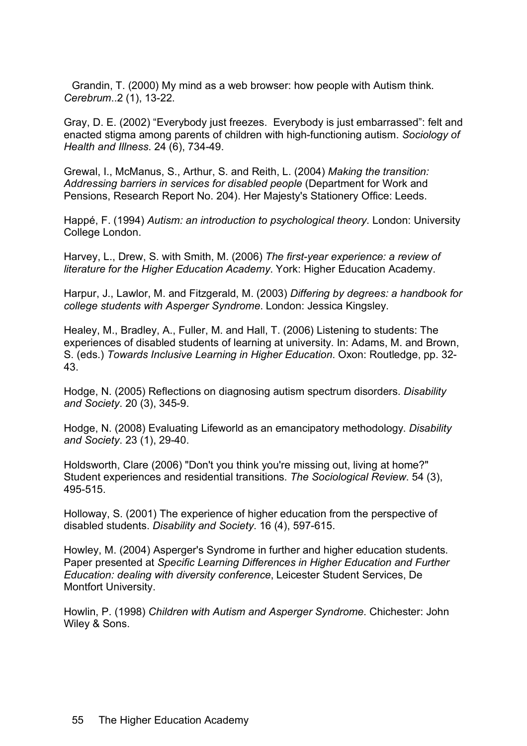Grandin, T. (2000) My mind as a web browser: how people with Autism think. *Cerebrum*..2 (1), 13-22.

Gray, D. E. (2002) "Everybody just freezes. Everybody is just embarrassed": felt and enacted stigma among parents of children with high-functioning autism. *Sociology of Health and Illness*. 24 (6), 734-49.

Grewal, I., McManus, S., Arthur, S. and Reith, L. (2004) *Making the transition: Addressing barriers in services for disabled people* (Department for Work and Pensions, Research Report No. 204). Her Majesty's Stationery Office: Leeds.

Happé, F. (1994) *Autism: an introduction to psychological theory*. London: University College London.

Harvey, L., Drew, S. with Smith, M. (2006) *The first-year experience: a review of literature for the Higher Education Academy*. York: Higher Education Academy.

Harpur, J., Lawlor, M. and Fitzgerald, M. (2003) *Differing by degrees: a handbook for college students with Asperger Syndrome*. London: Jessica Kingsley.

Healey, M., Bradley, A., Fuller, M. and Hall, T. (2006) Listening to students: The experiences of disabled students of learning at university. In: Adams, M. and Brown, S. (eds.) *Towards Inclusive Learning in Higher Education*. Oxon: Routledge, pp. 32-43.

Hodge, N. (2005) Reflections on diagnosing autism spectrum disorders. *Disability and Society*. 20 (3), 345-9.

Hodge, N. (2008) Evaluating Lifeworld as an emancipatory methodology. *Disability and Society*. 23 (1), 29-40.

Holdsworth, Clare (2006) "Don't you think you're missing out, living at home?" Student experiences and residential transitions. *The Sociological Review*. 54 (3), 495-515.

Holloway, S. (2001) The experience of higher education from the perspective of disabled students. *Disability and Society*. 16 (4), 597-615.

Howley, M. (2004) Asperger's Syndrome in further and higher education students. Paper presented at *Specific Learning Differences in Higher Education and Further Education: dealing with diversity conference*, Leicester Student Services, De Montfort University.

Howlin, P. (1998) *Children with Autism and Asperger Syndrome*. Chichester: John Wiley & Sons.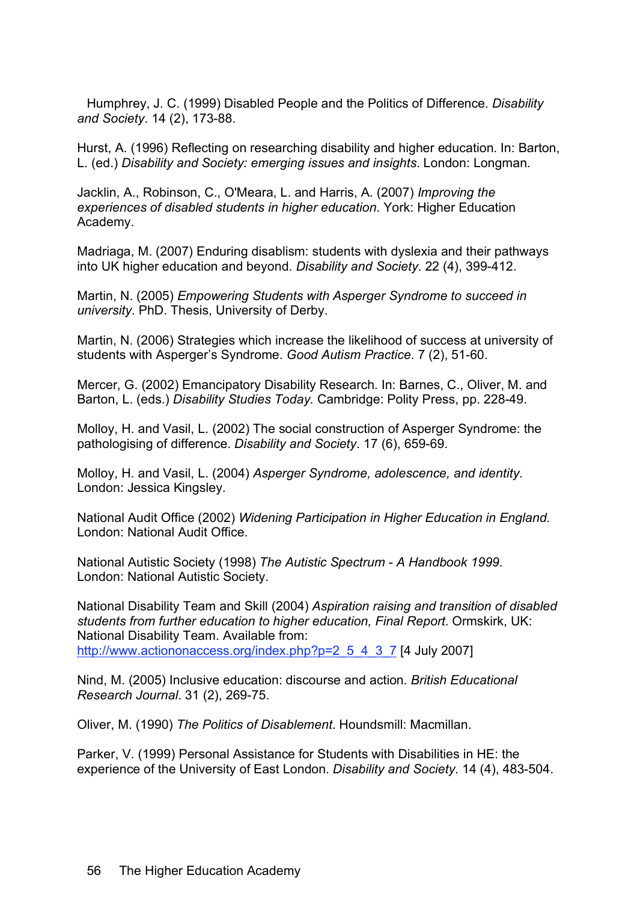Humphrey, J. C. (1999) Disabled People and the Politics of Difference. *Disability and Society*. 14 (2), 173-88.

Hurst, A. (1996) Reflecting on researching disability and higher education. In: Barton, L. (ed.) *Disability and Society: emerging issues and insights*. London: Longman.

Jacklin, A., Robinson, C., O'Meara, L. and Harris, A. (2007) *Improving the experiences of disabled students in higher education*. York: Higher Education Academy.

Madriaga, M. (2007) Enduring disablism: students with dyslexia and their pathways into UK higher education and beyond. *Disability and Society*. 22 (4), 399-412.

Martin, N. (2005) *Empowering Students with Asperger Syndrome to succeed in university*. PhD. Thesis, University of Derby.

Martin, N. (2006) Strategies which increase the likelihood of success at university of students with Asperger's Syndrome. *Good Autism Practice*. 7 (2), 51-60.

Mercer, G. (2002) Emancipatory Disability Research. In: Barnes, C., Oliver, M. and Barton, L. (eds.) *Disability Studies Today.* Cambridge: Polity Press, pp. 228-49.

Molloy, H. and Vasil, L. (2002) The social construction of Asperger Syndrome: the pathologising of difference. *Disability and Society*. 17 (6), 659-69.

Molloy, H. and Vasil, L. (2004) *Asperger Syndrome, adolescence, and identity*. London: Jessica Kingsley.

National Audit Office (2002) *Widening Participation in Higher Education in England*. London: National Audit Office.

National Autistic Society (1998) *The Autistic Spectrum - A Handbook 1999*. London: National Autistic Society.

National Disability Team and Skill (2004) *Aspiration raising and transition of disabled students from further education to higher education, Final Report*. Ormskirk, UK: National Disability Team. Available from: http://www.actiononaccess.org/index.php?p=2_5_4_3_7 [4 July 2007]

Nind, M. (2005) Inclusive education: discourse and action. *British Educational Research Journal*. 31 (2), 269-75.

Oliver, M. (1990) *The Politics of Disablement*. Houndsmill: Macmillan.

Parker, V. (1999) Personal Assistance for Students with Disabilities in HE: the experience of the University of East London. *Disability and Society*. 14 (4), 483-504.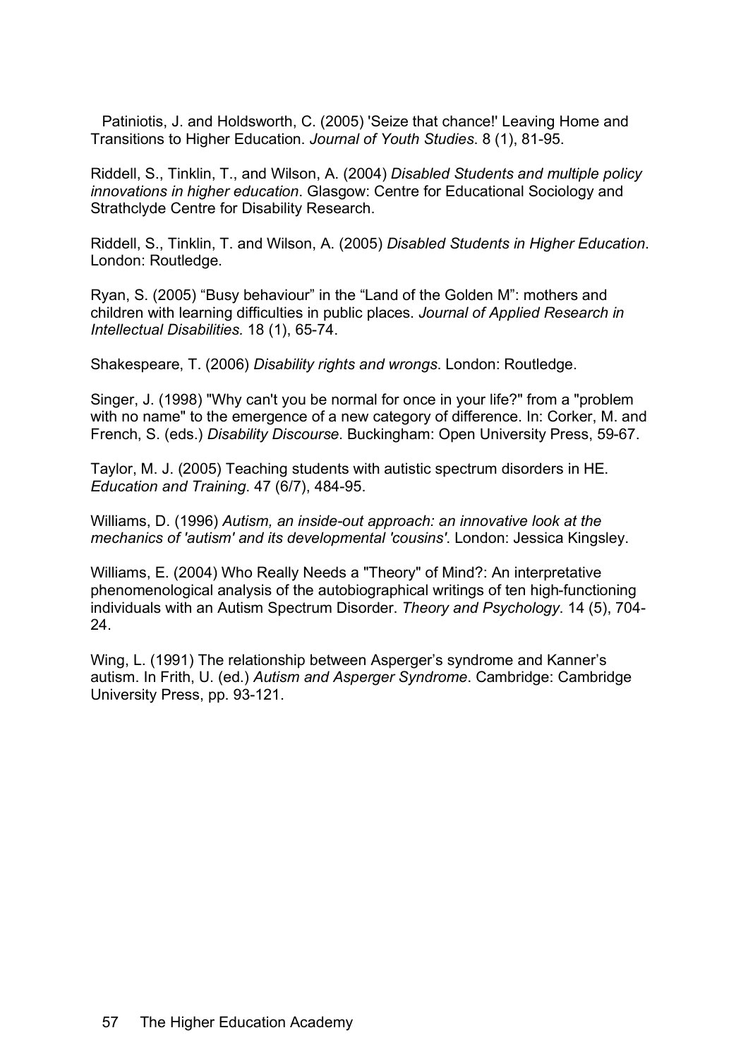Patiniotis, J. and Holdsworth, C. (2005) 'Seize that chance!' Leaving Home and Transitions to Higher Education. *Journal of Youth Studies*. 8 (1), 81-95.

Riddell, S., Tinklin, T., and Wilson, A. (2004) *Disabled Students and multiple policy innovations in higher education*. Glasgow: Centre for Educational Sociology and Strathclyde Centre for Disability Research.

Riddell, S., Tinklin, T. and Wilson, A. (2005) *Disabled Students in Higher Education*. London: Routledge.

Ryan, S. (2005) "Busy behaviour" in the "Land of the Golden M": mothers and children with learning difficulties in public places. *Journal of Applied Research in Intellectual Disabilities.* 18 (1), 65-74.

Shakespeare, T. (2006) *Disability rights and wrongs*. London: Routledge.

Singer, J. (1998) "Why can't you be normal for once in your life?" from a "problem with no name" to the emergence of a new category of difference. In: Corker, M. and French, S. (eds.) *Disability Discourse*. Buckingham: Open University Press, 59-67.

Taylor, M. J. (2005) Teaching students with autistic spectrum disorders in HE. *Education and Training*. 47 (6/7), 484-95.

Williams, D. (1996) *Autism, an inside-out approach: an innovative look at the mechanics of 'autism' and its developmental 'cousins'*. London: Jessica Kingsley.

Williams, E. (2004) Who Really Needs a "Theory" of Mind?: An interpretative phenomenological analysis of the autobiographical writings of ten high-functioning individuals with an Autism Spectrum Disorder. *Theory and Psychology*. 14 (5), 704-24.

Wing, L. (1991) The relationship between Asperger's syndrome and Kanner's autism. In Frith, U. (ed.) *Autism and Asperger Syndrome*. Cambridge: Cambridge University Press, pp. 93-121.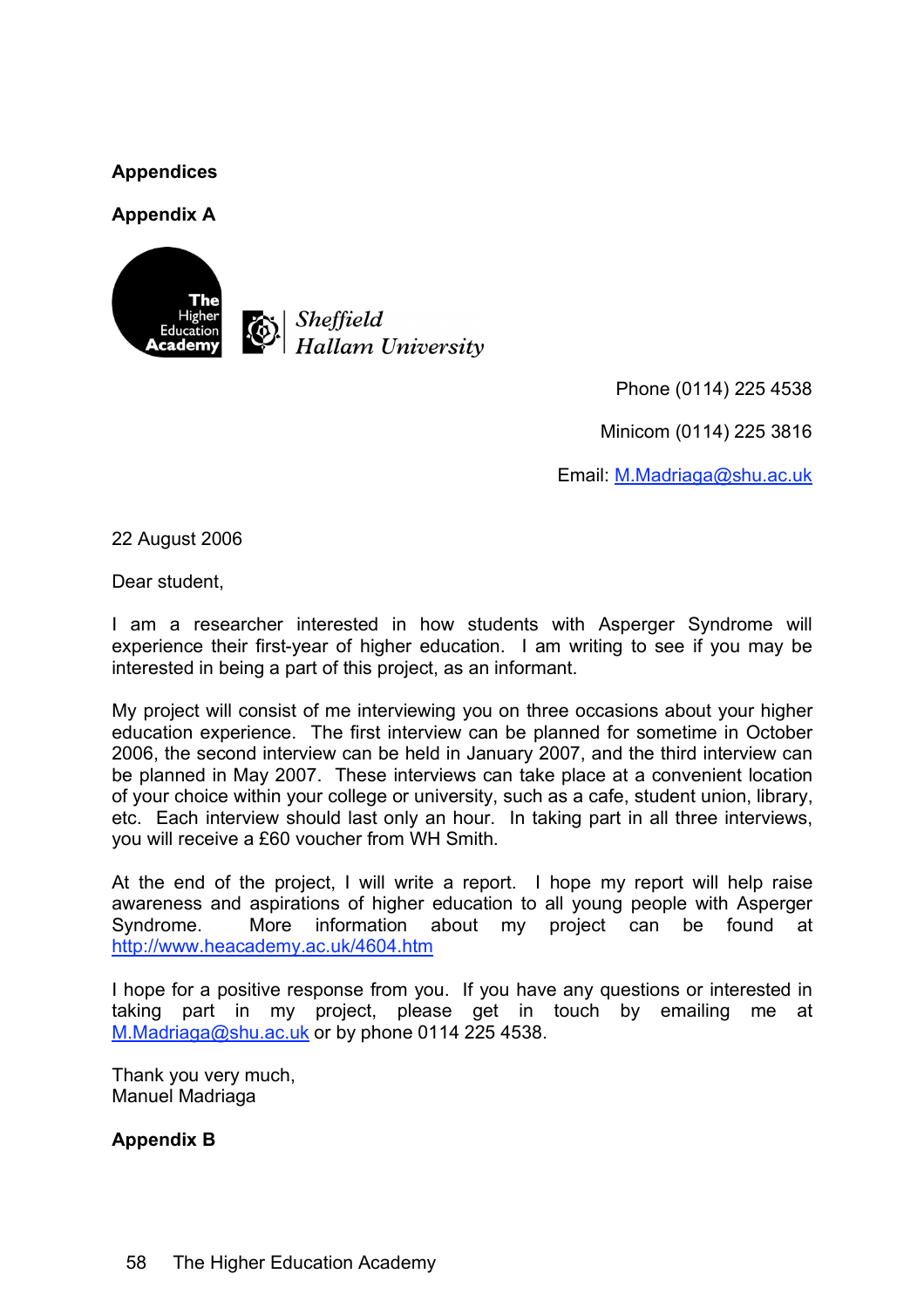# Appendices

## Appendix A

The Higher Education Academy

Sheffield Hallam University

Phone (0114) 225 4538

Minicom (0114) 225 3816

Email: M.Madriaga@shu.ac.uk

22 August 2006

Dear student,

I am a researcher interested in how students with Asperger Syndrome will experience their first-year of higher education. I am writing to see if you may be interested in being a part of this project, as an informant.

My project will consist of me interviewing you on three occasions about your higher education experience. The first interview can be planned for sometime in October 2006, the second interview can be held in January 2007, and the third interview can be planned in May 2007. These interviews can take place at a convenient location of your choice within your college or university, such as a cafe, student union, library, etc. Each interview should last only an hour. In taking part in all three interviews, you will receive a £60 voucher from WH Smith.

At the end of the project, I will write a report. I hope my report will help raise awareness and aspirations of higher education to all young people with Asperger Syndrome. More information about my project can be found at http://www.heacademy.ac.uk/4604.htm

I hope for a positive response from you. If you have any questions or interested in taking part in my project, please get in touch by emailing me at M.Madriaga@shu.ac.uk or by phone 0114 225 4538.

Thank you very much,
Manuel Madriaga

## Appendix B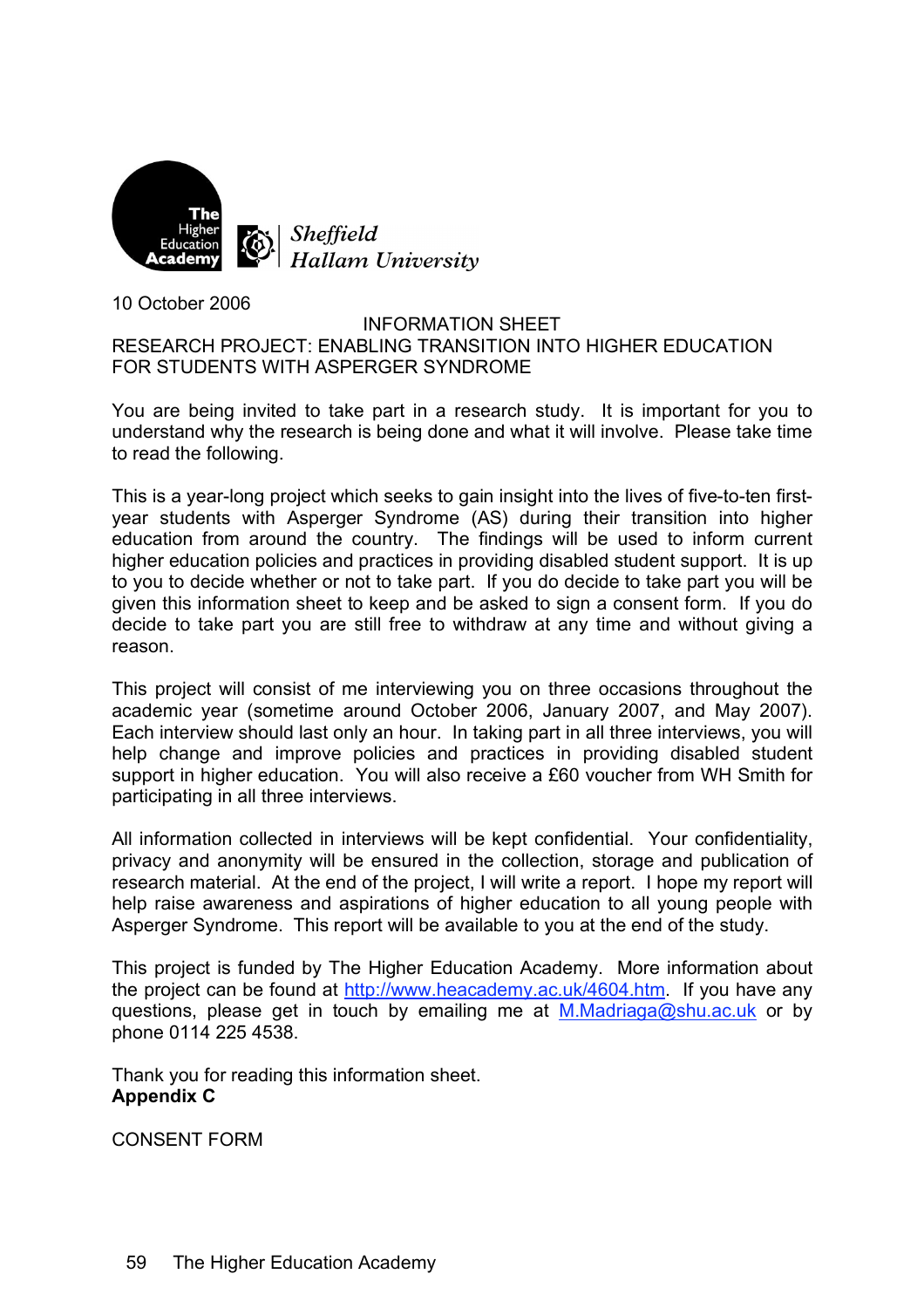10 October 2006

INFORMATION SHEET

RESEARCH PROJECT: ENABLING TRANSITION INTO HIGHER EDUCATION FOR STUDENTS WITH ASPERGER SYNDROME

You are being invited to take part in a research study. It is important for you to understand why the research is being done and what it will involve. Please take time to read the following.

This is a year-long project which seeks to gain insight into the lives of five-to-ten first-year students with Asperger Syndrome (AS) during their transition into higher education from around the country. The findings will be used to inform current higher education policies and practices in providing disabled student support. It is up to you to decide whether or not to take part. If you do decide to take part you will be given this information sheet to keep and be asked to sign a consent form. If you do decide to take part you are still free to withdraw at any time and without giving a reason.

This project will consist of me interviewing you on three occasions throughout the academic year (sometime around October 2006, January 2007, and May 2007). Each interview should last only an hour. In taking part in all three interviews, you will help change and improve policies and practices in providing disabled student support in higher education. You will also receive a £60 voucher from WH Smith for participating in all three interviews.

All information collected in interviews will be kept confidential. Your confidentiality, privacy and anonymity will be ensured in the collection, storage and publication of research material. At the end of the project, I will write a report. I hope my report will help raise awareness and aspirations of higher education to all young people with Asperger Syndrome. This report will be available to you at the end of the study.

This project is funded by The Higher Education Academy. More information about the project can be found at http://www.heacademy.ac.uk/4604.htm. If you have any questions, please get in touch by emailing me at M.Madriaga@shu.ac.uk or by phone 0114 225 4538.

Thank you for reading this information sheet.

**Appendix C**

CONSENT FORM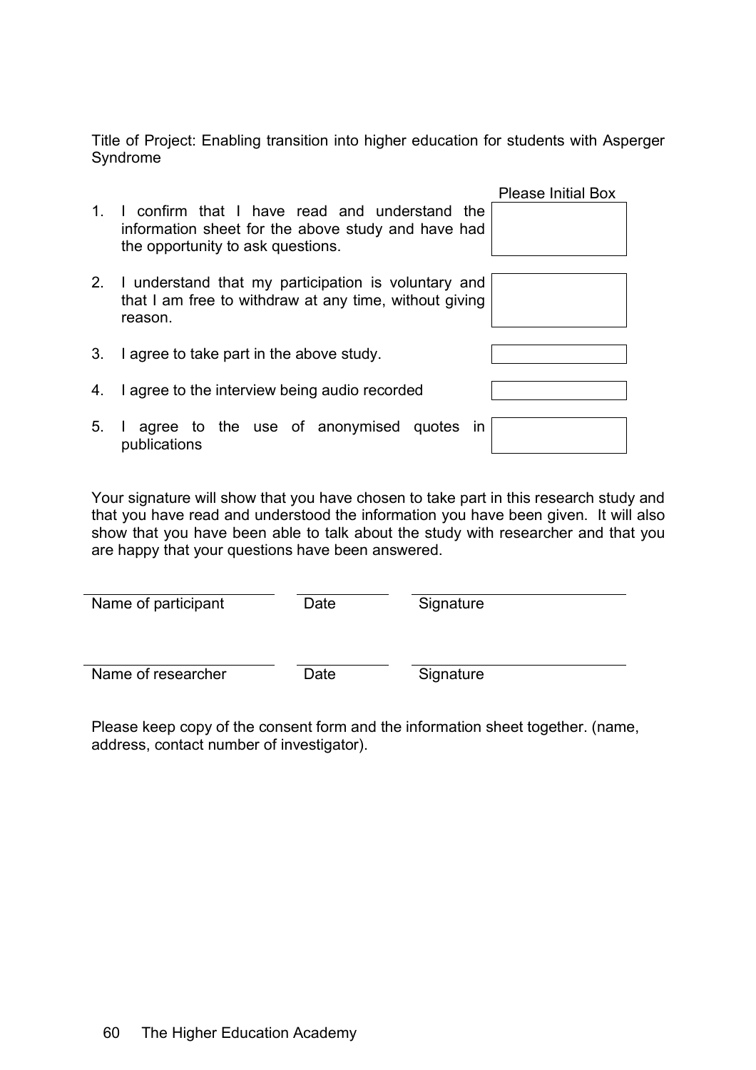Title of Project: Enabling transition into higher education for students with Asperger Syndrome

| | Please Initial Box |
|---|---|
| 1. I confirm that I have read and understand the information sheet for the above study and have had the opportunity to ask questions. | |
| 2. I understand that my participation is voluntary and that I am free to withdraw at any time, without giving reason. | |
| 3. I agree to take part in the above study. | |
| 4. I agree to the interview being audio recorded | |
| 5. I agree to the use of anonymised quotes in publications | |

Your signature will show that you have chosen to take part in this research study and that you have read and understood the information you have been given. It will also show that you have been able to talk about the study with researcher and that you are happy that your questions have been answered.

| Name of participant | Date | Signature |
|---|---|---|
| | | |

| Name of researcher | Date | Signature |
|---|---|---|
| | | |

Please keep copy of the consent form and the information sheet together. (name, address, contact number of investigator).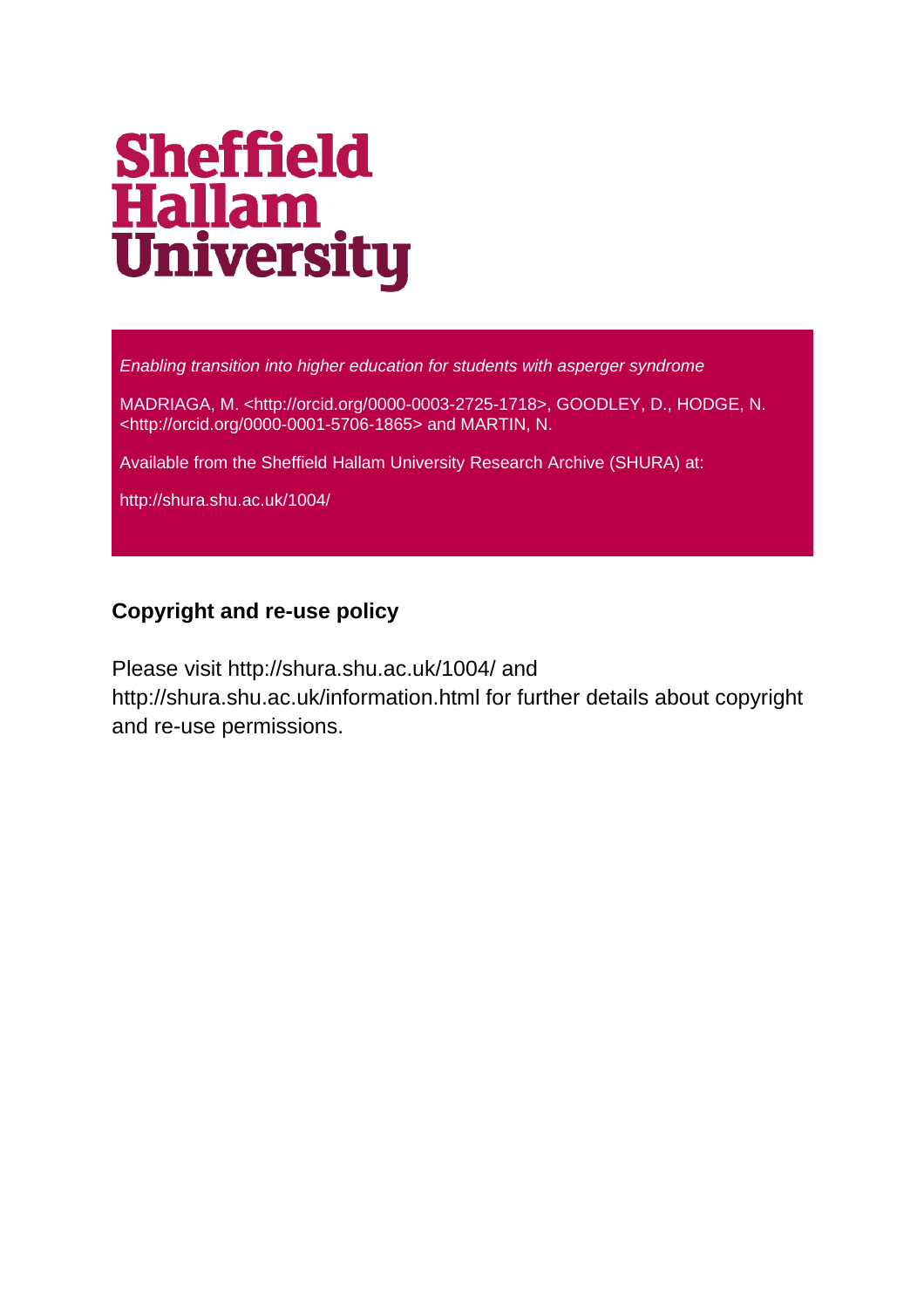# Sheffield Hallam University

*Enabling transition into higher education for students with asperger syndrome*

MADRIAGA, M. <http://orcid.org/0000-0003-2725-1718>, GOODLEY, D., HODGE, N. <http://orcid.org/0000-0001-5706-1865> and MARTIN, N.

Available from the Sheffield Hallam University Research Archive (SHURA) at:

http://shura.shu.ac.uk/1004/

## Copyright and re-use policy

Please visit http://shura.shu.ac.uk/1004/ and http://shura.shu.ac.uk/information.html for further details about copyright and re-use permissions.